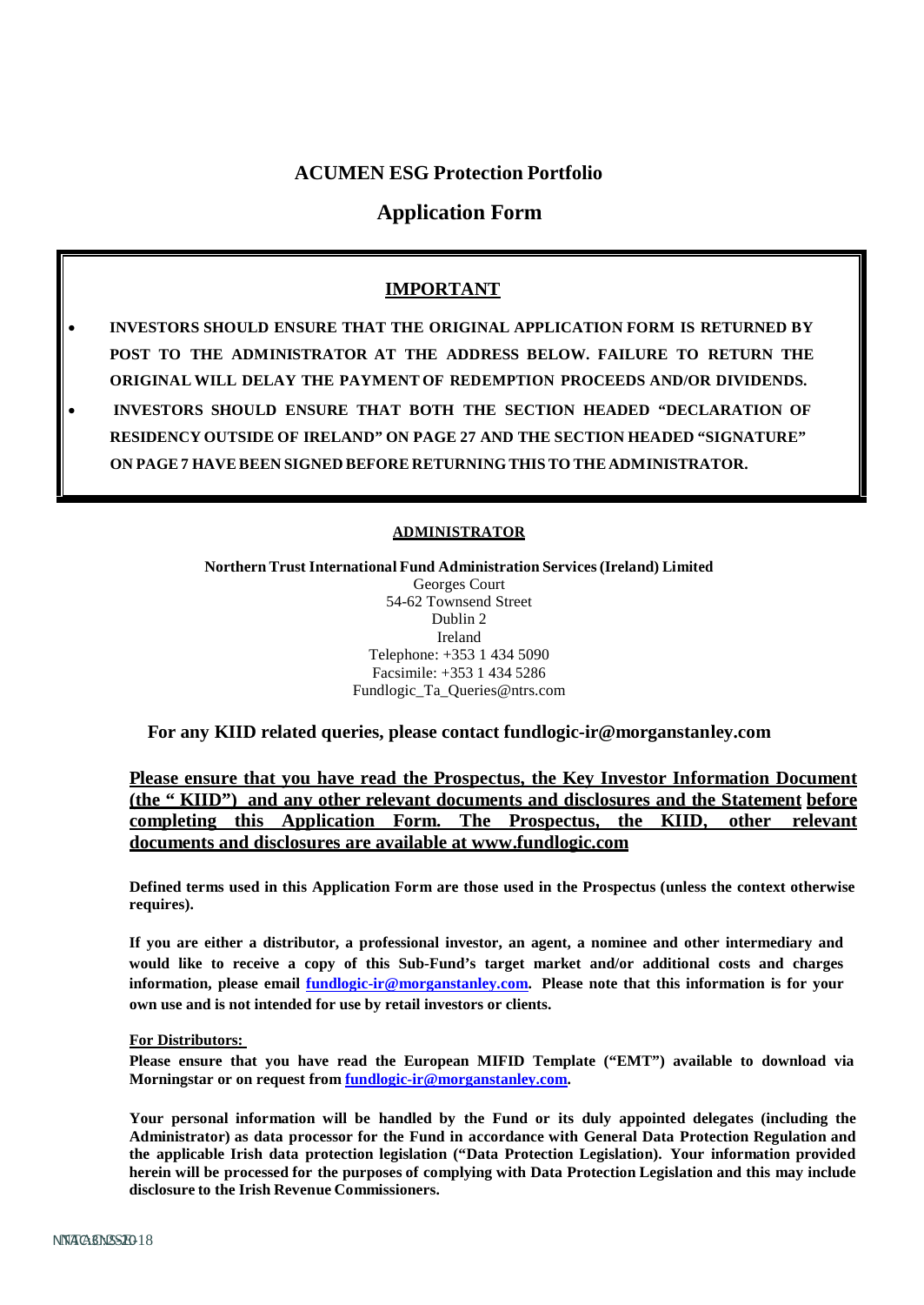# ACUMEN ESG Protection Portfolio

## Application Form

### IMPORTANT

- **INVESTORS SHOULD ENSURE THAT THE ORIGINAL APPLICATION FORM IS RETURNED BY POST TO THE ADMINISTRATOR AT THE ADDRESS BELOW. FAILURE TO RETURN THE ORIGINAL WILL DELAY THE PAYMENT OF REDEMPTION PROCEEDS AND/OR DIVIDENDS.**
- **INVESTORS SHOULD ENSURE THAT BOTH THE SECTION HEADED "DECLARATION OF RESIDENCY OUTSIDE OF IRELAND" ON PAGE 27 AND THE SECTION HEADED "SIGNATURE" ON PAGE 7 HAVE BEEN SIGNED BEFORE RETURNING THIS TO THE ADMINISTRATOR.**

**ADMINISTRATOR**

**Northern Trust International Fund Administration Services (Ireland) Limited**
Georges Court
54-62 Townsend Street
Dublin 2
Ireland
Telephone: +353 1 434 5090
Facsimile: +353 1 434 5286
Fundlogic_Ta_Queries@ntrs.com

**For any KIID related queries, please contact fundlogic-ir@morganstanley.com**

**Please ensure that you have read the Prospectus, the Key Investor Information Document (the " KIID") and any other relevant documents and disclosures and the Statement before completing this Application Form. The Prospectus, the KIID, other relevant documents and disclosures are available at www.fundlogic.com**

**Defined terms used in this Application Form are those used in the Prospectus (unless the context otherwise requires).**

**If you are either a distributor, a professional investor, an agent, a nominee and other intermediary and would like to receive a copy of this Sub-Fund's target market and/or additional costs and charges information, please email fundlogic-ir@morganstanley.com. Please note that this information is for your own use and is not intended for use by retail investors or clients.**

**For Distributors:**

**Please ensure that you have read the European MIFID Template ("EMT") available to download via Morningstar or on request from fundlogic-ir@morganstanley.com.**

**Your personal information will be handled by the Fund or its duly appointed delegates (including the Administrator) as data processor for the Fund in accordance with General Data Protection Regulation and the applicable Irish data protection legislation ("Data Protection Legislation). Your information provided herein will be processed for the purposes of complying with Data Protection Legislation and this may include disclosure to the Irish Revenue Commissioners.**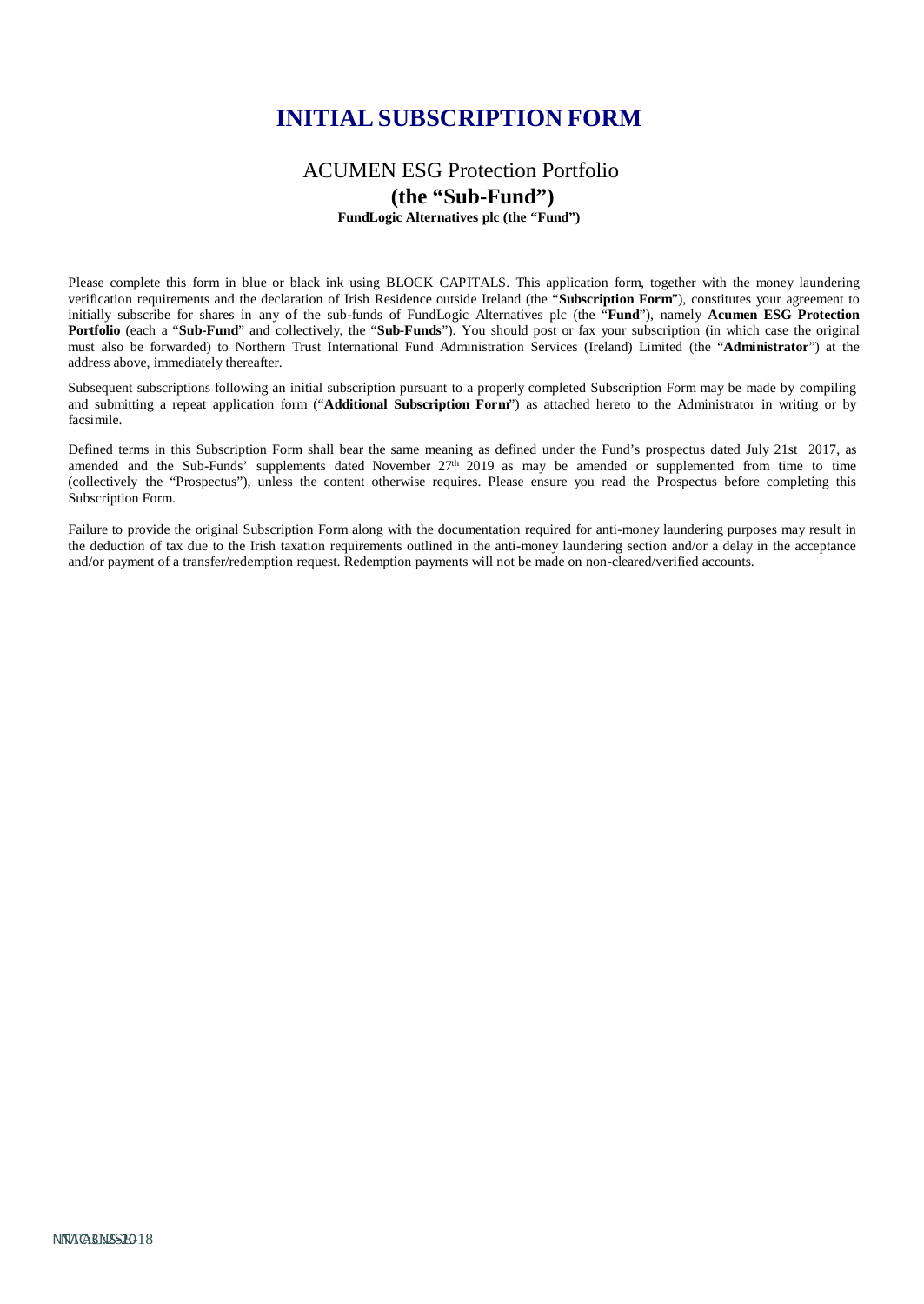# INITIAL SUBSCRIPTION FORM

## ACUMEN ESG Protection Portfolio

### (the "Sub-Fund")

**FundLogic Alternatives plc (the "Fund")**

Please complete this form in blue or black ink using BLOCK CAPITALS. This application form, together with the money laundering verification requirements and the declaration of Irish Residence outside Ireland (the "**Subscription Form**"), constitutes your agreement to initially subscribe for shares in any of the sub-funds of FundLogic Alternatives plc (the "**Fund**"), namely **Acumen ESG Protection Portfolio** (each a "**Sub-Fund**" and collectively, the "**Sub-Funds**"). You should post or fax your subscription (in which case the original must also be forwarded) to Northern Trust International Fund Administration Services (Ireland) Limited (the "**Administrator**") at the address above, immediately thereafter.

Subsequent subscriptions following an initial subscription pursuant to a properly completed Subscription Form may be made by compiling and submitting a repeat application form ("**Additional Subscription Form**") as attached hereto to the Administrator in writing or by facsimile.

Defined terms in this Subscription Form shall bear the same meaning as defined under the Fund's prospectus dated July 21st 2017, as amended and the Sub-Funds' supplements dated November 27th 2019 as may be amended or supplemented from time to time (collectively the "Prospectus"), unless the content otherwise requires. Please ensure you read the Prospectus before completing this Subscription Form.

Failure to provide the original Subscription Form along with the documentation required for anti-money laundering purposes may result in the deduction of tax due to the Irish taxation requirements outlined in the anti-money laundering section and/or a delay in the acceptance and/or payment of a transfer/redemption request. Redemption payments will not be made on non-cleared/verified accounts.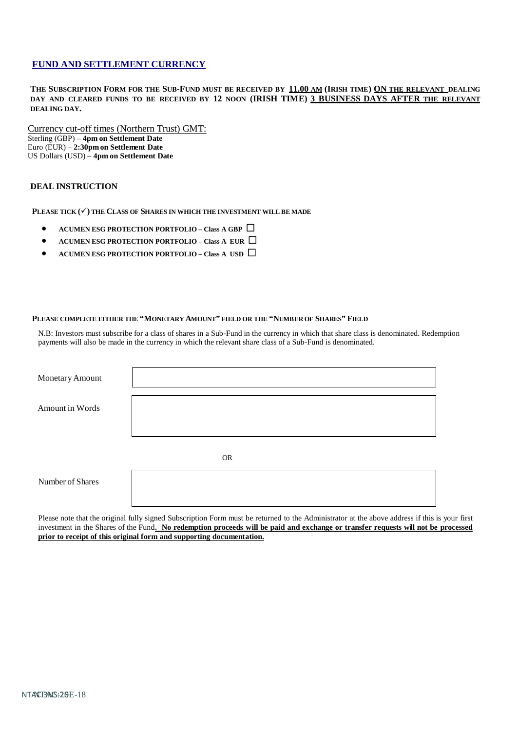## FUND AND SETTLEMENT CURRENCY

**THE SUBSCRIPTION FORM FOR THE SUB-FUND MUST BE RECEIVED BY 11.00 AM (IRISH TIME) ON THE RELEVANT DEALING DAY AND CLEARED FUNDS TO BE RECEIVED BY 12 NOON (IRISH TIME) 3 BUSINESS DAYS AFTER THE RELEVANT DEALING DAY.**

Currency cut-off times (Northern Trust) GMT:
Sterling (GBP) – **4pm on Settlement Date**
Euro (EUR) – **2:30pm on Settlement Date**
US Dollars (USD) – **4pm on Settlement Date**

### DEAL INSTRUCTION

**PLEASE TICK (✓) THE CLASS OF SHARES IN WHICH THE INVESTMENT WILL BE MADE**

- **ACUMEN ESG PROTECTION PORTFOLIO – Class A GBP** ☐
- **ACUMEN ESG PROTECTION PORTFOLIO – Class A EUR** ☐
- **ACUMEN ESG PROTECTION PORTFOLIO – Class A USD** ☐

**PLEASE COMPLETE EITHER THE "MONETARY AMOUNT" FIELD OR THE "NUMBER OF SHARES" FIELD**

N.B: Investors must subscribe for a class of shares in a Sub-Fund in the currency in which that share class is denominated. Redemption payments will also be made in the currency in which the relevant share class of a Sub-Fund is denominated.

| Monetary Amount | |
|---|---|
| Amount in Words | |

OR

| Number of Shares | |
|---|---|

Please note that the original fully signed Subscription Form must be returned to the Administrator at the above address if this is your first investment in the Shares of the Fund**. No redemption proceeds will be paid and exchange or transfer requests will not be processed prior to receipt of this original form and supporting documentation.**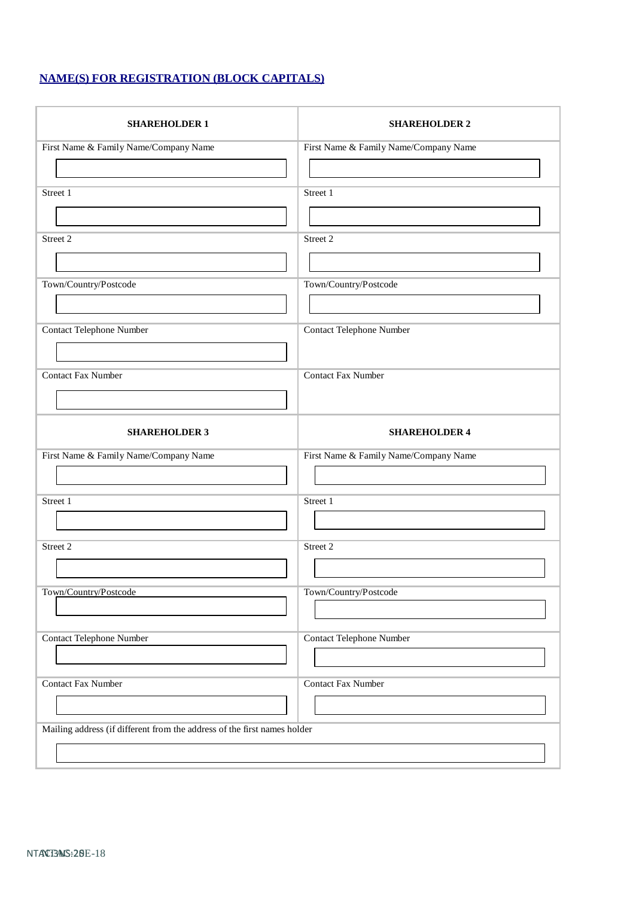## NAME(S) FOR REGISTRATION (BLOCK CAPITALS)

| SHAREHOLDER 1 | SHAREHOLDER 2 |
|---|---|
| First Name & Family Name/Company Name | First Name & Family Name/Company Name |
| Street 1 | Street 1 |
| Street 2 | Street 2 |
| Town/Country/Postcode | Town/Country/Postcode |
| Contact Telephone Number | Contact Telephone Number |
| Contact Fax Number | Contact Fax Number |
| **SHAREHOLDER 3** | **SHAREHOLDER 4** |
| First Name & Family Name/Company Name | First Name & Family Name/Company Name |
| Street 1 | Street 1 |
| Street 2 | Street 2 |
| Town/Country/Postcode | Town/Country/Postcode |
| Contact Telephone Number | Contact Telephone Number |
| Contact Fax Number | Contact Fax Number |
| Mailing address (if different from the address of the first names holder | |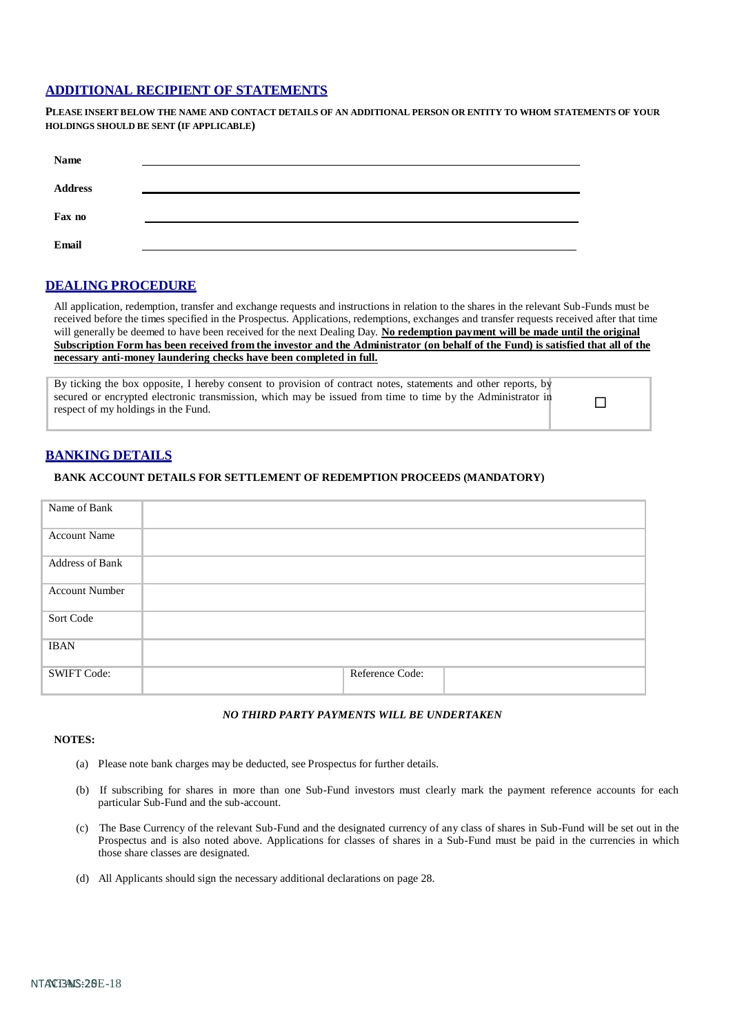## ADDITIONAL RECIPIENT OF STATEMENTS

**PLEASE INSERT BELOW THE NAME AND CONTACT DETAILS OF AN ADDITIONAL PERSON OR ENTITY TO WHOM STATEMENTS OF YOUR HOLDINGS SHOULD BE SENT (IF APPLICABLE)**

**Name** \_\_\_\_\_\_\_\_\_\_\_\_\_\_\_\_\_\_\_\_\_\_\_\_\_\_\_\_\_\_\_\_\_\_\_\_\_\_\_\_

**Address** \_\_\_\_\_\_\_\_\_\_\_\_\_\_\_\_\_\_\_\_\_\_\_\_\_\_\_\_\_\_\_\_\_\_\_\_\_\_\_\_

**Fax no** \_\_\_\_\_\_\_\_\_\_\_\_\_\_\_\_\_\_\_\_\_\_\_\_\_\_\_\_\_\_\_\_\_\_\_\_\_\_\_\_

**Email** \_\_\_\_\_\_\_\_\_\_\_\_\_\_\_\_\_\_\_\_\_\_\_\_\_\_\_\_\_\_\_\_\_\_\_\_\_\_\_\_

## DEALING PROCEDURE

All application, redemption, transfer and exchange requests and instructions in relation to the shares in the relevant Sub-Funds must be received before the times specified in the Prospectus. Applications, redemptions, exchanges and transfer requests received after that time will generally be deemed to have been received for the next Dealing Day. **No redemption payment will be made until the original Subscription Form has been received from the investor and the Administrator (on behalf of the Fund) is satisfied that all of the necessary anti-money laundering checks have been completed in full.**

| By ticking the box opposite, I hereby consent to provision of contract notes, statements and other reports, by secured or encrypted electronic transmission, which may be issued from time to time by the Administrator in respect of my holdings in the Fund. | ☐ |
|---|---|

## BANKING DETAILS

**BANK ACCOUNT DETAILS FOR SETTLEMENT OF REDEMPTION PROCEEDS (MANDATORY)**

| Name of Bank | | | |
|---|---|---|---|
| Account Name | | | |
| Address of Bank | | | |
| Account Number | | | |
| Sort Code | | | |
| IBAN | | | |
| SWIFT Code: | | Reference Code: | |

***NO THIRD PARTY PAYMENTS WILL BE UNDERTAKEN***

**NOTES:**

(a) Please note bank charges may be deducted, see Prospectus for further details.

(b) If subscribing for shares in more than one Sub-Fund investors must clearly mark the payment reference accounts for each particular Sub-Fund and the sub-account.

(c) The Base Currency of the relevant Sub-Fund and the designated currency of any class of shares in Sub-Fund will be set out in the Prospectus and is also noted above. Applications for classes of shares in a Sub-Fund must be paid in the currencies in which those share classes are designated.

(d) All Applicants should sign the necessary additional declarations on page 28.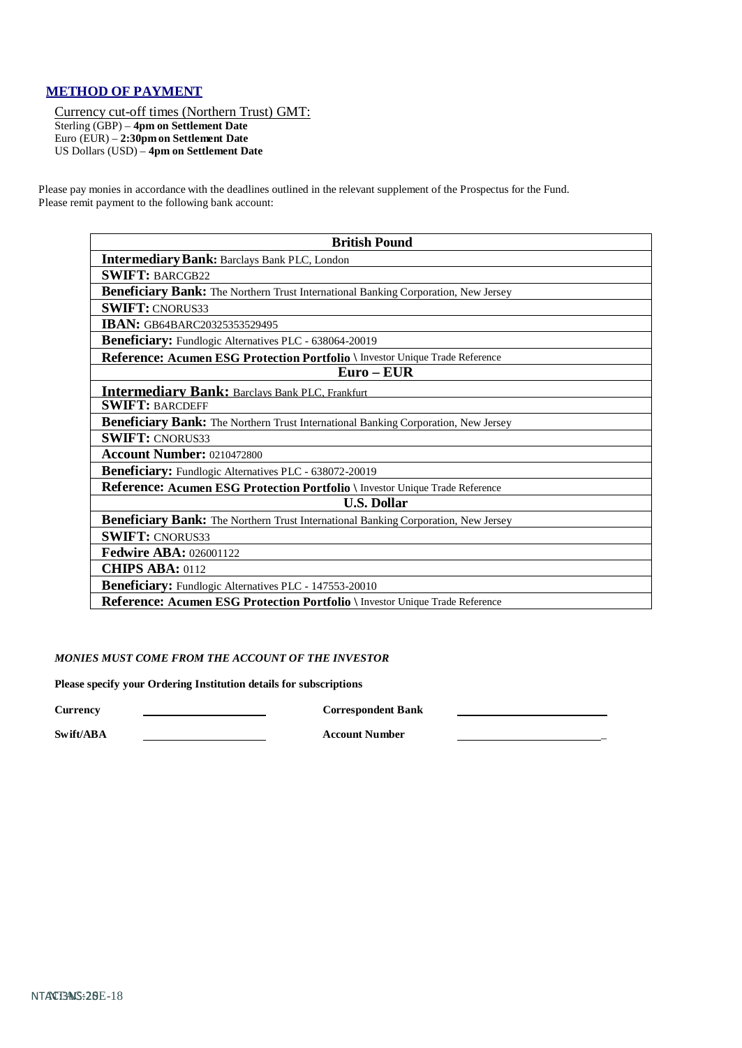## METHOD OF PAYMENT

Currency cut-off times (Northern Trust) GMT:
Sterling (GBP) – **4pm on Settlement Date**
Euro (EUR) – **2:30pm on Settlement Date**
US Dollars (USD) – **4pm on Settlement Date**

Please pay monies in accordance with the deadlines outlined in the relevant supplement of the Prospectus for the Fund.
Please remit payment to the following bank account:

| **British Pound** |
|---|
| **Intermediary Bank:** Barclays Bank PLC, London |
| **SWIFT:** BARCGB22 |
| **Beneficiary Bank:** The Northern Trust International Banking Corporation, New Jersey |
| **SWIFT:** CNORUS33 |
| **IBAN:** GB64BARC20325353529495 |
| **Beneficiary:** Fundlogic Alternatives PLC - 638064-20019 |
| **Reference: Acumen ESG Protection Portfolio \** Investor Unique Trade Reference |
| **Euro – EUR** |
| **Intermediary Bank:** Barclays Bank PLC, Frankfurt |
| **SWIFT:** BARCDEFF |
| **Beneficiary Bank:** The Northern Trust International Banking Corporation, New Jersey |
| **SWIFT:** CNORUS33 |
| **Account Number:** 0210472800 |
| **Beneficiary:** Fundlogic Alternatives PLC - 638072-20019 |
| **Reference: Acumen ESG Protection Portfolio \** Investor Unique Trade Reference |
| **U.S. Dollar** |
| **Beneficiary Bank:** The Northern Trust International Banking Corporation, New Jersey |
| **SWIFT:** CNORUS33 |
| **Fedwire ABA:** 026001122 |
| **CHIPS ABA:** 0112 |
| **Beneficiary:** Fundlogic Alternatives PLC - 147553-20010 |
| **Reference: Acumen ESG Protection Portfolio \** Investor Unique Trade Reference |

***MONIES MUST COME FROM THE ACCOUNT OF THE INVESTOR***

**Please specify your Ordering Institution details for subscriptions**

**Currency** ____________________ **Correspondent Bank** ____________________

**Swift/ABA** ____________________ **Account Number** ____________________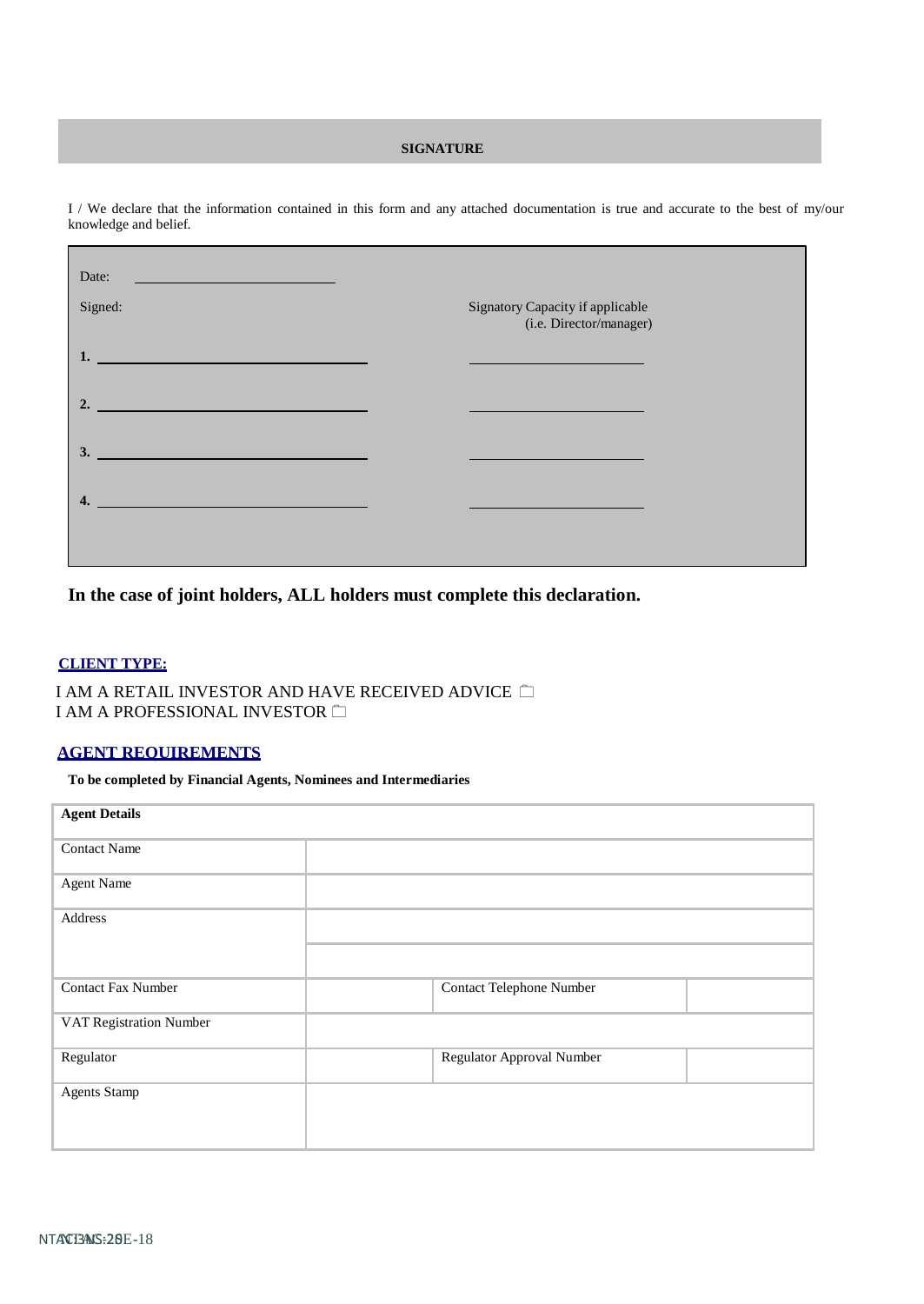## SIGNATURE

I / We declare that the information contained in this form and any attached documentation is true and accurate to the best of my/our knowledge and belief.

| Date: ___________________________ | |
|---|---|
| Signed: | Signatory Capacity if applicable (i.e. Director/manager) |
| **1.** _______________________________ | ________________________ |
| **2.** _______________________________ | ________________________ |
| **3.** _______________________________ | ________________________ |
| **4.** _______________________________ | ________________________ |

**In the case of joint holders, ALL holders must complete this declaration.**

### CLIENT TYPE:

I AM A RETAIL INVESTOR AND HAVE RECEIVED ADVICE ☐
I AM A PROFESSIONAL INVESTOR ☐

### AGENT REQUIREMENTS

**To be completed by Financial Agents, Nominees and Intermediaries**

| **Agent Details** | | | |
|---|---|---|---|
| Contact Name | | | |
| Agent Name | | | |
| Address | | | |
| | | | |
| Contact Fax Number | | Contact Telephone Number | |
| VAT Registration Number | | | |
| Regulator | | Regulator Approval Number | |
| Agents Stamp | | | |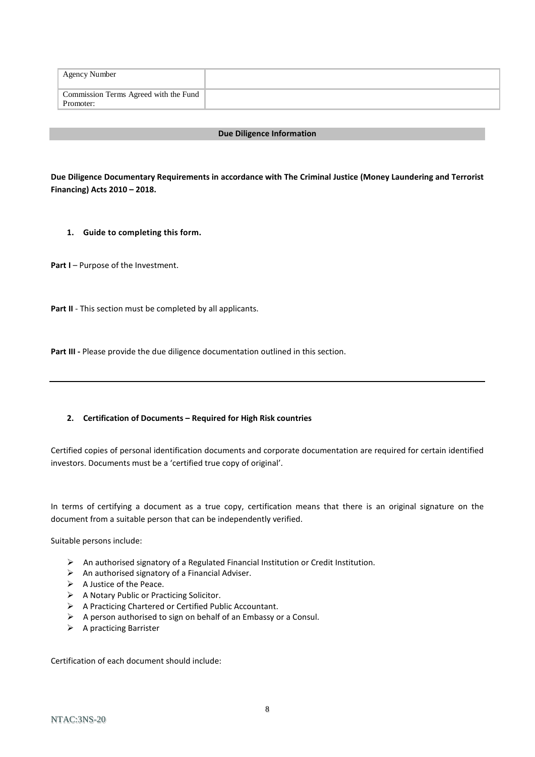| Agency Number | |
| --- | --- |
| Commission Terms Agreed with the Fund Promoter: | |

## Due Diligence Information

**Due Diligence Documentary Requirements in accordance with The Criminal Justice (Money Laundering and Terrorist Financing) Acts 2010 – 2018.**

### 1. Guide to completing this form.

**Part I** – Purpose of the Investment.

**Part II** - This section must be completed by all applicants.

**Part III -** Please provide the due diligence documentation outlined in this section.

---

### 2. Certification of Documents – Required for High Risk countries

Certified copies of personal identification documents and corporate documentation are required for certain identified investors. Documents must be a 'certified true copy of original'.

In terms of certifying a document as a true copy, certification means that there is an original signature on the document from a suitable person that can be independently verified.

Suitable persons include:

- An authorised signatory of a Regulated Financial Institution or Credit Institution.
- An authorised signatory of a Financial Adviser.
- A Justice of the Peace.
- A Notary Public or Practicing Solicitor.
- A Practicing Chartered or Certified Public Accountant.
- A person authorised to sign on behalf of an Embassy or a Consul.
- A practicing Barrister

Certification of each document should include: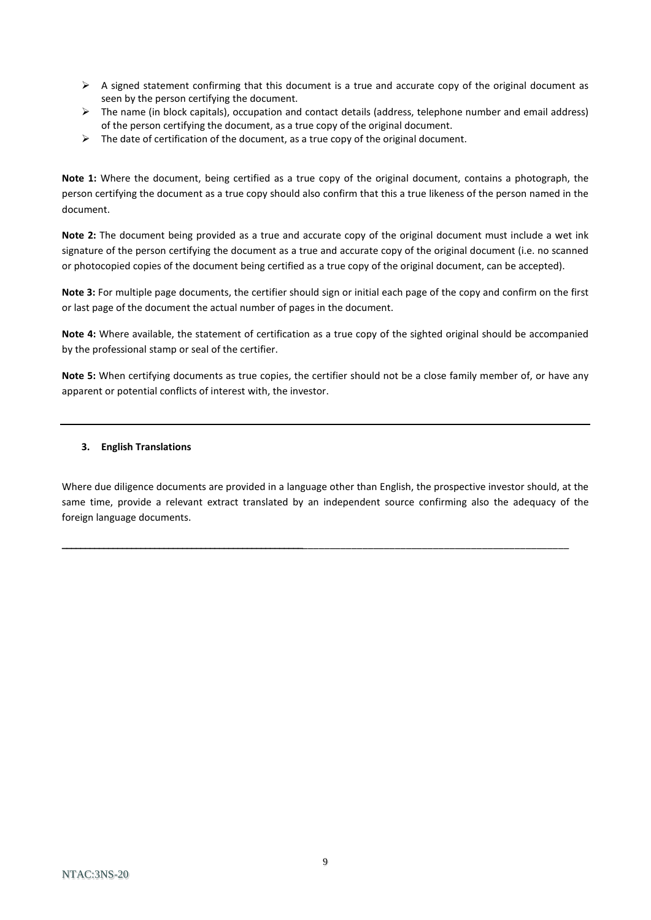- A signed statement confirming that this document is a true and accurate copy of the original document as seen by the person certifying the document.
- The name (in block capitals), occupation and contact details (address, telephone number and email address) of the person certifying the document, as a true copy of the original document.
- The date of certification of the document, as a true copy of the original document.

**Note 1:** Where the document, being certified as a true copy of the original document, contains a photograph, the person certifying the document as a true copy should also confirm that this a true likeness of the person named in the document.

**Note 2:** The document being provided as a true and accurate copy of the original document must include a wet ink signature of the person certifying the document as a true and accurate copy of the original document (i.e. no scanned or photocopied copies of the document being certified as a true copy of the original document, can be accepted).

**Note 3:** For multiple page documents, the certifier should sign or initial each page of the copy and confirm on the first or last page of the document the actual number of pages in the document.

**Note 4:** Where available, the statement of certification as a true copy of the sighted original should be accompanied by the professional stamp or seal of the certifier.

**Note 5:** When certifying documents as true copies, the certifier should not be a close family member of, or have any apparent or potential conflicts of interest with, the investor.

---

**3. English Translations**

Where due diligence documents are provided in a language other than English, the prospective investor should, at the same time, provide a relevant extract translated by an independent source confirming also the adequacy of the foreign language documents.

---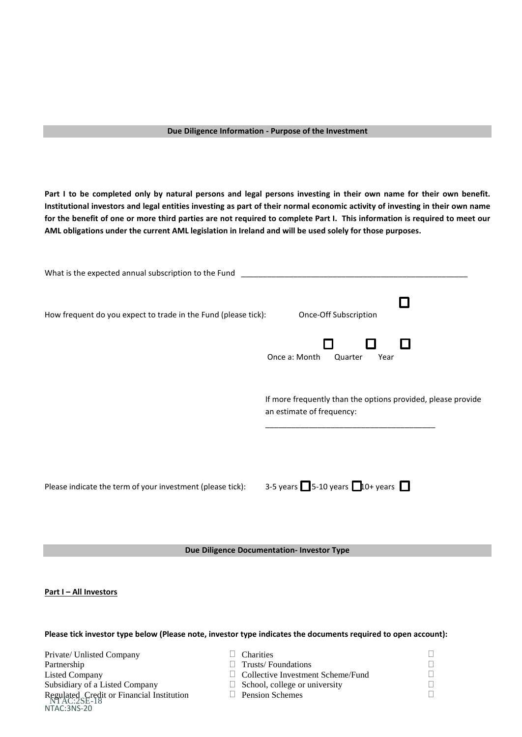**Due Diligence Information - Purpose of the Investment**

**Part I to be completed only by natural persons and legal persons investing in their own name for their own benefit. Institutional investors and legal entities investing as part of their normal economic activity of investing in their own name for the benefit of one or more third parties are not required to complete Part I. This information is required to meet our AML obligations under the current AML legislation in Ireland and will be used solely for those purposes.**

What is the expected annual subscription to the Fund ______________________________________________________

How frequent do you expect to trade in the Fund (please tick): Once-Off Subscription ☐

Once a: Month ☐ Quarter ☐ Year ☐

If more frequently than the options provided, please provide an estimate of frequency:

________________________________________

Please indicate the term of your investment (please tick): 3-5 years ☐ 5-10 years ☐ 10+ years ☐

**Due Diligence Documentation- Investor Type**

**Part I – All Investors**

**Please tick investor type below (Please note, investor type indicates the documents required to open account):**

| | | | |
|---|---|---|---|
| Private/ Unlisted Company | ☐ | Charities | ☐ |
| Partnership | ☐ | Trusts/ Foundations | ☐ |
| Listed Company | ☐ | Collective Investment Scheme/Fund | ☐ |
| Subsidiary of a Listed Company | ☐ | School, college or university | ☐ |
| Regulated Credit or Financial Institution | ☐ | Pension Schemes | ☐ |

NTAC:2SE-18
NTAC:3NS-20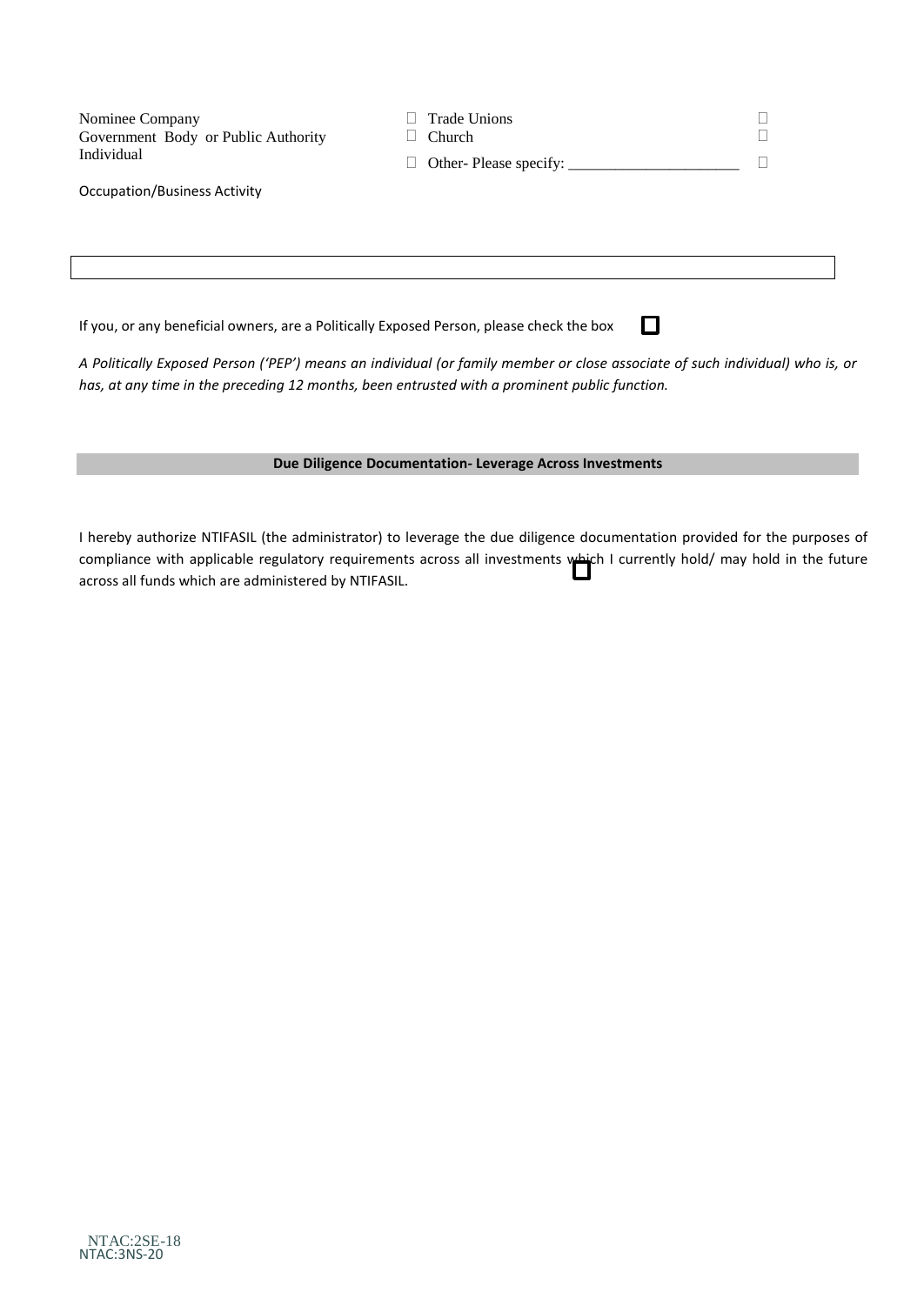Nominee Company ☐ Trade Unions ☐
Government Body or Public Authority ☐ Church ☐
Individual ☐ Other- Please specify: ______________________ ☐

Occupation/Business Activity

| |
|---|
| |

If you, or any beneficial owners, are a Politically Exposed Person, please check the box ☐

*A Politically Exposed Person ('PEP') means an individual (or family member or close associate of such individual) who is, or has, at any time in the preceding 12 months, been entrusted with a prominent public function.*

**Due Diligence Documentation- Leverage Across Investments**

I hereby authorize NTIFASIL (the administrator) to leverage the due diligence documentation provided for the purposes of compliance with applicable regulatory requirements across all investments which I currently hold/ may hold in the future across all funds which are administered by NTIFASIL. ☐

NTAC:2SE-18
NTAC:3NS-20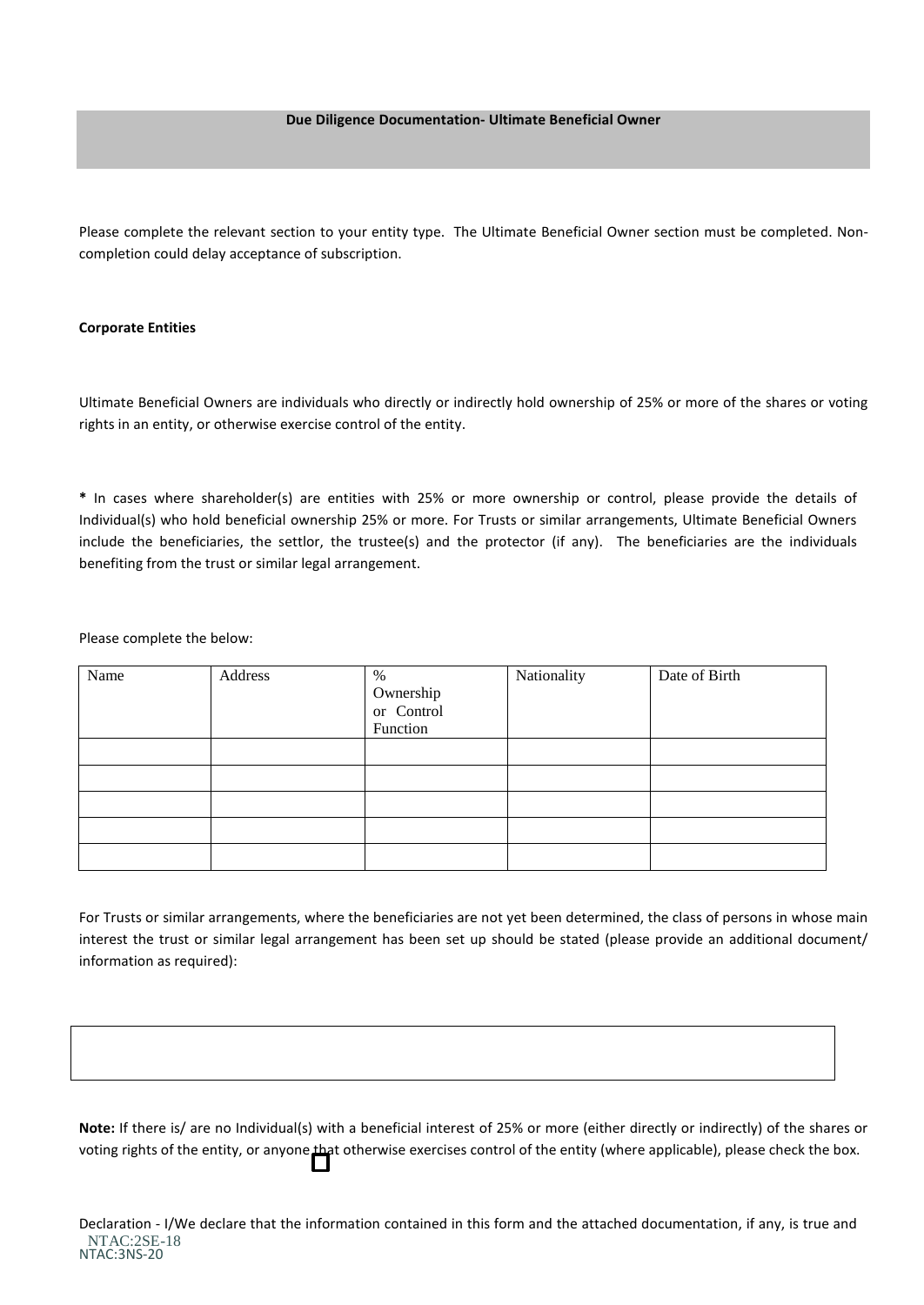**Due Diligence Documentation- Ultimate Beneficial Owner**

Please complete the relevant section to your entity type. The Ultimate Beneficial Owner section must be completed. Non-completion could delay acceptance of subscription.

**Corporate Entities**

Ultimate Beneficial Owners are individuals who directly or indirectly hold ownership of 25% or more of the shares or voting rights in an entity, or otherwise exercise control of the entity.

**\*** In cases where shareholder(s) are entities with 25% or more ownership or control, please provide the details of Individual(s) who hold beneficial ownership 25% or more. For Trusts or similar arrangements, Ultimate Beneficial Owners include the beneficiaries, the settlor, the trustee(s) and the protector (if any). The beneficiaries are the individuals benefiting from the trust or similar legal arrangement.

Please complete the below:

| Name | Address | % Ownership or Control Function | Nationality | Date of Birth |
|---|---|---|---|---|
| | | | | |
| | | | | |
| | | | | |
| | | | | |
| | | | | |

For Trusts or similar arrangements, where the beneficiaries are not yet been determined, the class of persons in whose main interest the trust or similar legal arrangement has been set up should be stated (please provide an additional document/ information as required):

| |
|---|
| |

**Note:** If there is/ are no Individual(s) with a beneficial interest of 25% or more (either directly or indirectly) of the shares or voting rights of the entity, or anyone that otherwise exercises control of the entity (where applicable), please check the box. ☐

Declaration - I/We declare that the information contained in this form and the attached documentation, if any, is true and

NTAC:2SE-18
NTAC:3NS-20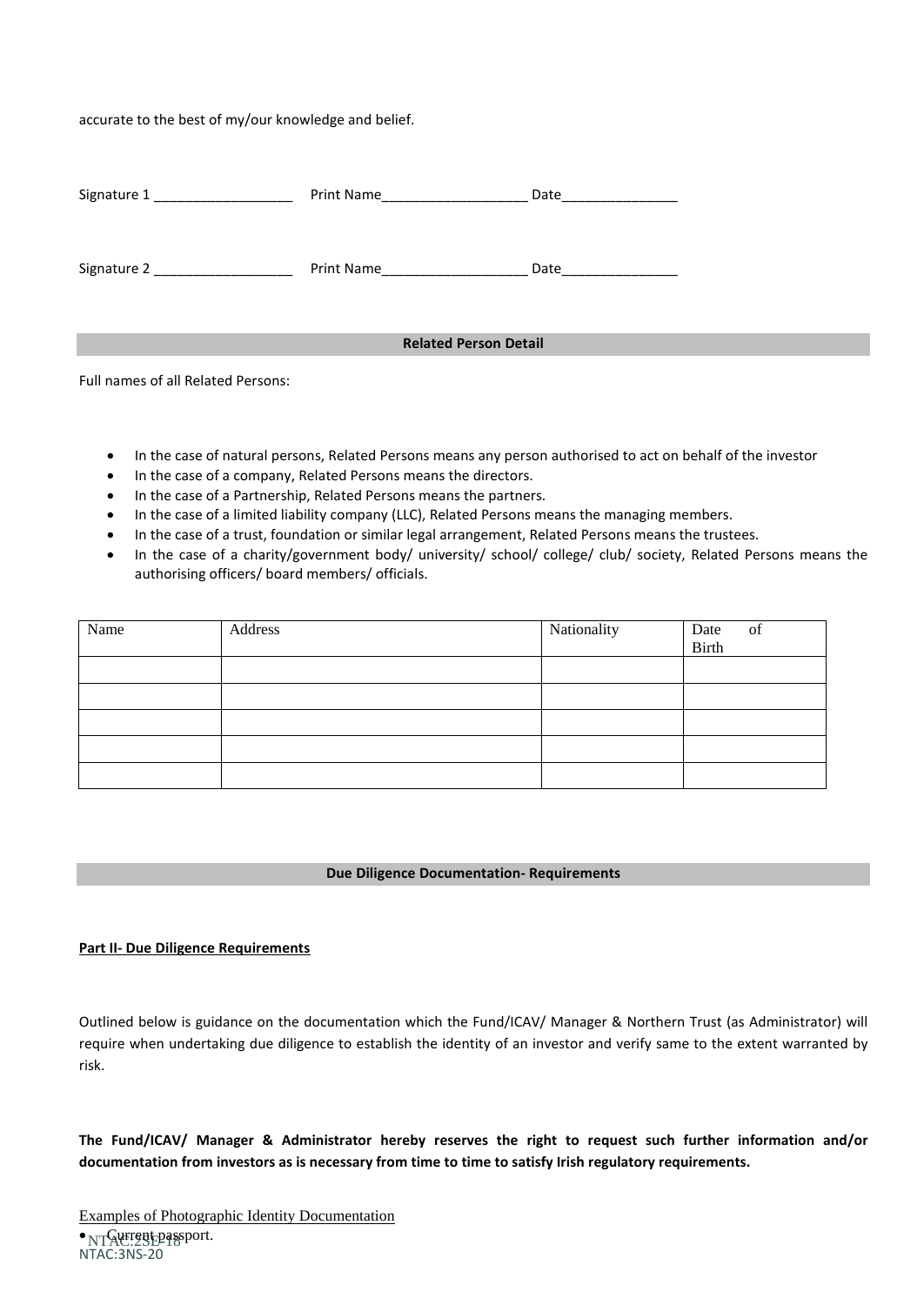accurate to the best of my/our knowledge and belief.

Signature 1 __________________ Print Name___________________ Date_______________

Signature 2 __________________ Print Name___________________ Date_______________

**Related Person Detail**

Full names of all Related Persons:

- In the case of natural persons, Related Persons means any person authorised to act on behalf of the investor
- In the case of a company, Related Persons means the directors.
- In the case of a Partnership, Related Persons means the partners.
- In the case of a limited liability company (LLC), Related Persons means the managing members.
- In the case of a trust, foundation or similar legal arrangement, Related Persons means the trustees.
- In the case of a charity/government body/ university/ school/ college/ club/ society, Related Persons means the authorising officers/ board members/ officials.

| Name | Address | Nationality | Date of Birth |
|---|---|---|---|
| | | | |
| | | | |
| | | | |
| | | | |
| | | | |

**Due Diligence Documentation- Requirements**

**Part II- Due Diligence Requirements**

Outlined below is guidance on the documentation which the Fund/ICAV/ Manager & Northern Trust (as Administrator) will require when undertaking due diligence to establish the identity of an investor and verify same to the extent warranted by risk.

**The Fund/ICAV/ Manager & Administrator hereby reserves the right to request such further information and/or documentation from investors as is necessary from time to time to satisfy Irish regulatory requirements.**

Examples of Photographic Identity Documentation

- Current passport.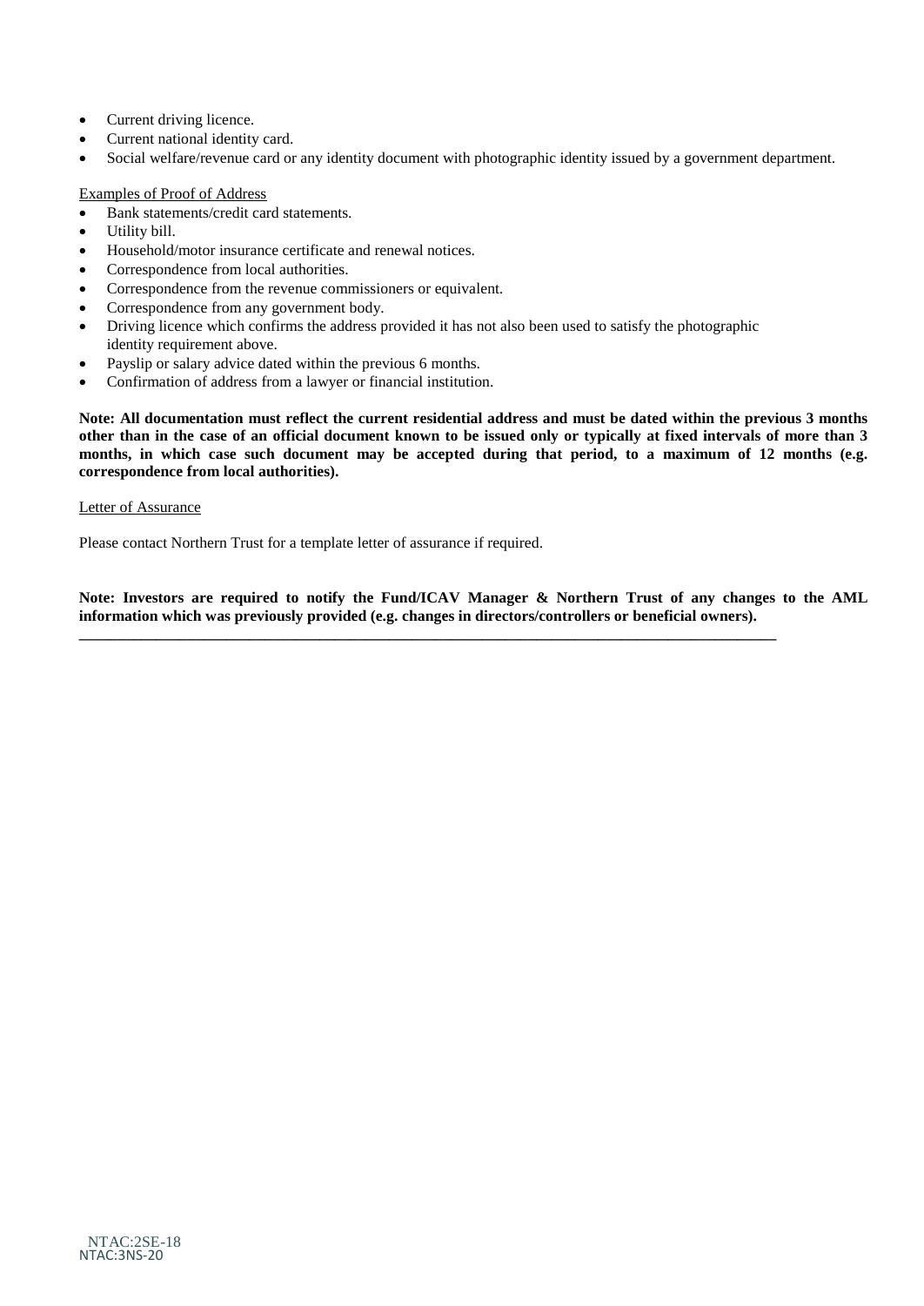- Current driving licence.
- Current national identity card.
- Social welfare/revenue card or any identity document with photographic identity issued by a government department.

Examples of Proof of Address

- Bank statements/credit card statements.
- Utility bill.
- Household/motor insurance certificate and renewal notices.
- Correspondence from local authorities.
- Correspondence from the revenue commissioners or equivalent.
- Correspondence from any government body.
- Driving licence which confirms the address provided it has not also been used to satisfy the photographic identity requirement above.
- Payslip or salary advice dated within the previous 6 months.
- Confirmation of address from a lawyer or financial institution.

**Note: All documentation must reflect the current residential address and must be dated within the previous 3 months other than in the case of an official document known to be issued only or typically at fixed intervals of more than 3 months, in which case such document may be accepted during that period, to a maximum of 12 months (e.g. correspondence from local authorities).**

Letter of Assurance

Please contact Northern Trust for a template letter of assurance if required.

**Note: Investors are required to notify the Fund/ICAV Manager & Northern Trust of any changes to the AML information which was previously provided (e.g. changes in directors/controllers or beneficial owners).**

---

NTAC:2SE-18
NTAC:3NS-20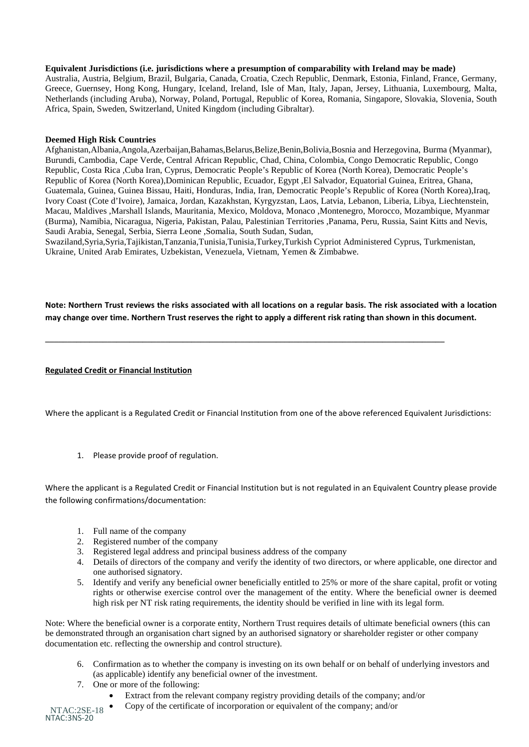**Equivalent Jurisdictions (i.e. jurisdictions where a presumption of comparability with Ireland may be made)**
Australia, Austria, Belgium, Brazil, Bulgaria, Canada, Croatia, Czech Republic, Denmark, Estonia, Finland, France, Germany, Greece, Guernsey, Hong Kong, Hungary, Iceland, Ireland, Isle of Man, Italy, Japan, Jersey, Lithuania, Luxembourg, Malta, Netherlands (including Aruba), Norway, Poland, Portugal, Republic of Korea, Romania, Singapore, Slovakia, Slovenia, South Africa, Spain, Sweden, Switzerland, United Kingdom (including Gibraltar).

**Deemed High Risk Countries**
Afghanistan,Albania,Angola,Azerbaijan,Bahamas,Belarus,Belize,Benin,Bolivia,Bosnia and Herzegovina, Burma (Myanmar), Burundi, Cambodia, Cape Verde, Central African Republic, Chad, China, Colombia, Congo Democratic Republic, Congo Republic, Costa Rica ,Cuba Iran, Cyprus, Democratic People's Republic of Korea (North Korea), Democratic People's Republic of Korea (North Korea),Dominican Republic, Ecuador, Egypt ,El Salvador, Equatorial Guinea, Eritrea, Ghana, Guatemala, Guinea, Guinea Bissau, Haiti, Honduras, India, Iran, Democratic People's Republic of Korea (North Korea),Iraq, Ivory Coast (Cote d'Ivoire), Jamaica, Jordan, Kazakhstan, Kyrgyzstan, Laos, Latvia, Lebanon, Liberia, Libya, Liechtenstein, Macau, Maldives ,Marshall Islands, Mauritania, Mexico, Moldova, Monaco ,Montenegro, Morocco, Mozambique, Myanmar (Burma), Namibia, Nicaragua, Nigeria, Pakistan, Palau, Palestinian Territories ,Panama, Peru, Russia, Saint Kitts and Nevis, Saudi Arabia, Senegal, Serbia, Sierra Leone ,Somalia, South Sudan, Sudan, Swaziland,Syria,Syria,Tajikistan,Tanzania,Tunisia,Tunisia,Turkey,Turkish Cypriot Administered Cyprus, Turkmenistan, Ukraine, United Arab Emirates, Uzbekistan, Venezuela, Vietnam, Yemen & Zimbabwe.

**Note: Northern Trust reviews the risks associated with all locations on a regular basis. The risk associated with a location may change over time. Northern Trust reserves the right to apply a different risk rating than shown in this document.**

---

**Regulated Credit or Financial Institution**

Where the applicant is a Regulated Credit or Financial Institution from one of the above referenced Equivalent Jurisdictions:

1. Please provide proof of regulation.

Where the applicant is a Regulated Credit or Financial Institution but is not regulated in an Equivalent Country please provide the following confirmations/documentation:

1. Full name of the company
2. Registered number of the company
3. Registered legal address and principal business address of the company
4. Details of directors of the company and verify the identity of two directors, or where applicable, one director and one authorised signatory.
5. Identify and verify any beneficial owner beneficially entitled to 25% or more of the share capital, profit or voting rights or otherwise exercise control over the management of the entity. Where the beneficial owner is deemed high risk per NT risk rating requirements, the identity should be verified in line with its legal form.

Note: Where the beneficial owner is a corporate entity, Northern Trust requires details of ultimate beneficial owners (this can be demonstrated through an organisation chart signed by an authorised signatory or shareholder register or other company documentation etc. reflecting the ownership and control structure).

6. Confirmation as to whether the company is investing on its own behalf or on behalf of underlying investors and (as applicable) identify any beneficial owner of the investment.
7. One or more of the following:
   - Extract from the relevant company registry providing details of the company; and/or
   - Copy of the certificate of incorporation or equivalent of the company; and/or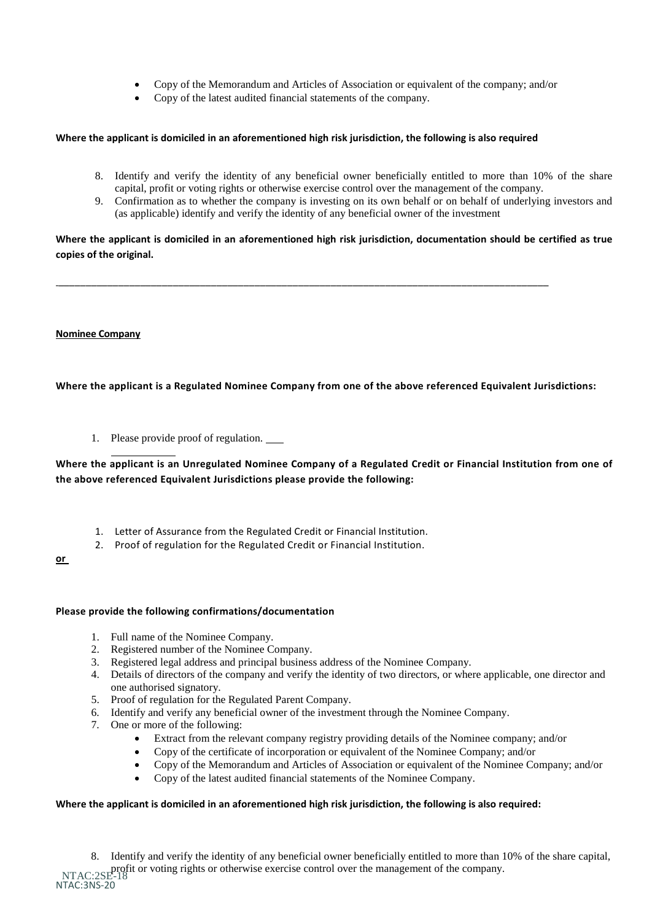- Copy of the Memorandum and Articles of Association or equivalent of the company; and/or
- Copy of the latest audited financial statements of the company.

**Where the applicant is domiciled in an aforementioned high risk jurisdiction, the following is also required**

8. Identify and verify the identity of any beneficial owner beneficially entitled to more than 10% of the share capital, profit or voting rights or otherwise exercise control over the management of the company.
9. Confirmation as to whether the company is investing on its own behalf or on behalf of underlying investors and (as applicable) identify and verify the identity of any beneficial owner of the investment

**Where the applicant is domiciled in an aforementioned high risk jurisdiction, documentation should be certified as true copies of the original.**

---

**Nominee Company**

**Where the applicant is a Regulated Nominee Company from one of the above referenced Equivalent Jurisdictions:**

1. Please provide proof of regulation.

**Where the applicant is an Unregulated Nominee Company of a Regulated Credit or Financial Institution from one of the above referenced Equivalent Jurisdictions please provide the following:**

1. Letter of Assurance from the Regulated Credit or Financial Institution.
2. Proof of regulation for the Regulated Credit or Financial Institution.

**or**

**Please provide the following confirmations/documentation**

1. Full name of the Nominee Company.
2. Registered number of the Nominee Company.
3. Registered legal address and principal business address of the Nominee Company.
4. Details of directors of the company and verify the identity of two directors, or where applicable, one director and one authorised signatory.
5. Proof of regulation for the Regulated Parent Company.
6. Identify and verify any beneficial owner of the investment through the Nominee Company.
7. One or more of the following:
   - Extract from the relevant company registry providing details of the Nominee company; and/or
   - Copy of the certificate of incorporation or equivalent of the Nominee Company; and/or
   - Copy of the Memorandum and Articles of Association or equivalent of the Nominee Company; and/or
   - Copy of the latest audited financial statements of the Nominee Company.

**Where the applicant is domiciled in an aforementioned high risk jurisdiction, the following is also required:**

8. Identify and verify the identity of any beneficial owner beneficially entitled to more than 10% of the share capital, profit or voting rights or otherwise exercise control over the management of the company.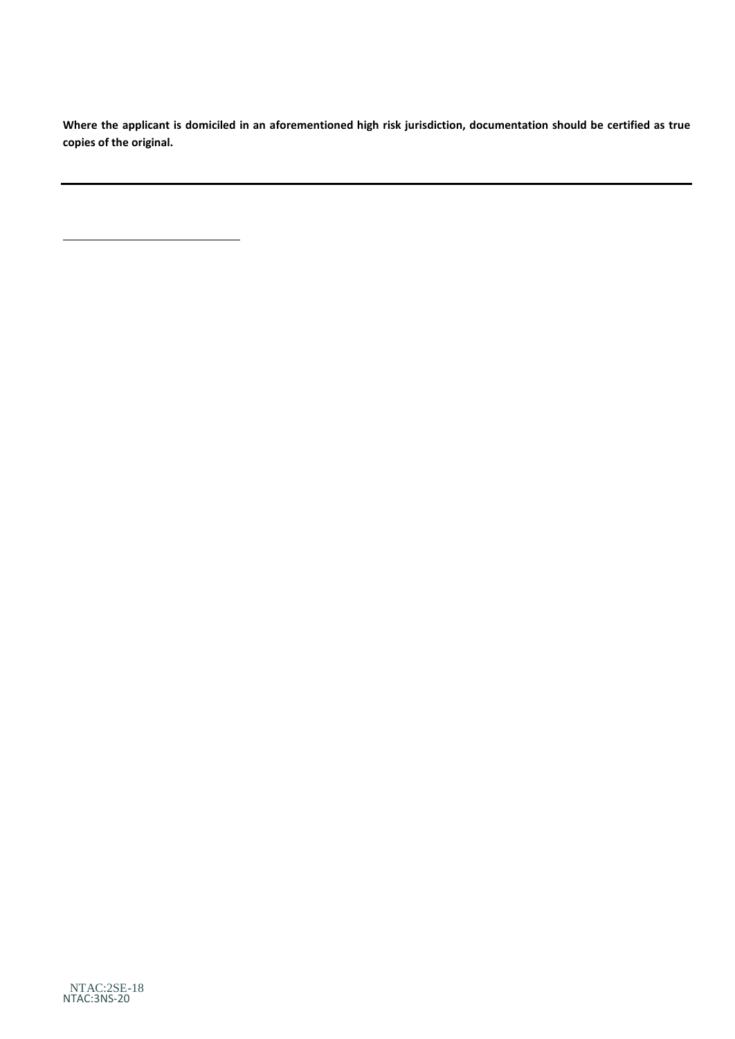**Where the applicant is domiciled in an aforementioned high risk jurisdiction, documentation should be certified as true copies of the original.**

---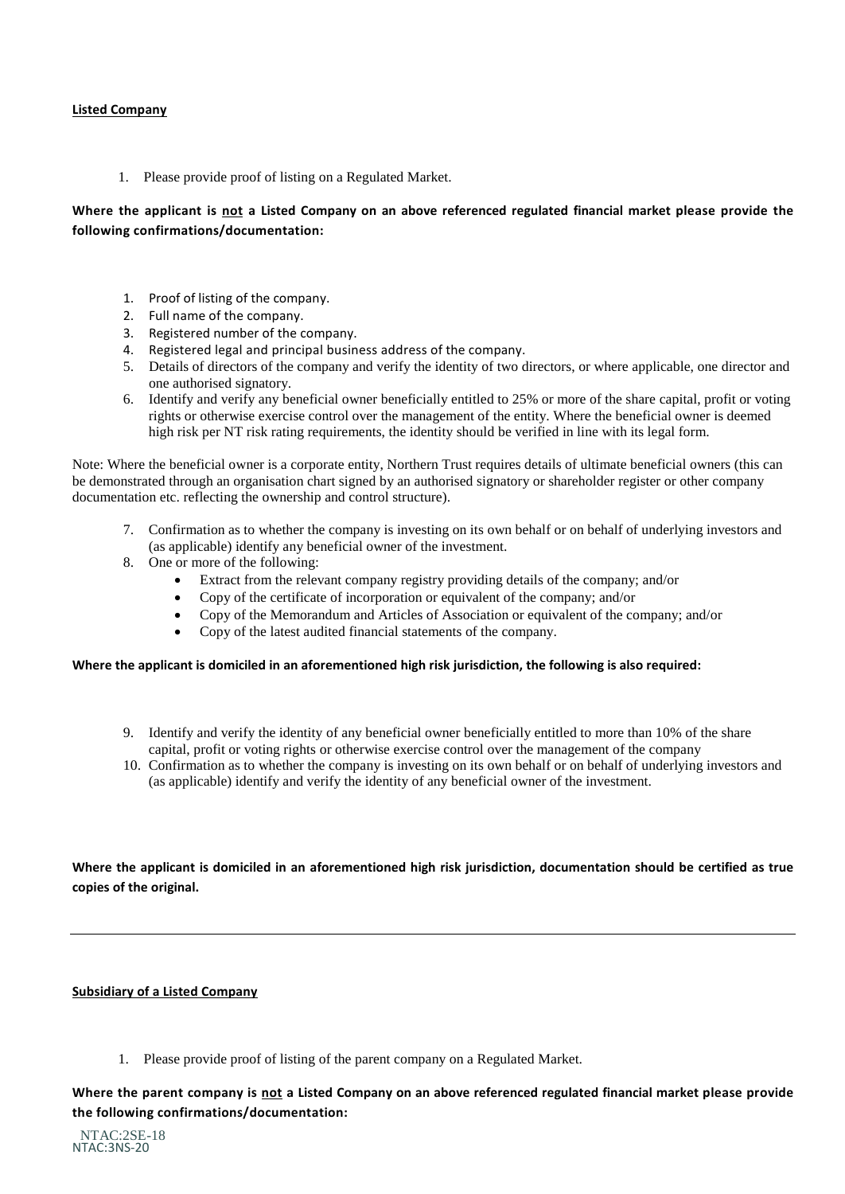**<u>Listed Company</u>**

1. Please provide proof of listing on a Regulated Market.

**Where the applicant is <u>not</u> a Listed Company on an above referenced regulated financial market please provide the following confirmations/documentation:**

1. Proof of listing of the company.
2. Full name of the company.
3. Registered number of the company.
4. Registered legal and principal business address of the company.
5. Details of directors of the company and verify the identity of two directors, or where applicable, one director and one authorised signatory.
6. Identify and verify any beneficial owner beneficially entitled to 25% or more of the share capital, profit or voting rights or otherwise exercise control over the management of the entity. Where the beneficial owner is deemed high risk per NT risk rating requirements, the identity should be verified in line with its legal form.

Note: Where the beneficial owner is a corporate entity, Northern Trust requires details of ultimate beneficial owners (this can be demonstrated through an organisation chart signed by an authorised signatory or shareholder register or other company documentation etc. reflecting the ownership and control structure).

7. Confirmation as to whether the company is investing on its own behalf or on behalf of underlying investors and (as applicable) identify any beneficial owner of the investment.
8. One or more of the following:
   - Extract from the relevant company registry providing details of the company; and/or
   - Copy of the certificate of incorporation or equivalent of the company; and/or
   - Copy of the Memorandum and Articles of Association or equivalent of the company; and/or
   - Copy of the latest audited financial statements of the company.

**Where the applicant is domiciled in an aforementioned high risk jurisdiction, the following is also required:**

9. Identify and verify the identity of any beneficial owner beneficially entitled to more than 10% of the share capital, profit or voting rights or otherwise exercise control over the management of the company
10. Confirmation as to whether the company is investing on its own behalf or on behalf of underlying investors and (as applicable) identify and verify the identity of any beneficial owner of the investment.

**Where the applicant is domiciled in an aforementioned high risk jurisdiction, documentation should be certified as true copies of the original.**

---

**<u>Subsidiary of a Listed Company</u>**

1. Please provide proof of listing of the parent company on a Regulated Market.

**Where the parent company is <u>not</u> a Listed Company on an above referenced regulated financial market please provide the following confirmations/documentation:**

NTAC:2SE-18
NTAC:3NS-20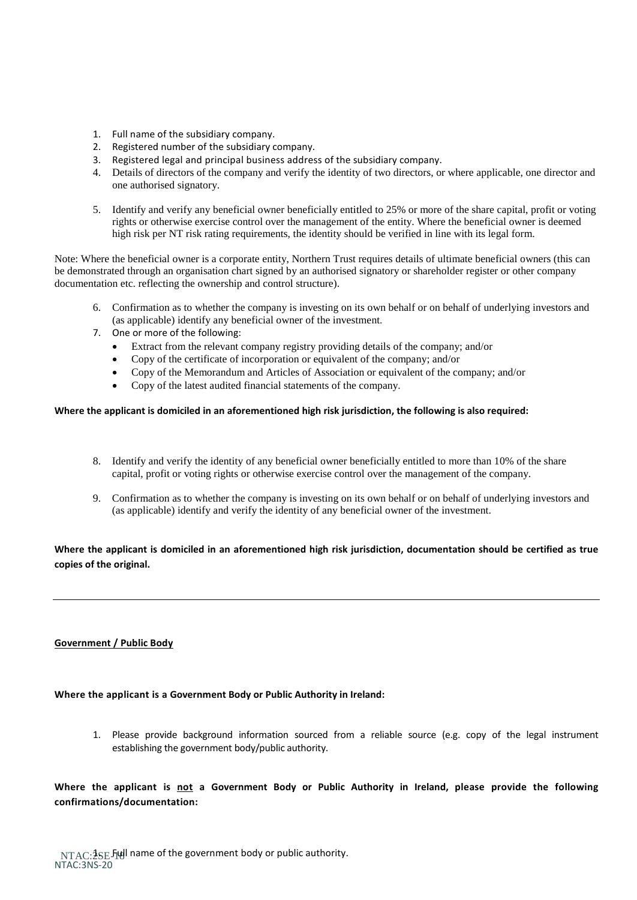1. Full name of the subsidiary company.
2. Registered number of the subsidiary company.
3. Registered legal and principal business address of the subsidiary company.
4. Details of directors of the company and verify the identity of two directors, or where applicable, one director and one authorised signatory.
5. Identify and verify any beneficial owner beneficially entitled to 25% or more of the share capital, profit or voting rights or otherwise exercise control over the management of the entity. Where the beneficial owner is deemed high risk per NT risk rating requirements, the identity should be verified in line with its legal form.

Note: Where the beneficial owner is a corporate entity, Northern Trust requires details of ultimate beneficial owners (this can be demonstrated through an organisation chart signed by an authorised signatory or shareholder register or other company documentation etc. reflecting the ownership and control structure).

6. Confirmation as to whether the company is investing on its own behalf or on behalf of underlying investors and (as applicable) identify any beneficial owner of the investment.
7. One or more of the following:
   - Extract from the relevant company registry providing details of the company; and/or
   - Copy of the certificate of incorporation or equivalent of the company; and/or
   - Copy of the Memorandum and Articles of Association or equivalent of the company; and/or
   - Copy of the latest audited financial statements of the company.

**Where the applicant is domiciled in an aforementioned high risk jurisdiction, the following is also required:**

8. Identify and verify the identity of any beneficial owner beneficially entitled to more than 10% of the share capital, profit or voting rights or otherwise exercise control over the management of the company.
9. Confirmation as to whether the company is investing on its own behalf or on behalf of underlying investors and (as applicable) identify and verify the identity of any beneficial owner of the investment.

**Where the applicant is domiciled in an aforementioned high risk jurisdiction, documentation should be certified as true copies of the original.**

---

**Government / Public Body**

**Where the applicant is a Government Body or Public Authority in Ireland:**

1. Please provide background information sourced from a reliable source (e.g. copy of the legal instrument establishing the government body/public authority.

**Where the applicant is not a Government Body or Public Authority in Ireland, please provide the following confirmations/documentation:**

1. Full name of the government body or public authority.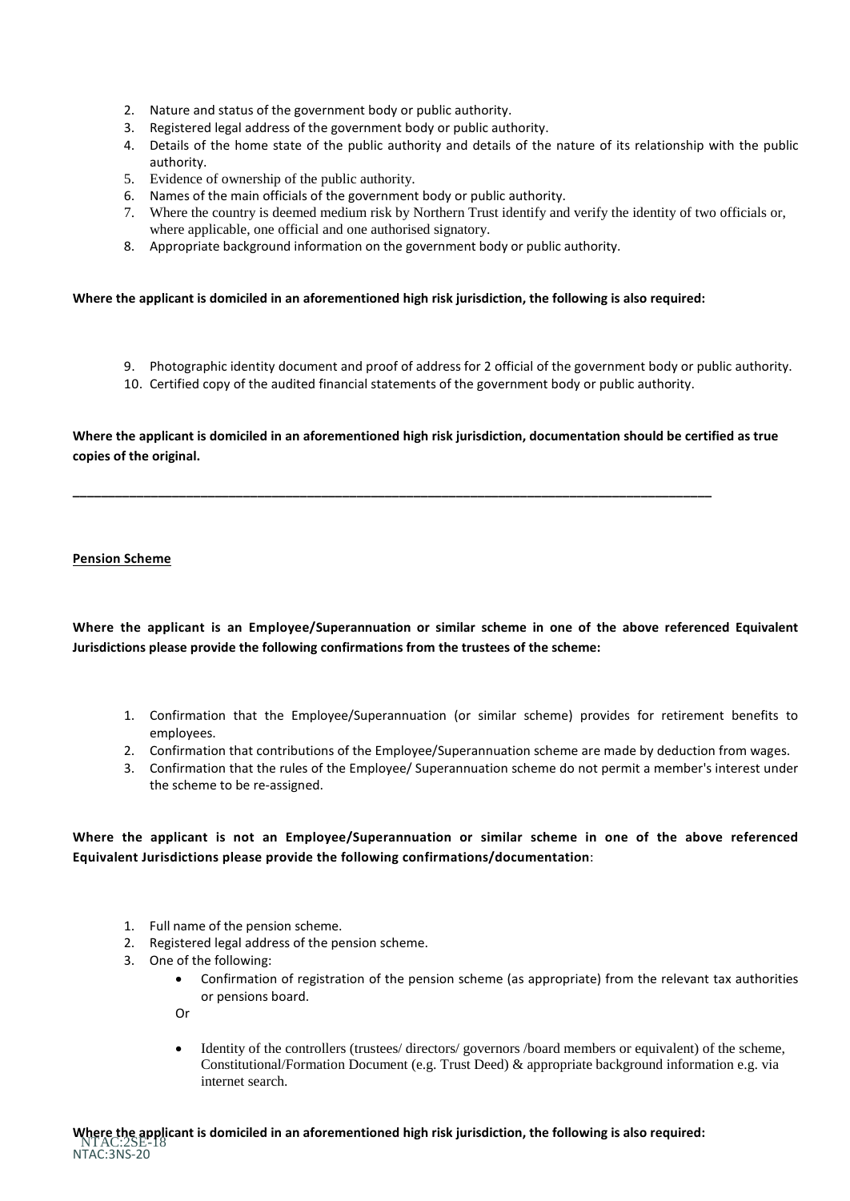2. Nature and status of the government body or public authority.
3. Registered legal address of the government body or public authority.
4. Details of the home state of the public authority and details of the nature of its relationship with the public authority.
5. Evidence of ownership of the public authority.
6. Names of the main officials of the government body or public authority.
7. Where the country is deemed medium risk by Northern Trust identify and verify the identity of two officials or, where applicable, one official and one authorised signatory.
8. Appropriate background information on the government body or public authority.

**Where the applicant is domiciled in an aforementioned high risk jurisdiction, the following is also required:**

9. Photographic identity document and proof of address for 2 official of the government body or public authority.
10. Certified copy of the audited financial statements of the government body or public authority.

**Where the applicant is domiciled in an aforementioned high risk jurisdiction, documentation should be certified as true copies of the original.**

---

**Pension Scheme**

**Where the applicant is an Employee/Superannuation or similar scheme in one of the above referenced Equivalent Jurisdictions please provide the following confirmations from the trustees of the scheme:**

1. Confirmation that the Employee/Superannuation (or similar scheme) provides for retirement benefits to employees.
2. Confirmation that contributions of the Employee/Superannuation scheme are made by deduction from wages.
3. Confirmation that the rules of the Employee/ Superannuation scheme do not permit a member's interest under the scheme to be re-assigned.

**Where the applicant is not an Employee/Superannuation or similar scheme in one of the above referenced Equivalent Jurisdictions please provide the following confirmations/documentation**:

1. Full name of the pension scheme.
2. Registered legal address of the pension scheme.
3. One of the following:
   - Confirmation of registration of the pension scheme (as appropriate) from the relevant tax authorities or pensions board.

   Or

   - Identity of the controllers (trustees/ directors/ governors /board members or equivalent) of the scheme, Constitutional/Formation Document (e.g. Trust Deed) & appropriate background information e.g. via internet search.

**Where the applicant is domiciled in an aforementioned high risk jurisdiction, the following is also required:**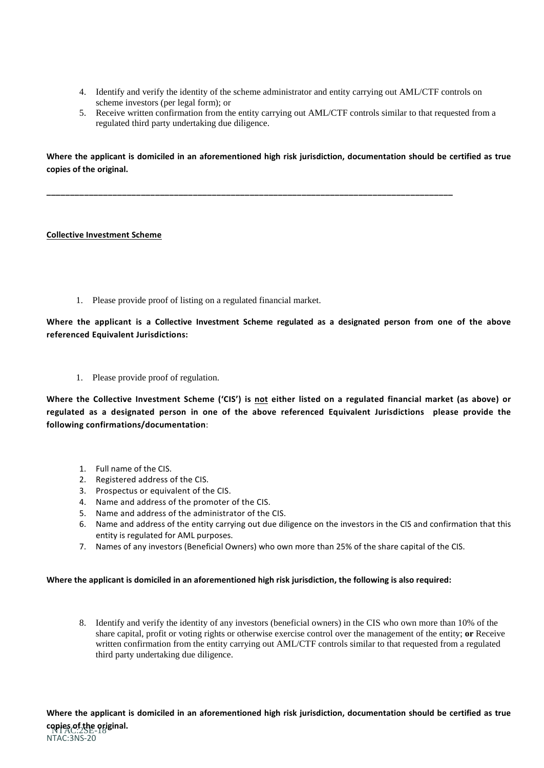4. Identify and verify the identity of the scheme administrator and entity carrying out AML/CTF controls on scheme investors (per legal form); or
5. Receive written confirmation from the entity carrying out AML/CTF controls similar to that requested from a regulated third party undertaking due diligence.

**Where the applicant is domiciled in an aforementioned high risk jurisdiction, documentation should be certified as true copies of the original.**

---

**Collective Investment Scheme**

1. Please provide proof of listing on a regulated financial market.

**Where the applicant is a Collective Investment Scheme regulated as a designated person from one of the above referenced Equivalent Jurisdictions:**

1. Please provide proof of regulation.

**Where the Collective Investment Scheme ('CIS') is not either listed on a regulated financial market (as above) or regulated as a designated person in one of the above referenced Equivalent Jurisdictions please provide the following confirmations/documentation**:

1. Full name of the CIS.
2. Registered address of the CIS.
3. Prospectus or equivalent of the CIS.
4. Name and address of the promoter of the CIS.
5. Name and address of the administrator of the CIS.
6. Name and address of the entity carrying out due diligence on the investors in the CIS and confirmation that this entity is regulated for AML purposes.
7. Names of any investors (Beneficial Owners) who own more than 25% of the share capital of the CIS.

**Where the applicant is domiciled in an aforementioned high risk jurisdiction, the following is also required:**

8. Identify and verify the identity of any investors (beneficial owners) in the CIS who own more than 10% of the share capital, profit or voting rights or otherwise exercise control over the management of the entity; **or** Receive written confirmation from the entity carrying out AML/CTF controls similar to that requested from a regulated third party undertaking due diligence.

**Where the applicant is domiciled in an aforementioned high risk jurisdiction, documentation should be certified as true copies of the original.**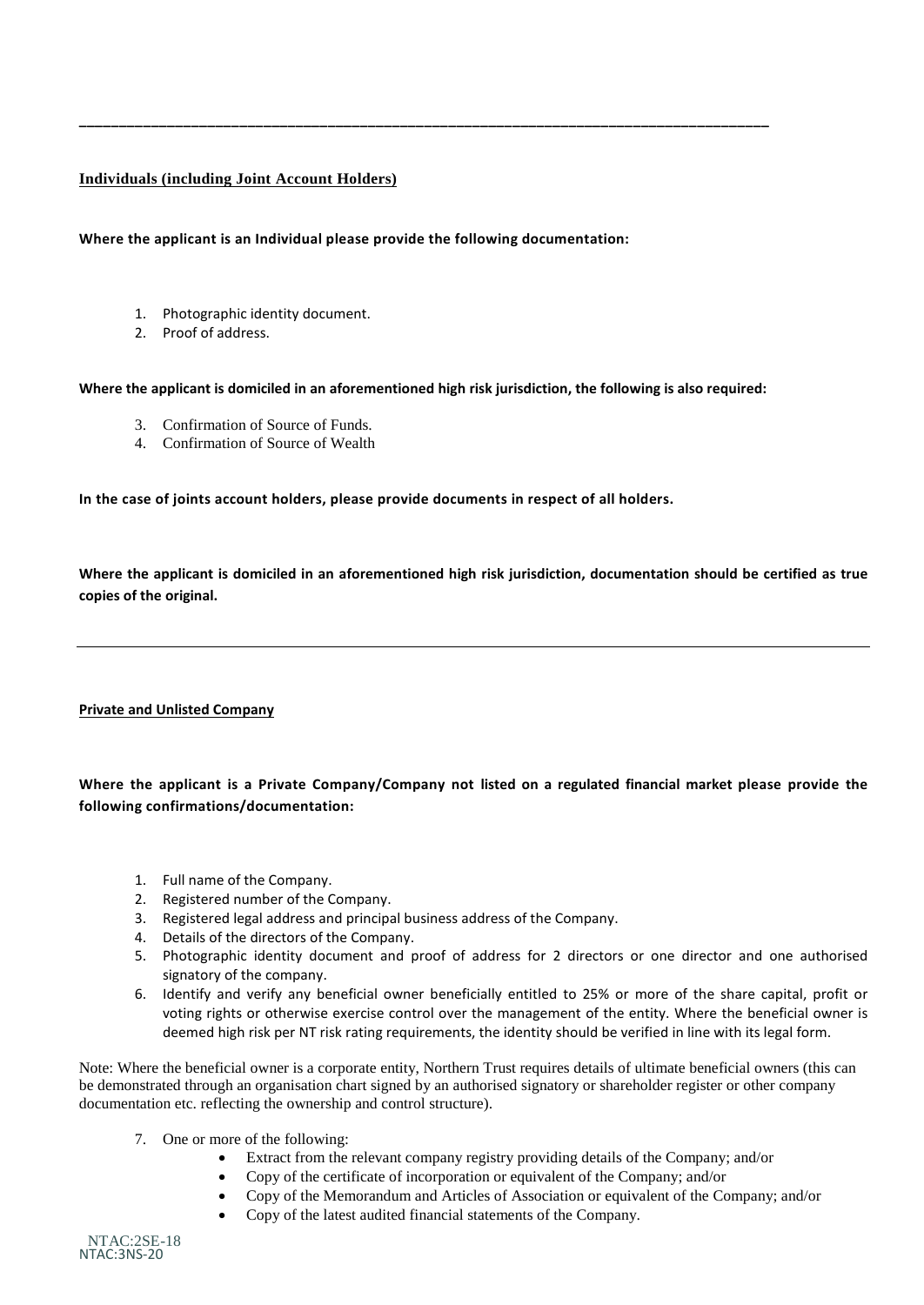---

**Individuals (including Joint Account Holders)**

**Where the applicant is an Individual please provide the following documentation:**

1. Photographic identity document.
2. Proof of address.

**Where the applicant is domiciled in an aforementioned high risk jurisdiction, the following is also required:**

3. Confirmation of Source of Funds.
4. Confirmation of Source of Wealth

**In the case of joints account holders, please provide documents in respect of all holders.**

**Where the applicant is domiciled in an aforementioned high risk jurisdiction, documentation should be certified as true copies of the original.**

---

**Private and Unlisted Company**

**Where the applicant is a Private Company/Company not listed on a regulated financial market please provide the following confirmations/documentation:**

1. Full name of the Company.
2. Registered number of the Company.
3. Registered legal address and principal business address of the Company.
4. Details of the directors of the Company.
5. Photographic identity document and proof of address for 2 directors or one director and one authorised signatory of the company.
6. Identify and verify any beneficial owner beneficially entitled to 25% or more of the share capital, profit or voting rights or otherwise exercise control over the management of the entity. Where the beneficial owner is deemed high risk per NT risk rating requirements, the identity should be verified in line with its legal form.

Note: Where the beneficial owner is a corporate entity, Northern Trust requires details of ultimate beneficial owners (this can be demonstrated through an organisation chart signed by an authorised signatory or shareholder register or other company documentation etc. reflecting the ownership and control structure).

7. One or more of the following:
   - Extract from the relevant company registry providing details of the Company; and/or
   - Copy of the certificate of incorporation or equivalent of the Company; and/or
   - Copy of the Memorandum and Articles of Association or equivalent of the Company; and/or
   - Copy of the latest audited financial statements of the Company.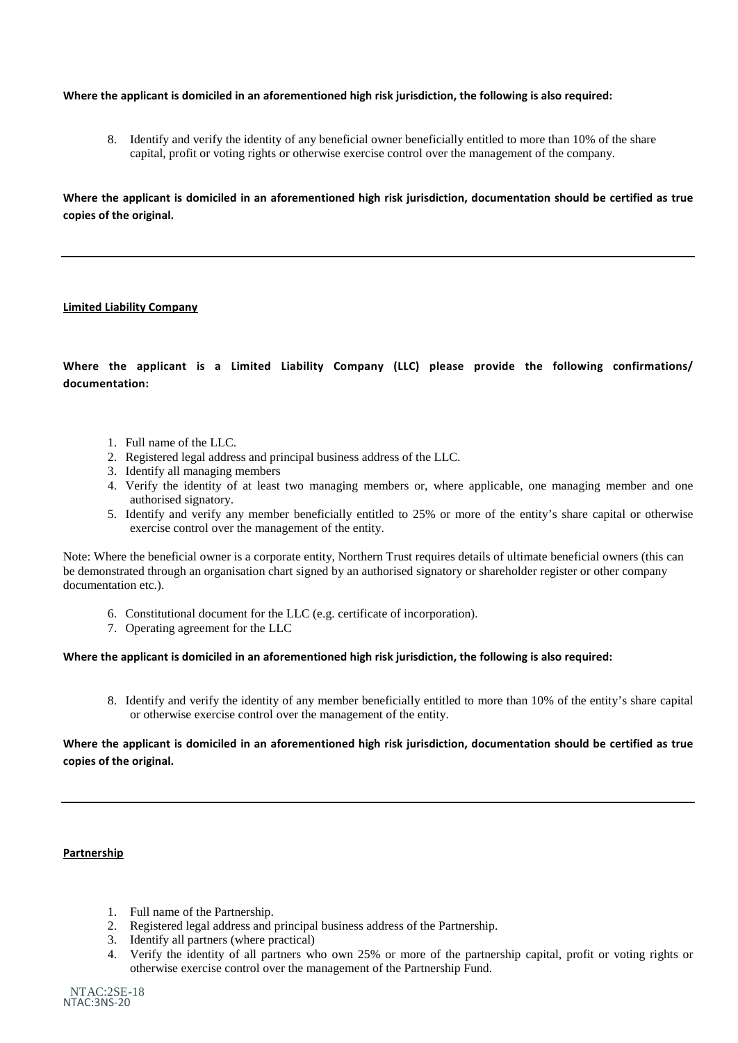**Where the applicant is domiciled in an aforementioned high risk jurisdiction, the following is also required:**

8. Identify and verify the identity of any beneficial owner beneficially entitled to more than 10% of the share capital, profit or voting rights or otherwise exercise control over the management of the company.

**Where the applicant is domiciled in an aforementioned high risk jurisdiction, documentation should be certified as true copies of the original.**

---

**Limited Liability Company**

**Where the applicant is a Limited Liability Company (LLC) please provide the following confirmations/ documentation:**

1. Full name of the LLC.
2. Registered legal address and principal business address of the LLC.
3. Identify all managing members
4. Verify the identity of at least two managing members or, where applicable, one managing member and one authorised signatory.
5. Identify and verify any member beneficially entitled to 25% or more of the entity's share capital or otherwise exercise control over the management of the entity.

Note: Where the beneficial owner is a corporate entity, Northern Trust requires details of ultimate beneficial owners (this can be demonstrated through an organisation chart signed by an authorised signatory or shareholder register or other company documentation etc.).

6. Constitutional document for the LLC (e.g. certificate of incorporation).
7. Operating agreement for the LLC

**Where the applicant is domiciled in an aforementioned high risk jurisdiction, the following is also required:**

8. Identify and verify the identity of any member beneficially entitled to more than 10% of the entity's share capital or otherwise exercise control over the management of the entity.

**Where the applicant is domiciled in an aforementioned high risk jurisdiction, documentation should be certified as true copies of the original.**

---

**Partnership**

1. Full name of the Partnership.
2. Registered legal address and principal business address of the Partnership.
3. Identify all partners (where practical)
4. Verify the identity of all partners who own 25% or more of the partnership capital, profit or voting rights or otherwise exercise control over the management of the Partnership Fund.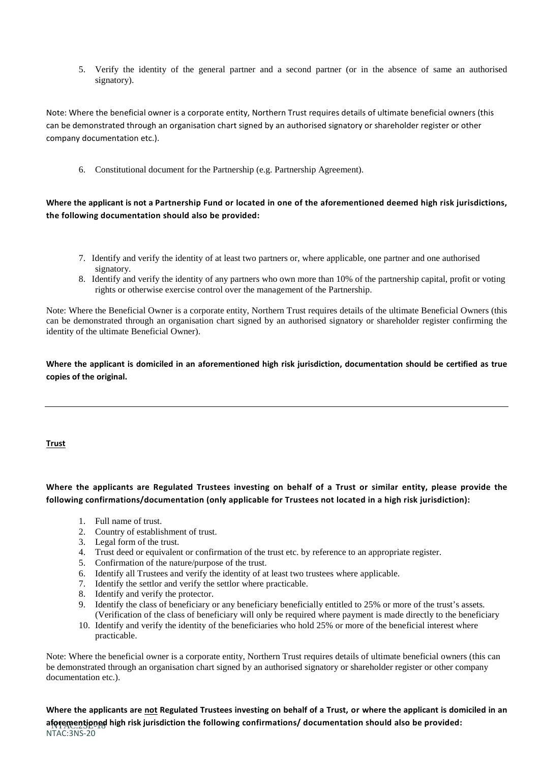5. Verify the identity of the general partner and a second partner (or in the absence of same an authorised signatory).

Note: Where the beneficial owner is a corporate entity, Northern Trust requires details of ultimate beneficial owners (this can be demonstrated through an organisation chart signed by an authorised signatory or shareholder register or other company documentation etc.).

6. Constitutional document for the Partnership (e.g. Partnership Agreement).

**Where the applicant is not a Partnership Fund or located in one of the aforementioned deemed high risk jurisdictions, the following documentation should also be provided:**

7. Identify and verify the identity of at least two partners or, where applicable, one partner and one authorised signatory.
8. Identify and verify the identity of any partners who own more than 10% of the partnership capital, profit or voting rights or otherwise exercise control over the management of the Partnership.

Note: Where the Beneficial Owner is a corporate entity, Northern Trust requires details of the ultimate Beneficial Owners (this can be demonstrated through an organisation chart signed by an authorised signatory or shareholder register confirming the identity of the ultimate Beneficial Owner).

**Where the applicant is domiciled in an aforementioned high risk jurisdiction, documentation should be certified as true copies of the original.**

---

**Trust**

**Where the applicants are Regulated Trustees investing on behalf of a Trust or similar entity, please provide the following confirmations/documentation (only applicable for Trustees not located in a high risk jurisdiction):**

1. Full name of trust.
2. Country of establishment of trust.
3. Legal form of the trust.
4. Trust deed or equivalent or confirmation of the trust etc. by reference to an appropriate register.
5. Confirmation of the nature/purpose of the trust.
6. Identify all Trustees and verify the identity of at least two trustees where applicable.
7. Identify the settlor and verify the settlor where practicable.
8. Identify and verify the protector.
9. Identify the class of beneficiary or any beneficiary beneficially entitled to 25% or more of the trust's assets. (Verification of the class of beneficiary will only be required where payment is made directly to the beneficiary
10. Identify and verify the identity of the beneficiaries who hold 25% or more of the beneficial interest where practicable.

Note: Where the beneficial owner is a corporate entity, Northern Trust requires details of ultimate beneficial owners (this can be demonstrated through an organisation chart signed by an authorised signatory or shareholder register or other company documentation etc.).

**Where the applicants are not Regulated Trustees investing on behalf of a Trust, or where the applicant is domiciled in an aforementioned high risk jurisdiction the following confirmations/ documentation should also be provided:**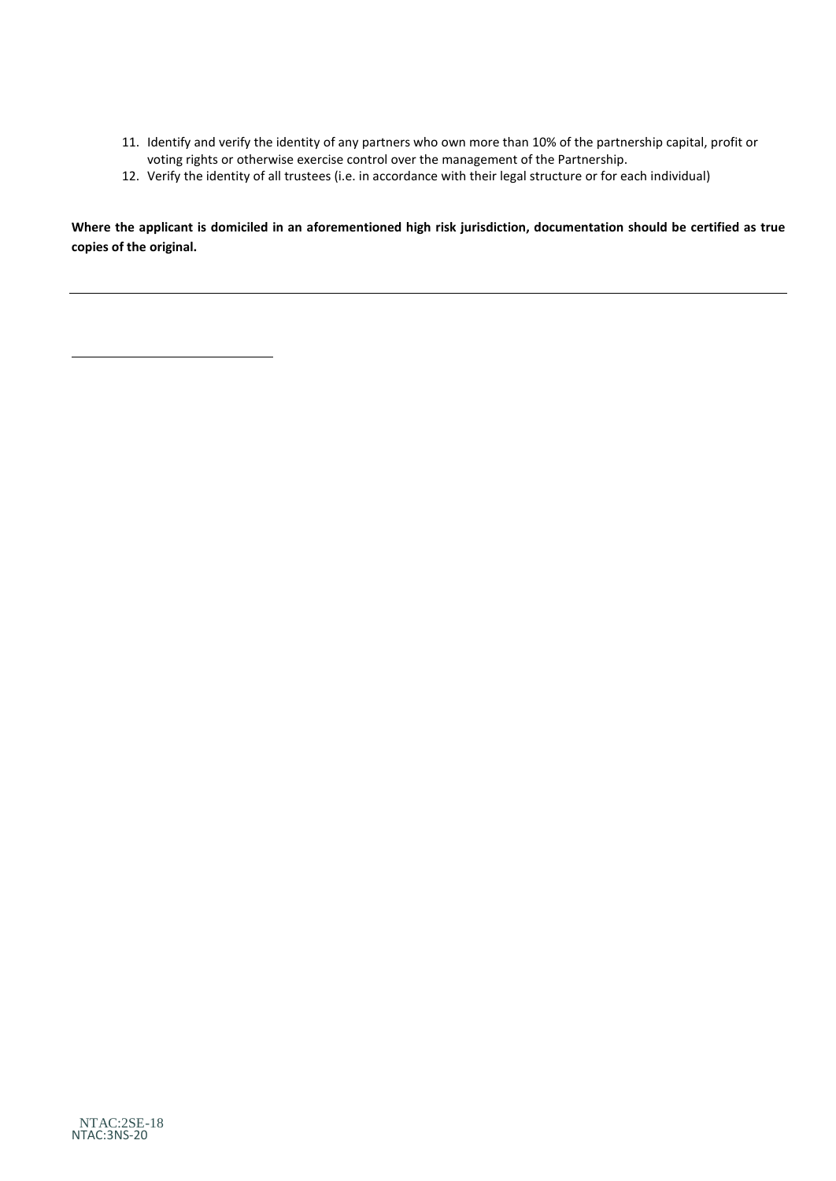11. Identify and verify the identity of any partners who own more than 10% of the partnership capital, profit or voting rights or otherwise exercise control over the management of the Partnership.
12. Verify the identity of all trustees (i.e. in accordance with their legal structure or for each individual)

**Where the applicant is domiciled in an aforementioned high risk jurisdiction, documentation should be certified as true copies of the original.**

---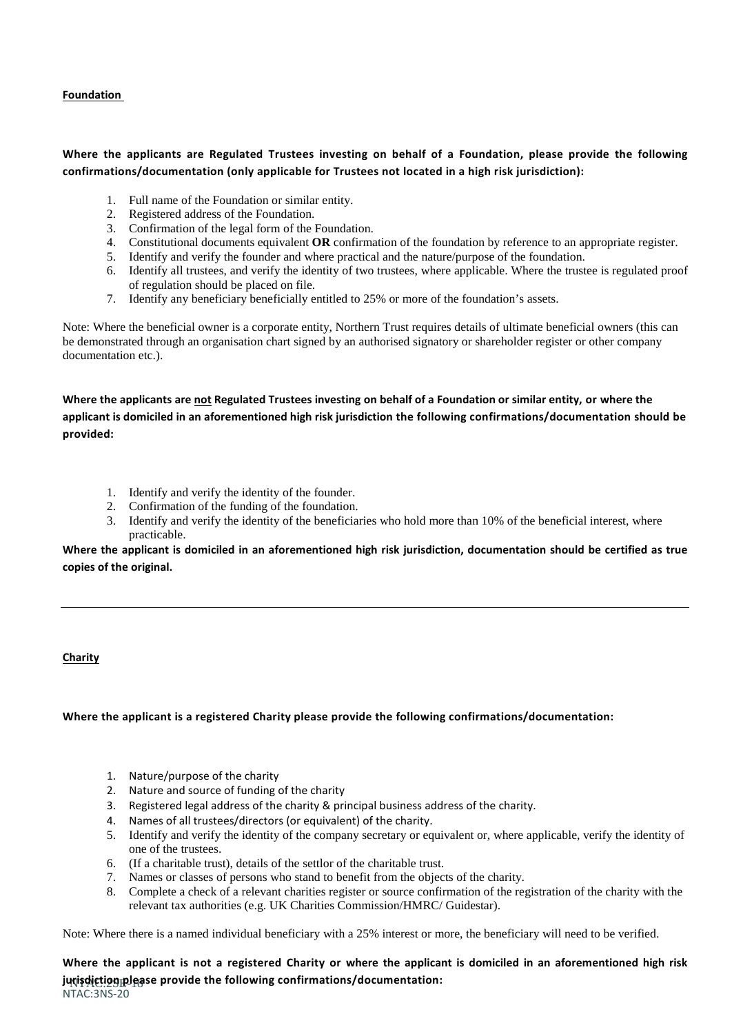**Foundation**

**Where the applicants are Regulated Trustees investing on behalf of a Foundation, please provide the following confirmations/documentation (only applicable for Trustees not located in a high risk jurisdiction):**

1. Full name of the Foundation or similar entity.
2. Registered address of the Foundation.
3. Confirmation of the legal form of the Foundation.
4. Constitutional documents equivalent **OR** confirmation of the foundation by reference to an appropriate register.
5. Identify and verify the founder and where practical and the nature/purpose of the foundation.
6. Identify all trustees, and verify the identity of two trustees, where applicable. Where the trustee is regulated proof of regulation should be placed on file.
7. Identify any beneficiary beneficially entitled to 25% or more of the foundation's assets.

Note: Where the beneficial owner is a corporate entity, Northern Trust requires details of ultimate beneficial owners (this can be demonstrated through an organisation chart signed by an authorised signatory or shareholder register or other company documentation etc.).

**Where the applicants are <u>not</u> Regulated Trustees investing on behalf of a Foundation or similar entity, or where the applicant is domiciled in an aforementioned high risk jurisdiction the following confirmations/documentation should be provided:**

1. Identify and verify the identity of the founder.
2. Confirmation of the funding of the foundation.
3. Identify and verify the identity of the beneficiaries who hold more than 10% of the beneficial interest, where practicable.

**Where the applicant is domiciled in an aforementioned high risk jurisdiction, documentation should be certified as true copies of the original.**

---

**Charity**

**Where the applicant is a registered Charity please provide the following confirmations/documentation:**

1. Nature/purpose of the charity
2. Nature and source of funding of the charity
3. Registered legal address of the charity & principal business address of the charity.
4. Names of all trustees/directors (or equivalent) of the charity.
5. Identify and verify the identity of the company secretary or equivalent or, where applicable, verify the identity of one of the trustees.
6. (If a charitable trust), details of the settlor of the charitable trust.
7. Names or classes of persons who stand to benefit from the objects of the charity.
8. Complete a check of a relevant charities register or source confirmation of the registration of the charity with the relevant tax authorities (e.g. UK Charities Commission/HMRC/ Guidestar).

Note: Where there is a named individual beneficiary with a 25% interest or more, the beneficiary will need to be verified.

**Where the applicant is not a registered Charity or where the applicant is domiciled in an aforementioned high risk jurisdiction please provide the following confirmations/documentation:**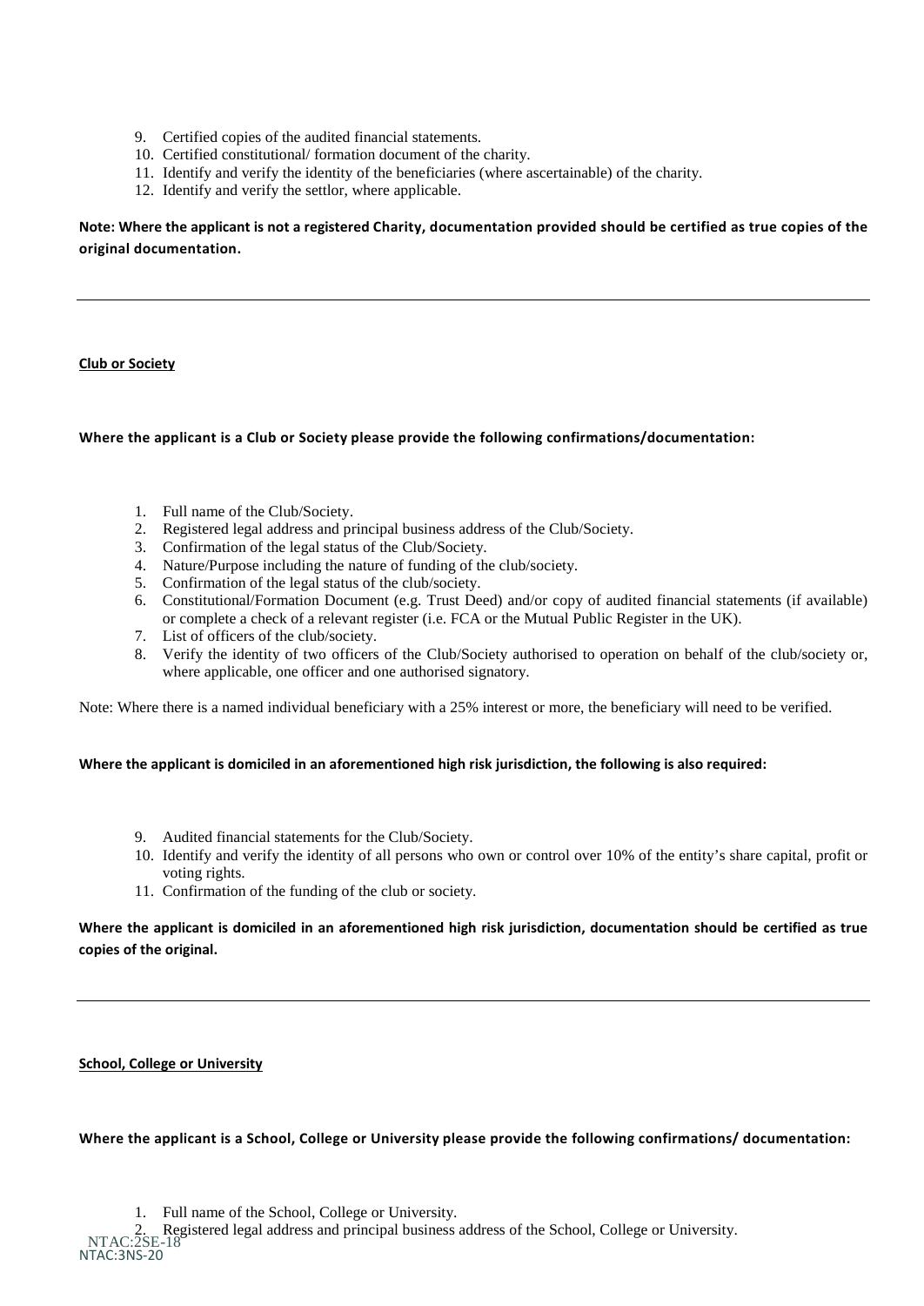9. Certified copies of the audited financial statements.
10. Certified constitutional/ formation document of the charity.
11. Identify and verify the identity of the beneficiaries (where ascertainable) of the charity.
12. Identify and verify the settlor, where applicable.

**Note: Where the applicant is not a registered Charity, documentation provided should be certified as true copies of the original documentation.**

---

**Club or Society**

**Where the applicant is a Club or Society please provide the following confirmations/documentation:**

1. Full name of the Club/Society.
2. Registered legal address and principal business address of the Club/Society.
3. Confirmation of the legal status of the Club/Society.
4. Nature/Purpose including the nature of funding of the club/society.
5. Confirmation of the legal status of the club/society.
6. Constitutional/Formation Document (e.g. Trust Deed) and/or copy of audited financial statements (if available) or complete a check of a relevant register (i.e. FCA or the Mutual Public Register in the UK).
7. List of officers of the club/society.
8. Verify the identity of two officers of the Club/Society authorised to operation on behalf of the club/society or, where applicable, one officer and one authorised signatory.

Note: Where there is a named individual beneficiary with a 25% interest or more, the beneficiary will need to be verified.

**Where the applicant is domiciled in an aforementioned high risk jurisdiction, the following is also required:**

9. Audited financial statements for the Club/Society.
10. Identify and verify the identity of all persons who own or control over 10% of the entity's share capital, profit or voting rights.
11. Confirmation of the funding of the club or society.

**Where the applicant is domiciled in an aforementioned high risk jurisdiction, documentation should be certified as true copies of the original.**

---

**School, College or University**

**Where the applicant is a School, College or University please provide the following confirmations/ documentation:**

1. Full name of the School, College or University.
2. Registered legal address and principal business address of the School, College or University.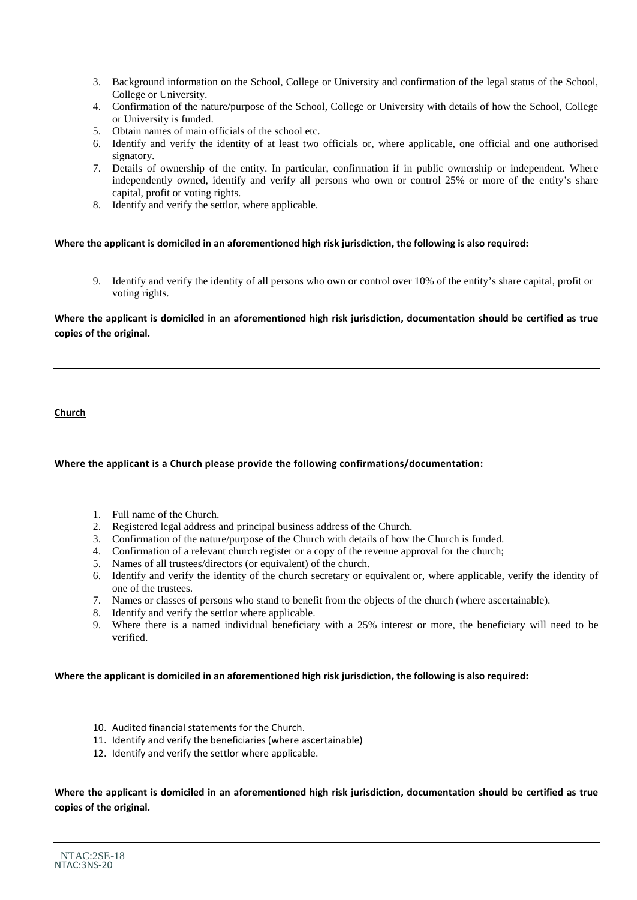3. Background information on the School, College or University and confirmation of the legal status of the School, College or University.
4. Confirmation of the nature/purpose of the School, College or University with details of how the School, College or University is funded.
5. Obtain names of main officials of the school etc.
6. Identify and verify the identity of at least two officials or, where applicable, one official and one authorised signatory.
7. Details of ownership of the entity. In particular, confirmation if in public ownership or independent. Where independently owned, identify and verify all persons who own or control 25% or more of the entity's share capital, profit or voting rights.
8. Identify and verify the settlor, where applicable.

**Where the applicant is domiciled in an aforementioned high risk jurisdiction, the following is also required:**

9. Identify and verify the identity of all persons who own or control over 10% of the entity's share capital, profit or voting rights.

**Where the applicant is domiciled in an aforementioned high risk jurisdiction, documentation should be certified as true copies of the original.**

---

**Church**

**Where the applicant is a Church please provide the following confirmations/documentation:**

1. Full name of the Church.
2. Registered legal address and principal business address of the Church.
3. Confirmation of the nature/purpose of the Church with details of how the Church is funded.
4. Confirmation of a relevant church register or a copy of the revenue approval for the church;
5. Names of all trustees/directors (or equivalent) of the church.
6. Identify and verify the identity of the church secretary or equivalent or, where applicable, verify the identity of one of the trustees.
7. Names or classes of persons who stand to benefit from the objects of the church (where ascertainable).
8. Identify and verify the settlor where applicable.
9. Where there is a named individual beneficiary with a 25% interest or more, the beneficiary will need to be verified.

**Where the applicant is domiciled in an aforementioned high risk jurisdiction, the following is also required:**

10. Audited financial statements for the Church.
11. Identify and verify the beneficiaries (where ascertainable)
12. Identify and verify the settlor where applicable.

**Where the applicant is domiciled in an aforementioned high risk jurisdiction, documentation should be certified as true copies of the original.**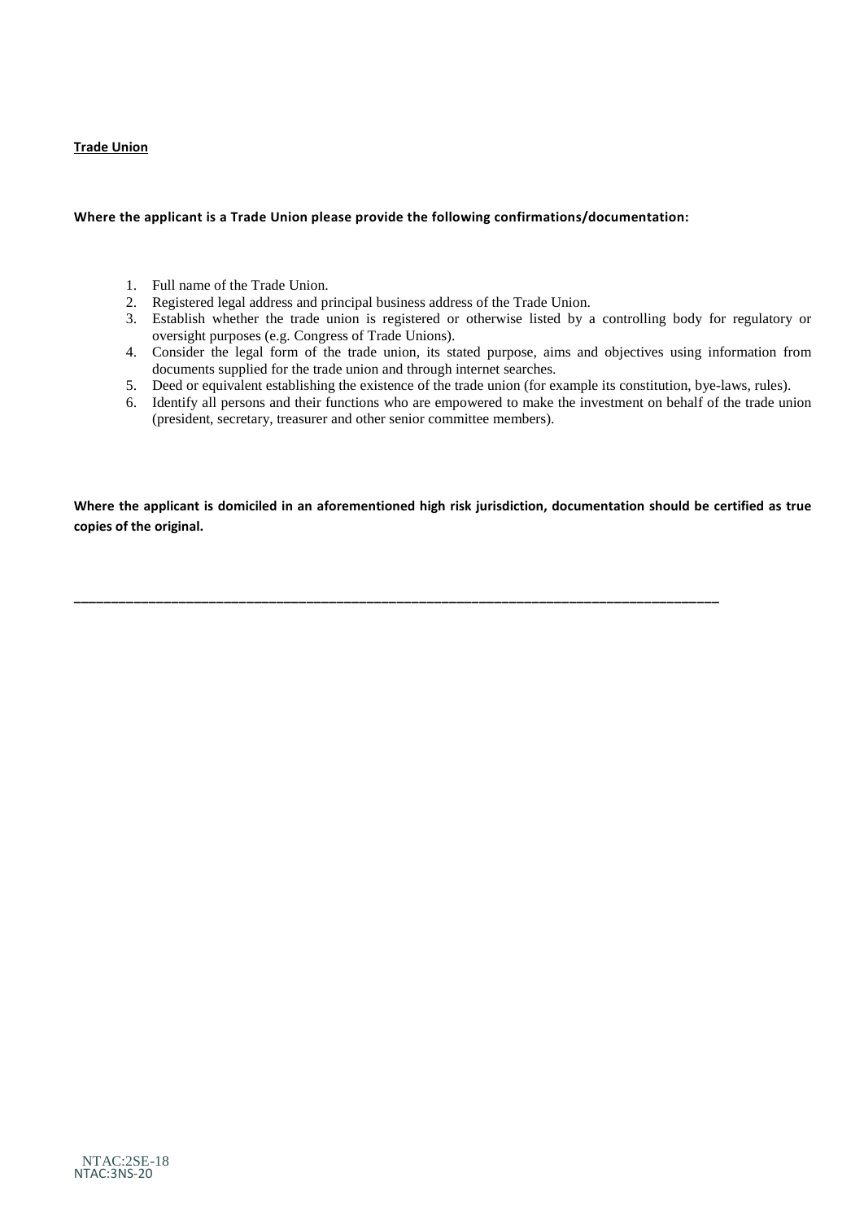**<u>Trade Union</u>**

**Where the applicant is a Trade Union please provide the following confirmations/documentation:**

1. Full name of the Trade Union.
2. Registered legal address and principal business address of the Trade Union.
3. Establish whether the trade union is registered or otherwise listed by a controlling body for regulatory or oversight purposes (e.g. Congress of Trade Unions).
4. Consider the legal form of the trade union, its stated purpose, aims and objectives using information from documents supplied for the trade union and through internet searches.
5. Deed or equivalent establishing the existence of the trade union (for example its constitution, bye-laws, rules).
6. Identify all persons and their functions who are empowered to make the investment on behalf of the trade union (president, secretary, treasurer and other senior committee members).

**Where the applicant is domiciled in an aforementioned high risk jurisdiction, documentation should be certified as true copies of the original.**

---

NTAC:2SE-18
NTAC:3NS-20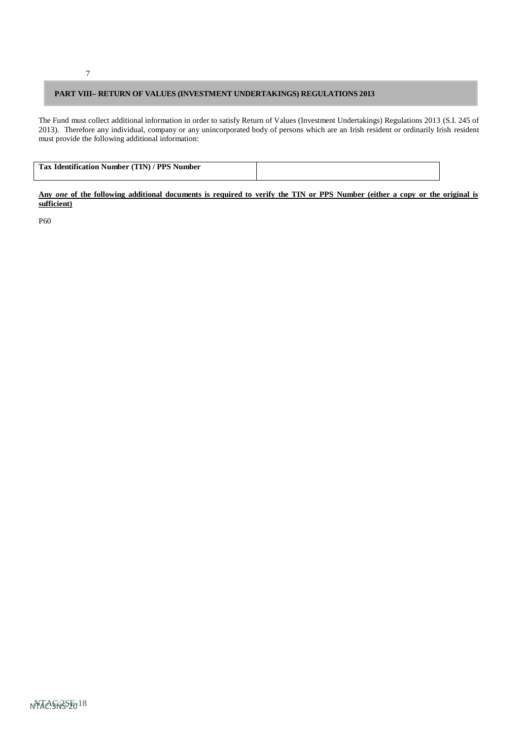## PART VIII– RETURN OF VALUES (INVESTMENT UNDERTAKINGS) REGULATIONS 2013

The Fund must collect additional information in order to satisfy Return of Values (Investment Undertakings) Regulations 2013 (S.I. 245 of 2013). Therefore any individual, company or any unincorporated body of persons which are an Irish resident or ordinarily Irish resident must provide the following additional information:

| **Tax Identification Number (TIN) / PPS Number** | |
|---|---|

**Any *one* of the following additional documents is required to verify the TIN or PPS Number (either a copy or the original is sufficient)**

P60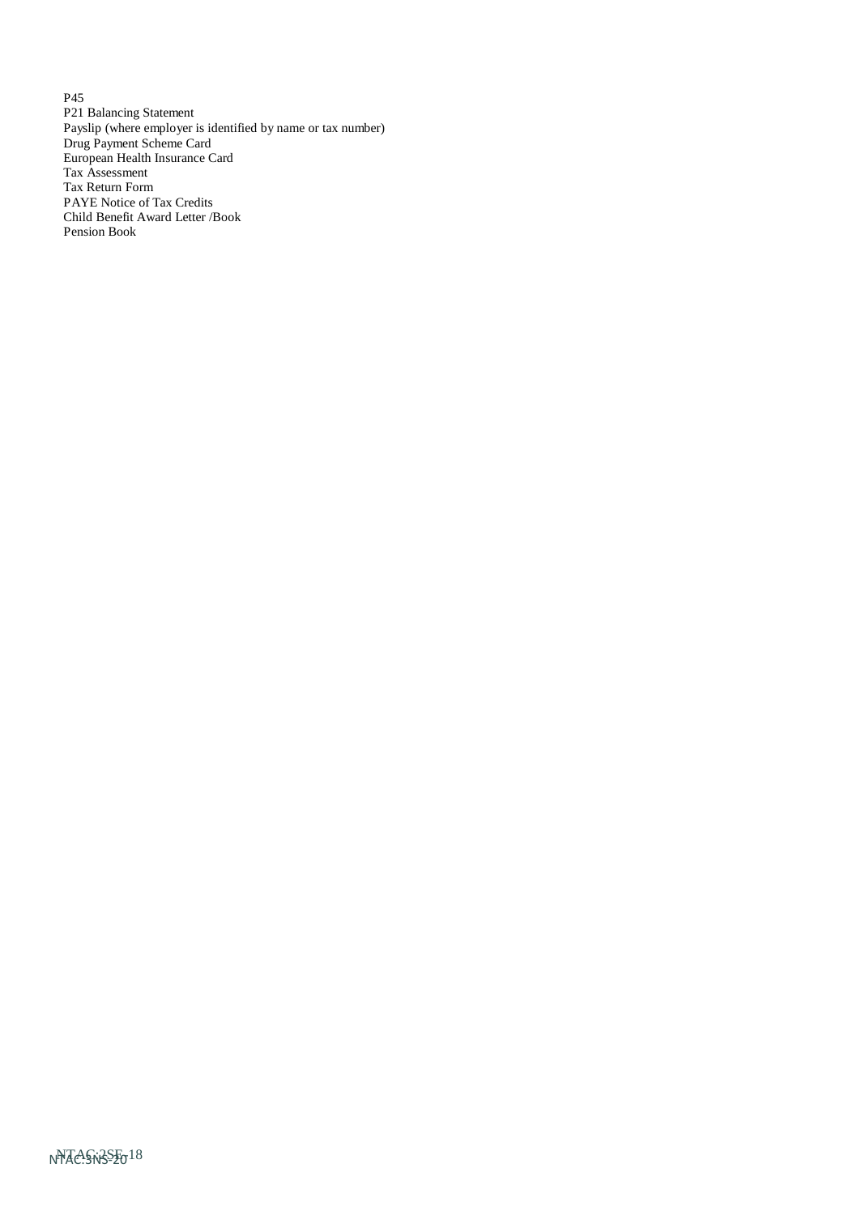P45
P21 Balancing Statement
Payslip (where employer is identified by name or tax number)
Drug Payment Scheme Card
European Health Insurance Card
Tax Assessment
Tax Return Form
PAYE Notice of Tax Credits
Child Benefit Award Letter /Book
Pension Book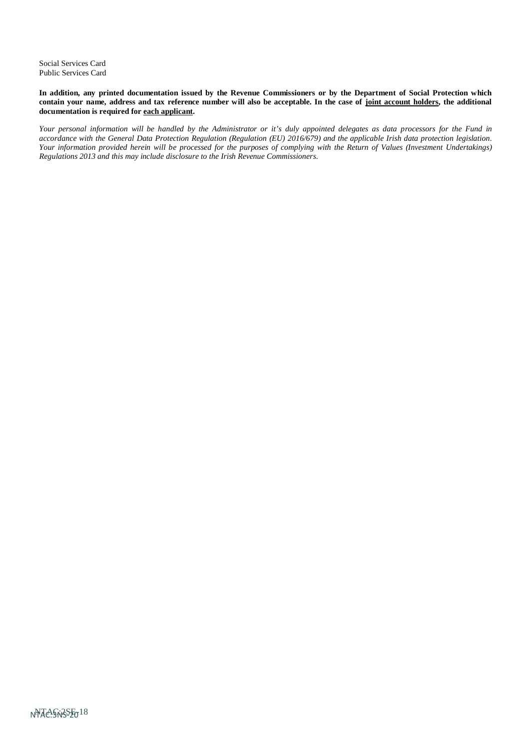Social Services Card
Public Services Card

**In addition, any printed documentation issued by the Revenue Commissioners or by the Department of Social Protection which contain your name, address and tax reference number will also be acceptable. In the case of <u>joint account holders</u>, the additional documentation is required for <u>each applicant</u>.**

*Your personal information will be handled by the Administrator or it's duly appointed delegates as data processors for the Fund in accordance with the General Data Protection Regulation (Regulation (EU) 2016/679) and the applicable Irish data protection legislation. Your information provided herein will be processed for the purposes of complying with the Return of Values (Investment Undertakings) Regulations 2013 and this may include disclosure to the Irish Revenue Commissioners.*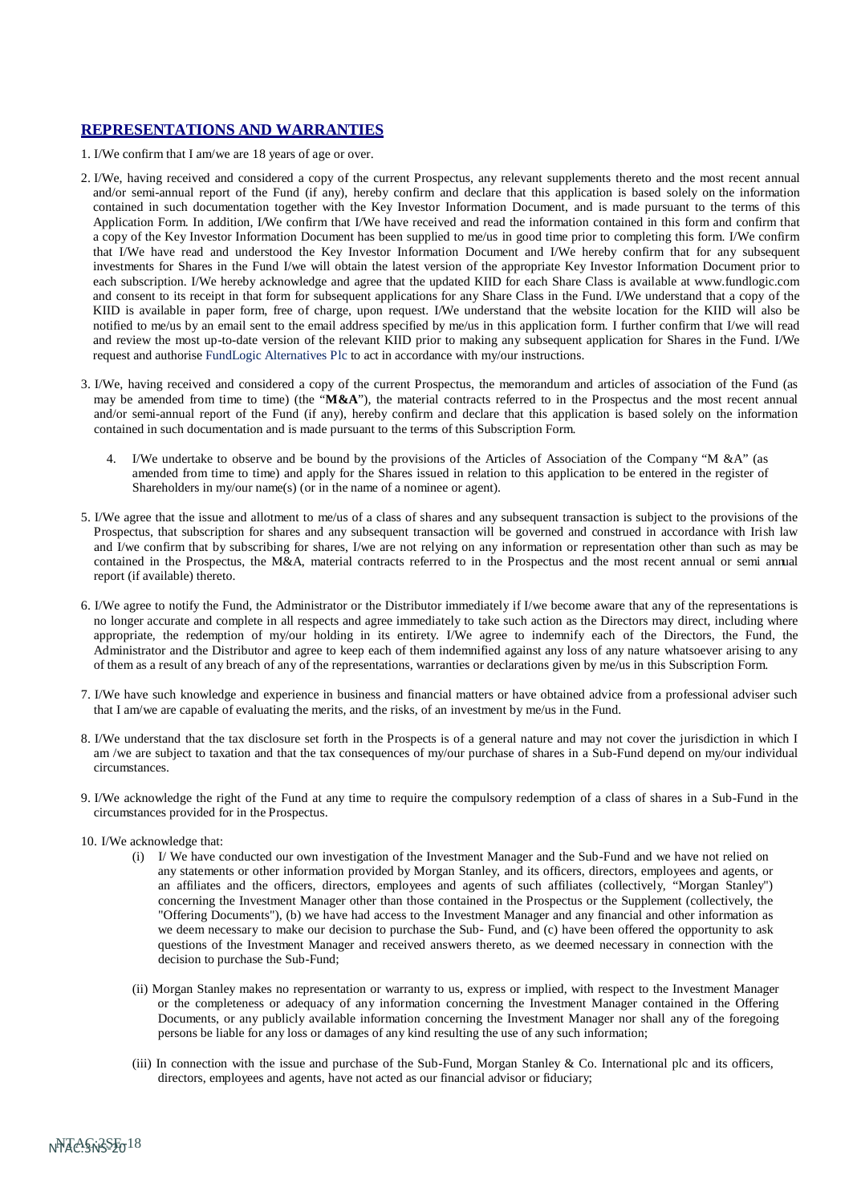## REPRESENTATIONS AND WARRANTIES

1. I/We confirm that I am/we are 18 years of age or over.

2. I/We, having received and considered a copy of the current Prospectus, any relevant supplements thereto and the most recent annual and/or semi-annual report of the Fund (if any), hereby confirm and declare that this application is based solely on the information contained in such documentation together with the Key Investor Information Document, and is made pursuant to the terms of this Application Form. In addition, I/We confirm that I/We have received and read the information contained in this form and confirm that a copy of the Key Investor Information Document has been supplied to me/us in good time prior to completing this form. I/We confirm that I/We have read and understood the Key Investor Information Document and I/We hereby confirm that for any subsequent investments for Shares in the Fund I/we will obtain the latest version of the appropriate Key Investor Information Document prior to each subscription. I/We hereby acknowledge and agree that the updated KIID for each Share Class is available at www.fundlogic.com and consent to its receipt in that form for subsequent applications for any Share Class in the Fund. I/We understand that a copy of the KIID is available in paper form, free of charge, upon request. I/We understand that the website location for the KIID will also be notified to me/us by an email sent to the email address specified by me/us in this application form. I further confirm that I/we will read and review the most up-to-date version of the relevant KIID prior to making any subsequent application for Shares in the Fund. I/We request and authorise FundLogic Alternatives Plc to act in accordance with my/our instructions.

3. I/We, having received and considered a copy of the current Prospectus, the memorandum and articles of association of the Fund (as may be amended from time to time) (the "**M&A**"), the material contracts referred to in the Prospectus and the most recent annual and/or semi-annual report of the Fund (if any), hereby confirm and declare that this application is based solely on the information contained in such documentation and is made pursuant to the terms of this Subscription Form.

4. I/We undertake to observe and be bound by the provisions of the Articles of Association of the Company "M &A" (as amended from time to time) and apply for the Shares issued in relation to this application to be entered in the register of Shareholders in my/our name(s) (or in the name of a nominee or agent).

5. I/We agree that the issue and allotment to me/us of a class of shares and any subsequent transaction is subject to the provisions of the Prospectus, that subscription for shares and any subsequent transaction will be governed and construed in accordance with Irish law and I/we confirm that by subscribing for shares, I/we are not relying on any information or representation other than such as may be contained in the Prospectus, the M&A, material contracts referred to in the Prospectus and the most recent annual or semi annual report (if available) thereto.

6. I/We agree to notify the Fund, the Administrator or the Distributor immediately if I/we become aware that any of the representations is no longer accurate and complete in all respects and agree immediately to take such action as the Directors may direct, including where appropriate, the redemption of my/our holding in its entirety. I/We agree to indemnify each of the Directors, the Fund, the Administrator and the Distributor and agree to keep each of them indemnified against any loss of any nature whatsoever arising to any of them as a result of any breach of any of the representations, warranties or declarations given by me/us in this Subscription Form.

7. I/We have such knowledge and experience in business and financial matters or have obtained advice from a professional adviser such that I am/we are capable of evaluating the merits, and the risks, of an investment by me/us in the Fund.

8. I/We understand that the tax disclosure set forth in the Prospects is of a general nature and may not cover the jurisdiction in which I am /we are subject to taxation and that the tax consequences of my/our purchase of shares in a Sub-Fund depend on my/our individual circumstances.

9. I/We acknowledge the right of the Fund at any time to require the compulsory redemption of a class of shares in a Sub-Fund in the circumstances provided for in the Prospectus.

10. I/We acknowledge that:

    (i) I/ We have conducted our own investigation of the Investment Manager and the Sub-Fund and we have not relied on any statements or other information provided by Morgan Stanley, and its officers, directors, employees and agents, or an affiliates and the officers, directors, employees and agents of such affiliates (collectively, "Morgan Stanley") concerning the Investment Manager other than those contained in the Prospectus or the Supplement (collectively, the "Offering Documents"), (b) we have had access to the Investment Manager and any financial and other information as we deem necessary to make our decision to purchase the Sub- Fund, and (c) have been offered the opportunity to ask questions of the Investment Manager and received answers thereto, as we deemed necessary in connection with the decision to purchase the Sub-Fund;

    (ii) Morgan Stanley makes no representation or warranty to us, express or implied, with respect to the Investment Manager or the completeness or adequacy of any information concerning the Investment Manager contained in the Offering Documents, or any publicly available information concerning the Investment Manager nor shall any of the foregoing persons be liable for any loss or damages of any kind resulting the use of any such information;

    (iii) In connection with the issue and purchase of the Sub-Fund, Morgan Stanley & Co. International plc and its officers, directors, employees and agents, have not acted as our financial advisor or fiduciary;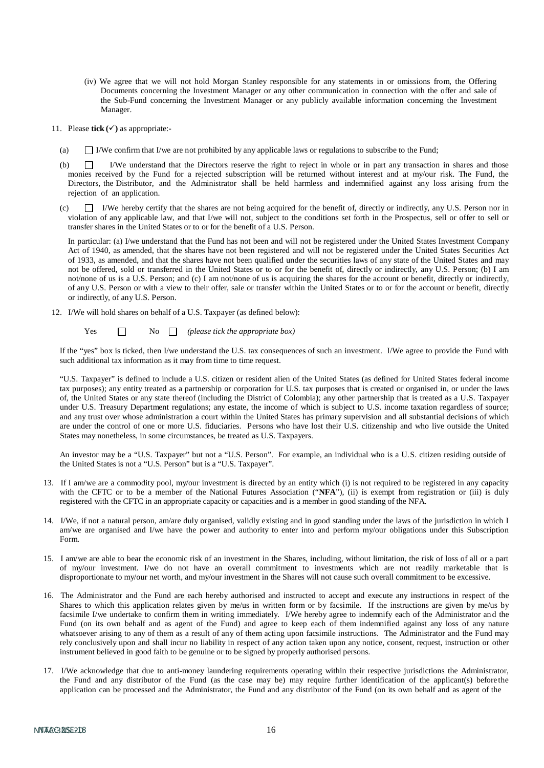(iv) We agree that we will not hold Morgan Stanley responsible for any statements in or omissions from, the Offering Documents concerning the Investment Manager or any other communication in connection with the offer and sale of the Sub-Fund concerning the Investment Manager or any publicly available information concerning the Investment Manager.

11. Please **tick (✓)** as appropriate:-

   (a) ☐ I/We confirm that I/we are not prohibited by any applicable laws or regulations to subscribe to the Fund;

   (b) ☐ I/We understand that the Directors reserve the right to reject in whole or in part any transaction in shares and those monies received by the Fund for a rejected subscription will be returned without interest and at my/our risk. The Fund, the Directors, the Distributor, and the Administrator shall be held harmless and indemnified against any loss arising from the rejection of an application.

   (c) ☐ I/We hereby certify that the shares are not being acquired for the benefit of, directly or indirectly, any U.S. Person nor in violation of any applicable law, and that I/we will not, subject to the conditions set forth in the Prospectus, sell or offer to sell or transfer shares in the United States or to or for the benefit of a U.S. Person.

   In particular: (a) I/we understand that the Fund has not been and will not be registered under the United States Investment Company Act of 1940, as amended, that the shares have not been registered and will not be registered under the United States Securities Act of 1933, as amended, and that the shares have not been qualified under the securities laws of any state of the United States and may not be offered, sold or transferred in the United States or to or for the benefit of, directly or indirectly, any U.S. Person; (b) I am not/none of us is a U.S. Person; and (c) I am not/none of us is acquiring the shares for the account or benefit, directly or indirectly, of any U.S. Person or with a view to their offer, sale or transfer within the United States or to or for the account or benefit, directly or indirectly, of any U.S. Person.

12. I/We will hold shares on behalf of a U.S. Taxpayer (as defined below):

   Yes ☐ No ☐ *(please tick the appropriate box)*

   If the "yes" box is ticked, then I/we understand the U.S. tax consequences of such an investment. I/We agree to provide the Fund with such additional tax information as it may from time to time request.

   "U.S. Taxpayer" is defined to include a U.S. citizen or resident alien of the United States (as defined for United States federal income tax purposes); any entity treated as a partnership or corporation for U.S. tax purposes that is created or organised in, or under the laws of, the United States or any state thereof (including the District of Columbia); any other partnership that is treated as a U.S. Taxpayer under U.S. Treasury Department regulations; any estate, the income of which is subject to U.S. income taxation regardless of source; and any trust over whose administration a court within the United States has primary supervision and all substantial decisions of which are under the control of one or more U.S. fiduciaries. Persons who have lost their U.S. citizenship and who live outside the United States may nonetheless, in some circumstances, be treated as U.S. Taxpayers.

   An investor may be a "U.S. Taxpayer" but not a "U.S. Person". For example, an individual who is a U.S. citizen residing outside of the United States is not a "U.S. Person" but is a "U.S. Taxpayer".

13. If I am/we are a commodity pool, my/our investment is directed by an entity which (i) is not required to be registered in any capacity with the CFTC or to be a member of the National Futures Association ("**NFA**"), (ii) is exempt from registration or (iii) is duly registered with the CFTC in an appropriate capacity or capacities and is a member in good standing of the NFA.

14. I/We, if not a natural person, am/are duly organised, validly existing and in good standing under the laws of the jurisdiction in which I am/we are organised and I/we have the power and authority to enter into and perform my/our obligations under this Subscription Form.

15. I am/we are able to bear the economic risk of an investment in the Shares, including, without limitation, the risk of loss of all or a part of my/our investment. I/we do not have an overall commitment to investments which are not readily marketable that is disproportionate to my/our net worth, and my/our investment in the Shares will not cause such overall commitment to be excessive.

16. The Administrator and the Fund are each hereby authorised and instructed to accept and execute any instructions in respect of the Shares to which this application relates given by me/us in written form or by facsimile. If the instructions are given by me/us by facsimile I/we undertake to confirm them in writing immediately. I/We hereby agree to indemnify each of the Administrator and the Fund (on its own behalf and as agent of the Fund) and agree to keep each of them indemnified against any loss of any nature whatsoever arising to any of them as a result of any of them acting upon facsimile instructions. The Administrator and the Fund may rely conclusively upon and shall incur no liability in respect of any action taken upon any notice, consent, request, instruction or other instrument believed in good faith to be genuine or to be signed by properly authorised persons.

17. I/We acknowledge that due to anti-money laundering requirements operating within their respective jurisdictions the Administrator, the Fund and any distributor of the Fund (as the case may be) may require further identification of the applicant(s) before the application can be processed and the Administrator, the Fund and any distributor of the Fund (on its own behalf and as agent of the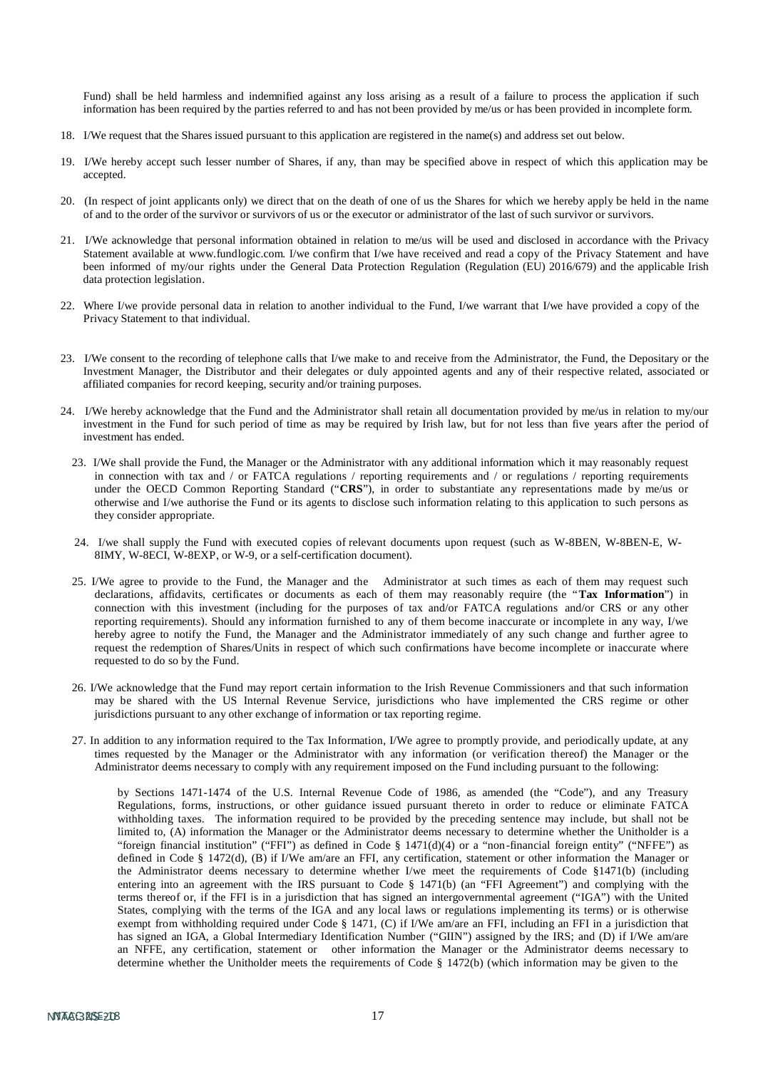Fund) shall be held harmless and indemnified against any loss arising as a result of a failure to process the application if such information has been required by the parties referred to and has not been provided by me/us or has been provided in incomplete form.

18. I/We request that the Shares issued pursuant to this application are registered in the name(s) and address set out below.

19. I/We hereby accept such lesser number of Shares, if any, than may be specified above in respect of which this application may be accepted.

20. (In respect of joint applicants only) we direct that on the death of one of us the Shares for which we hereby apply be held in the name of and to the order of the survivor or survivors of us or the executor or administrator of the last of such survivor or survivors.

21. I/We acknowledge that personal information obtained in relation to me/us will be used and disclosed in accordance with the Privacy Statement available at www.fundlogic.com. I/we confirm that I/we have received and read a copy of the Privacy Statement and have been informed of my/our rights under the General Data Protection Regulation (Regulation (EU) 2016/679) and the applicable Irish data protection legislation.

22. Where I/we provide personal data in relation to another individual to the Fund, I/we warrant that I/we have provided a copy of the Privacy Statement to that individual.

23. I/We consent to the recording of telephone calls that I/we make to and receive from the Administrator, the Fund, the Depositary or the Investment Manager, the Distributor and their delegates or duly appointed agents and any of their respective related, associated or affiliated companies for record keeping, security and/or training purposes.

24. I/We hereby acknowledge that the Fund and the Administrator shall retain all documentation provided by me/us in relation to my/our investment in the Fund for such period of time as may be required by Irish law, but for not less than five years after the period of investment has ended.

23. I/We shall provide the Fund, the Manager or the Administrator with any additional information which it may reasonably request in connection with tax and / or FATCA regulations / reporting requirements and / or regulations / reporting requirements under the OECD Common Reporting Standard ("**CRS**"), in order to substantiate any representations made by me/us or otherwise and I/we authorise the Fund or its agents to disclose such information relating to this application to such persons as they consider appropriate.

24. I/we shall supply the Fund with executed copies of relevant documents upon request (such as W-8BEN, W-8BEN-E, W-8IMY, W-8ECI, W-8EXP, or W-9, or a self-certification document).

25. I/We agree to provide to the Fund, the Manager and the Administrator at such times as each of them may request such declarations, affidavits, certificates or documents as each of them may reasonably require (the "**Tax Information**") in connection with this investment (including for the purposes of tax and/or FATCA regulations and/or CRS or any other reporting requirements). Should any information furnished to any of them become inaccurate or incomplete in any way, I/we hereby agree to notify the Fund, the Manager and the Administrator immediately of any such change and further agree to request the redemption of Shares/Units in respect of which such confirmations have become incomplete or inaccurate where requested to do so by the Fund.

26. I/We acknowledge that the Fund may report certain information to the Irish Revenue Commissioners and that such information may be shared with the US Internal Revenue Service, jurisdictions who have implemented the CRS regime or other jurisdictions pursuant to any other exchange of information or tax reporting regime.

27. In addition to any information required to the Tax Information, I/We agree to promptly provide, and periodically update, at any times requested by the Manager or the Administrator with any information (or verification thereof) the Manager or the Administrator deems necessary to comply with any requirement imposed on the Fund including pursuant to the following:

    by Sections 1471-1474 of the U.S. Internal Revenue Code of 1986, as amended (the "Code"), and any Treasury Regulations, forms, instructions, or other guidance issued pursuant thereto in order to reduce or eliminate FATCA withholding taxes. The information required to be provided by the preceding sentence may include, but shall not be limited to, (A) information the Manager or the Administrator deems necessary to determine whether the Unitholder is a "foreign financial institution" ("FFI") as defined in Code § 1471(d)(4) or a "non-financial foreign entity" ("NFFE") as defined in Code § 1472(d), (B) if I/We am/are an FFI, any certification, statement or other information the Manager or the Administrator deems necessary to determine whether I/we meet the requirements of Code §1471(b) (including entering into an agreement with the IRS pursuant to Code § 1471(b) (an "FFI Agreement") and complying with the terms thereof or, if the FFI is in a jurisdiction that has signed an intergovernmental agreement ("IGA") with the United States, complying with the terms of the IGA and any local laws or regulations implementing its terms) or is otherwise exempt from withholding required under Code § 1471, (C) if I/We am/are an FFI, including an FFI in a jurisdiction that has signed an IGA, a Global Intermediary Identification Number ("GIIN") assigned by the IRS; and (D) if I/We am/are an NFFE, any certification, statement or other information the Manager or the Administrator deems necessary to determine whether the Unitholder meets the requirements of Code § 1472(b) (which information may be given to the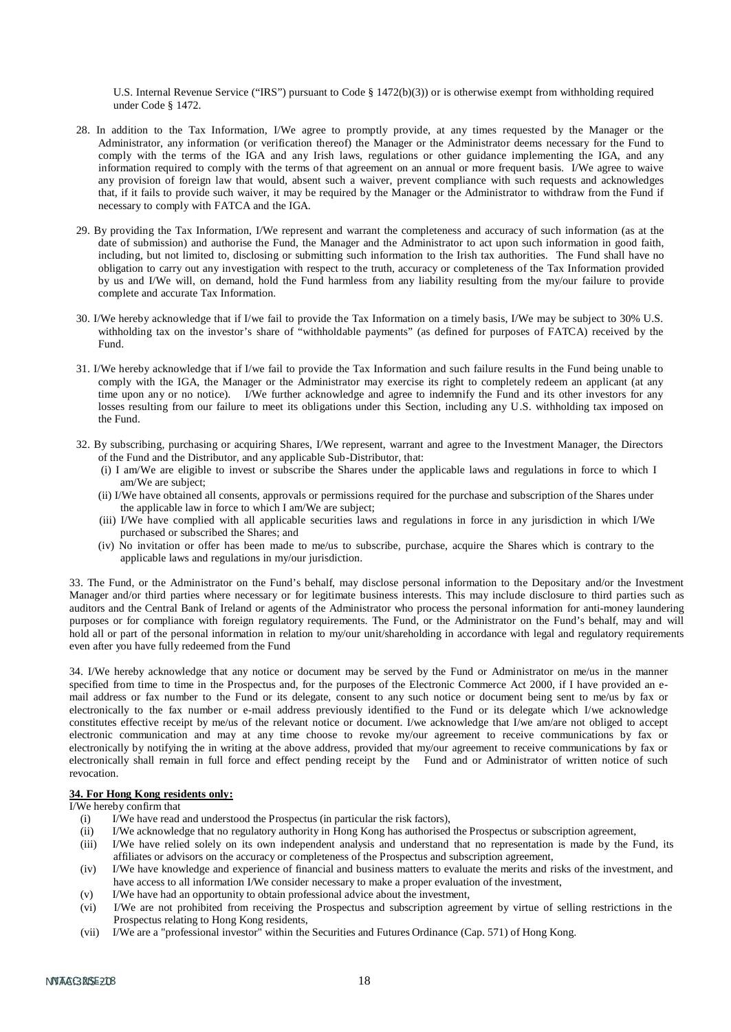U.S. Internal Revenue Service ("IRS") pursuant to Code § 1472(b)(3)) or is otherwise exempt from withholding required under Code § 1472.

28. In addition to the Tax Information, I/We agree to promptly provide, at any times requested by the Manager or the Administrator, any information (or verification thereof) the Manager or the Administrator deems necessary for the Fund to comply with the terms of the IGA and any Irish laws, regulations or other guidance implementing the IGA, and any information required to comply with the terms of that agreement on an annual or more frequent basis. I/We agree to waive any provision of foreign law that would, absent such a waiver, prevent compliance with such requests and acknowledges that, if it fails to provide such waiver, it may be required by the Manager or the Administrator to withdraw from the Fund if necessary to comply with FATCA and the IGA.

29. By providing the Tax Information, I/We represent and warrant the completeness and accuracy of such information (as at the date of submission) and authorise the Fund, the Manager and the Administrator to act upon such information in good faith, including, but not limited to, disclosing or submitting such information to the Irish tax authorities. The Fund shall have no obligation to carry out any investigation with respect to the truth, accuracy or completeness of the Tax Information provided by us and I/We will, on demand, hold the Fund harmless from any liability resulting from the my/our failure to provide complete and accurate Tax Information.

30. I/We hereby acknowledge that if I/we fail to provide the Tax Information on a timely basis, I/We may be subject to 30% U.S. withholding tax on the investor's share of "withholdable payments" (as defined for purposes of FATCA) received by the Fund.

31. I/We hereby acknowledge that if I/we fail to provide the Tax Information and such failure results in the Fund being unable to comply with the IGA, the Manager or the Administrator may exercise its right to completely redeem an applicant (at any time upon any or no notice). I/We further acknowledge and agree to indemnify the Fund and its other investors for any losses resulting from our failure to meet its obligations under this Section, including any U.S. withholding tax imposed on the Fund.

32. By subscribing, purchasing or acquiring Shares, I/We represent, warrant and agree to the Investment Manager, the Directors of the Fund and the Distributor, and any applicable Sub-Distributor, that:
   (i) I am/We are eligible to invest or subscribe the Shares under the applicable laws and regulations in force to which I am/We are subject;
   (ii) I/We have obtained all consents, approvals or permissions required for the purchase and subscription of the Shares under the applicable law in force to which I am/We are subject;
   (iii) I/We have complied with all applicable securities laws and regulations in force in any jurisdiction in which I/We purchased or subscribed the Shares; and
   (iv) No invitation or offer has been made to me/us to subscribe, purchase, acquire the Shares which is contrary to the applicable laws and regulations in my/our jurisdiction.

33. The Fund, or the Administrator on the Fund's behalf, may disclose personal information to the Depositary and/or the Investment Manager and/or third parties where necessary or for legitimate business interests. This may include disclosure to third parties such as auditors and the Central Bank of Ireland or agents of the Administrator who process the personal information for anti-money laundering purposes or for compliance with foreign regulatory requirements. The Fund, or the Administrator on the Fund's behalf, may and will hold all or part of the personal information in relation to my/our unit/shareholding in accordance with legal and regulatory requirements even after you have fully redeemed from the Fund

34. I/We hereby acknowledge that any notice or document may be served by the Fund or Administrator on me/us in the manner specified from time to time in the Prospectus and, for the purposes of the Electronic Commerce Act 2000, if I have provided an e-mail address or fax number to the Fund or its delegate, consent to any such notice or document being sent to me/us by fax or electronically to the fax number or e-mail address previously identified to the Fund or its delegate which I/we acknowledge constitutes effective receipt by me/us of the relevant notice or document. I/we acknowledge that I/we am/are not obliged to accept electronic communication and may at any time choose to revoke my/our agreement to receive communications by fax or electronically by notifying the in writing at the above address, provided that my/our agreement to receive communications by fax or electronically shall remain in full force and effect pending receipt by the Fund and or Administrator of written notice of such revocation.

**34. For Hong Kong residents only:**

I/We hereby confirm that

(i) I/We have read and understood the Prospectus (in particular the risk factors),
(ii) I/We acknowledge that no regulatory authority in Hong Kong has authorised the Prospectus or subscription agreement,
(iii) I/We have relied solely on its own independent analysis and understand that no representation is made by the Fund, its affiliates or advisors on the accuracy or completeness of the Prospectus and subscription agreement,
(iv) I/We have knowledge and experience of financial and business matters to evaluate the merits and risks of the investment, and have access to all information I/We consider necessary to make a proper evaluation of the investment,
(v) I/We have had an opportunity to obtain professional advice about the investment,
(vi) I/We are not prohibited from receiving the Prospectus and subscription agreement by virtue of selling restrictions in the Prospectus relating to Hong Kong residents,
(vii) I/We are a "professional investor" within the Securities and Futures Ordinance (Cap. 571) of Hong Kong.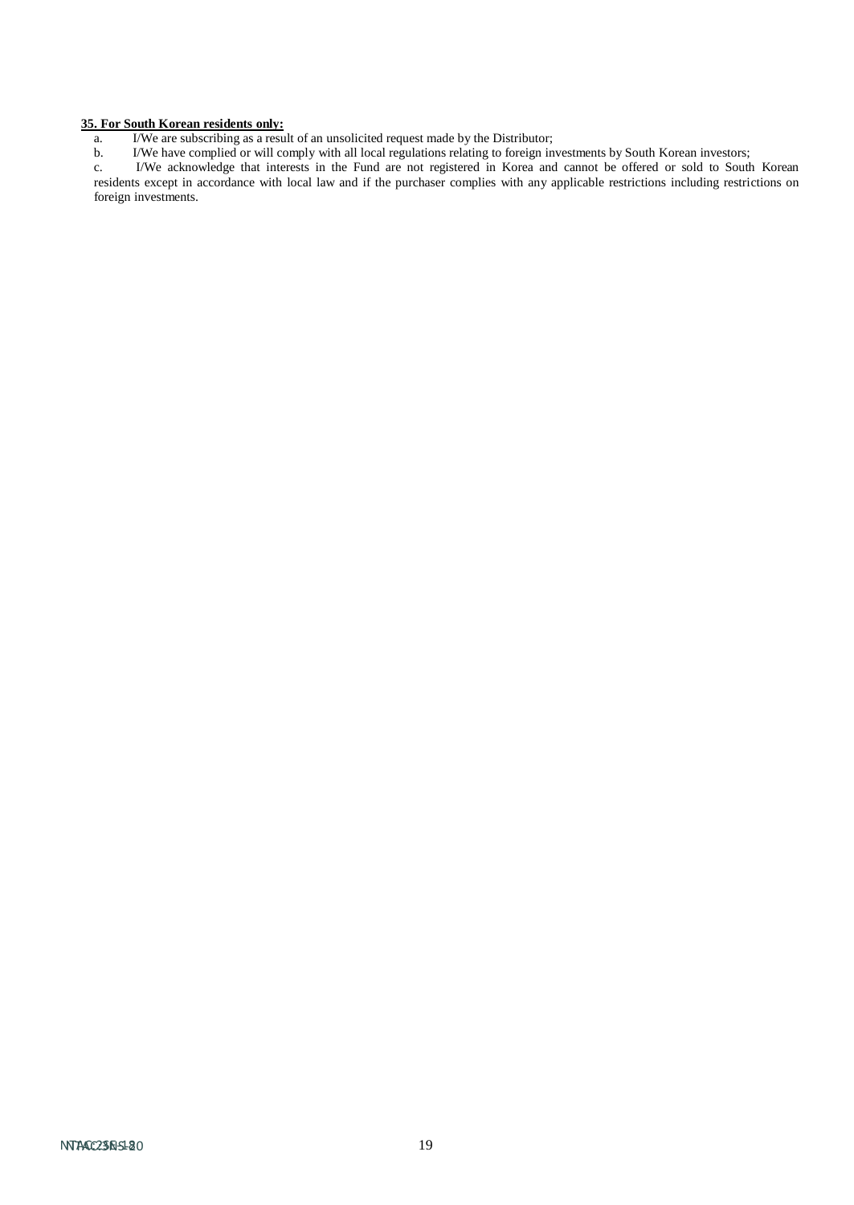**35. For South Korean residents only:**

a. I/We are subscribing as a result of an unsolicited request made by the Distributor;

b. I/We have complied or will comply with all local regulations relating to foreign investments by South Korean investors;

c. I/We acknowledge that interests in the Fund are not registered in Korea and cannot be offered or sold to South Korean residents except in accordance with local law and if the purchaser complies with any applicable restrictions including restrictions on foreign investments.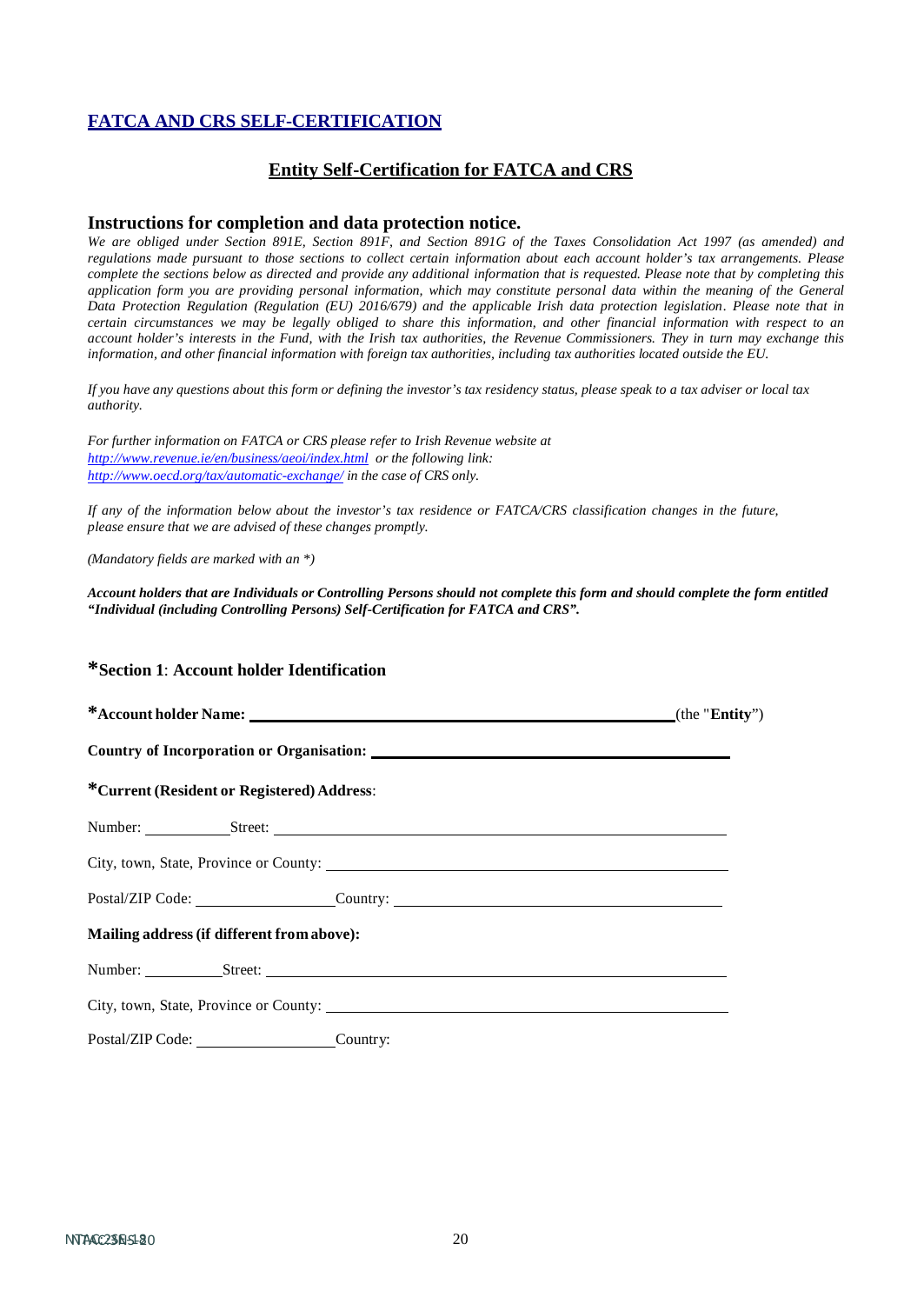## FATCA AND CRS SELF-CERTIFICATION

### Entity Self-Certification for FATCA and CRS

#### Instructions for completion and data protection notice.

*We are obliged under Section 891E, Section 891F, and Section 891G of the Taxes Consolidation Act 1997 (as amended) and regulations made pursuant to those sections to collect certain information about each account holder's tax arrangements. Please complete the sections below as directed and provide any additional information that is requested. Please note that by completing this application form you are providing personal information, which may constitute personal data within the meaning of the General Data Protection Regulation (Regulation (EU) 2016/679) and the applicable Irish data protection legislation. Please note that in certain circumstances we may be legally obliged to share this information, and other financial information with respect to an account holder's interests in the Fund, with the Irish tax authorities, the Revenue Commissioners. They in turn may exchange this information, and other financial information with foreign tax authorities, including tax authorities located outside the EU.*

*If you have any questions about this form or defining the investor's tax residency status, please speak to a tax adviser or local tax authority.*

*For further information on FATCA or CRS please refer to Irish Revenue website at [http://www.revenue.ie/en/business/aeoi/index.html](http://www.revenue.ie/en/business/aeoi/index.html) or the following link: [http://www.oecd.org/tax/automatic-exchange/](http://www.oecd.org/tax/automatic-exchange/) in the case of CRS only.*

*If any of the information below about the investor's tax residence or FATCA/CRS classification changes in the future, please ensure that we are advised of these changes promptly.*

*(Mandatory fields are marked with an *)*

***Account holders that are Individuals or Controlling Persons should not complete this form and should complete the form entitled "Individual (including Controlling Persons) Self-Certification for FATCA and CRS".***

### *Section 1: Account holder Identification

***Account holder Name:** ______________________________ (the "**Entity**")

**Country of Incorporation or Organisation:** ______________________________

***Current (Resident or Registered) Address**:

Number: __________ Street: ______________________________

City, town, State, Province or County: ______________________________

Postal/ZIP Code: ______________ Country: ______________________________

**Mailing address (if different from above):**

Number: __________ Street: ______________________________

City, town, State, Province or County: ______________________________

Postal/ZIP Code: ______________ Country: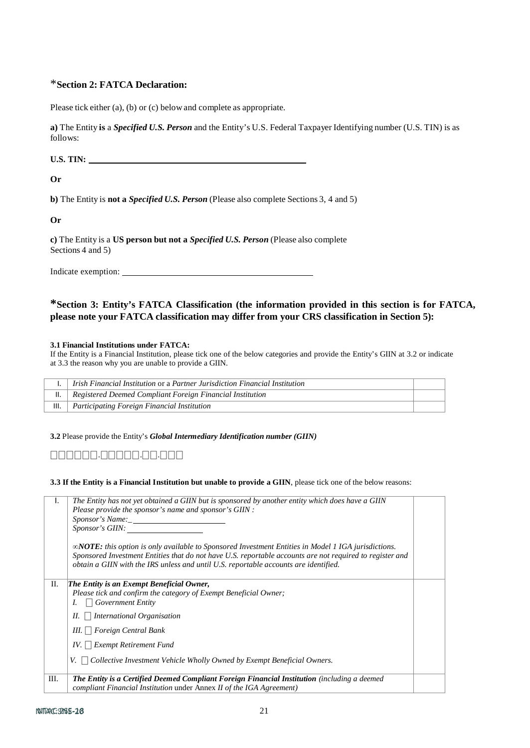## *Section 2: FATCA Declaration:

Please tick either (a), (b) or (c) below and complete as appropriate.

**a)** The Entity **is** a ***Specified U.S. Person*** and the Entity's U.S. Federal Taxpayer Identifying number (U.S. TIN) is as follows:

**U.S. TIN:** \_\_\_\_\_\_\_\_\_\_\_\_\_\_\_\_\_\_\_\_\_\_\_\_\_\_\_\_\_\_\_\_\_\_\_\_\_\_\_\_\_\_\_\_

**Or**

**b)** The Entity is **not a** ***Specified U.S. Person*** (Please also complete Sections 3, 4 and 5)

**Or**

**c)** The Entity is a **US person but not a** ***Specified U.S. Person*** (Please also complete Sections 4 and 5)

Indicate exemption: \_\_\_\_\_\_\_\_\_\_\_\_\_\_\_\_\_\_\_\_\_\_\_\_\_\_\_\_\_\_\_\_\_\_\_\_\_\_\_\_\_\_\_\_

## *Section 3: Entity's FATCA Classification (the information provided in this section is for FATCA, please note your FATCA classification may differ from your CRS classification in Section 5):

**3.1 Financial Institutions under FATCA:**
If the Entity is a Financial Institution, please tick one of the below categories and provide the Entity's GIIN at 3.2 or indicate at 3.3 the reason why you are unable to provide a GIIN.

| | | |
|---|---|---|
| I. | *Irish Financial Institution* or a *Partner Jurisdiction Financial Institution* | |
| II. | *Registered Deemed Compliant Foreign Financial Institution* | |
| III. | *Participating Foreign Financial Institution* | |

**3.2** Please provide the Entity's ***Global Intermediary Identification number (GIIN)***

□□□□□□.□□□□□.□□.□□□

**3.3 If the Entity is a Financial Institution but unable to provide a GIIN**, please tick one of the below reasons:

| | | |
|---|---|---|
| I. | *The Entity has not yet obtained a GIIN but is sponsored by another entity which does have a GIIN*<br>*Please provide the sponsor's name and sponsor's GIIN :*<br>*Sponsor's Name:* \_\_\_\_\_\_\_\_\_\_\_\_\_\_\_\_\_\_\_\_<br>*Sponsor's GIIN:* \_\_\_\_\_\_\_\_\_\_\_\_\_\_\_\_\_\_\_\_<br><br>∞***NOTE:*** *this option is only available to Sponsored Investment Entities in Model 1 IGA jurisdictions. Sponsored Investment Entities that do not have U.S. reportable accounts are not required to register and obtain a GIIN with the IRS unless and until U.S. reportable accounts are identified.* | |
| II. | ***The Entity is an Exempt Beneficial Owner,***<br>*Please tick and confirm the category of Exempt Beneficial Owner;*<br>*I.* □ *Government Entity*<br>*II.* □ *International Organisation*<br>*III.* □ *Foreign Central Bank*<br>*IV.* □ *Exempt Retirement Fund*<br>*V.* □ *Collective Investment Vehicle Wholly Owned by Exempt Beneficial Owners.* | |
| III. | ***The Entity is a Certified Deemed Compliant Foreign Financial Institution*** *(including a deemed compliant Financial Institution* under *Annex II of the IGA Agreement)* | |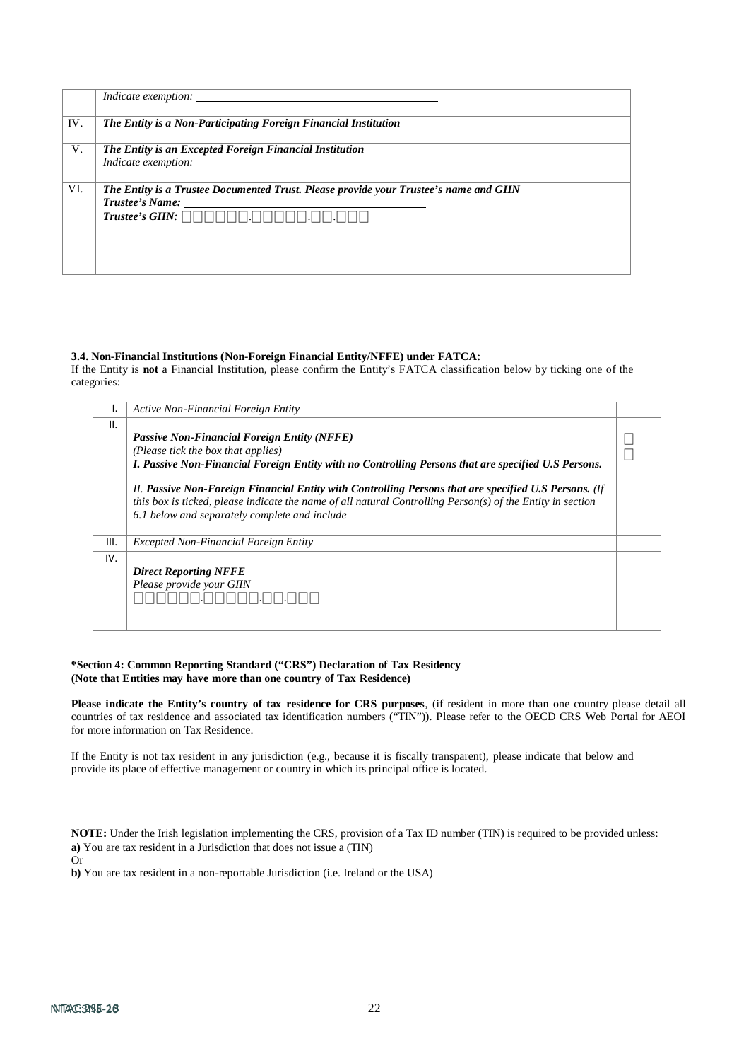| | | |
|---|---|---|
| | *Indicate exemption:* ___________________ | |
| IV. | ***The Entity is a Non-Participating Foreign Financial Institution*** | |
| V. | ***The Entity is an Excepted Foreign Financial Institution***<br>*Indicate exemption:* ___________________ | |
| VI. | ***The Entity is a Trustee Documented Trust. Please provide your Trustee's name and GIIN***<br>***Trustee's Name:*** ___________________<br>***Trustee's GIIN:*** □□□□□□.□□□□□.□□.□□□ | |

**3.4. Non-Financial Institutions (Non-Foreign Financial Entity/NFFE) under FATCA:**
If the Entity is **not** a Financial Institution, please confirm the Entity's FATCA classification below by ticking one of the categories:

| | | |
|---|---|---|
| I. | *Active Non-Financial Foreign Entity* | |
| II. | ***Passive Non-Financial Foreign Entity (NFFE)***<br>*(Please tick the box that applies)*<br>***I. Passive Non-Financial Foreign Entity with no Controlling Persons that are specified U.S Persons.***<br><br>*II. **Passive Non-Foreign Financial Entity with Controlling Persons that are specified U.S Persons.** (If this box is ticked, please indicate the name of all natural Controlling Person(s) of the Entity in section 6.1 below and separately complete and include* | □<br>□ |
| III. | *Excepted Non-Financial Foreign Entity* | |
| IV. | ***Direct Reporting NFFE***<br>*Please provide your GIIN*<br>□□□□□□.□□□□□.□□.□□□ | |

**\*Section 4: Common Reporting Standard ("CRS") Declaration of Tax Residency**
**(Note that Entities may have more than one country of Tax Residence)**

**Please indicate the Entity's country of tax residence for CRS purposes**, (if resident in more than one country please detail all countries of tax residence and associated tax identification numbers ("TIN")). Please refer to the OECD CRS Web Portal for AEOI for more information on Tax Residence.

If the Entity is not tax resident in any jurisdiction (e.g., because it is fiscally transparent), please indicate that below and provide its place of effective management or country in which its principal office is located.

**NOTE:** Under the Irish legislation implementing the CRS, provision of a Tax ID number (TIN) is required to be provided unless:
**a)** You are tax resident in a Jurisdiction that does not issue a (TIN)
Or
**b)** You are tax resident in a non-reportable Jurisdiction (i.e. Ireland or the USA)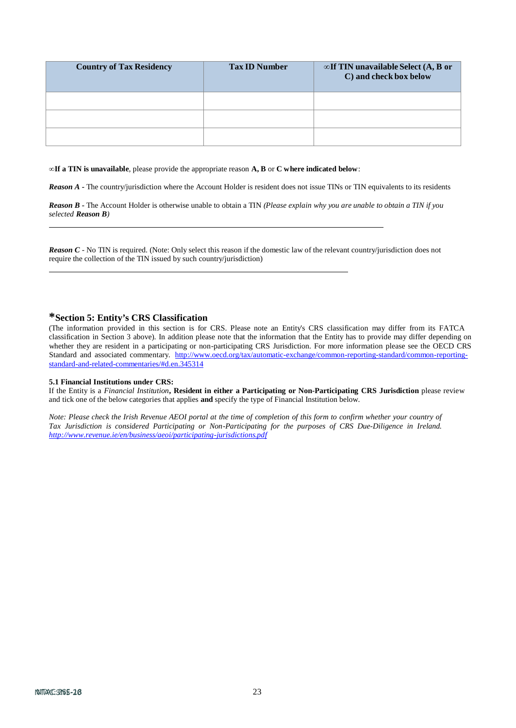| Country of Tax Residency | Tax ID Number | ∞If TIN unavailable Select (A, B or C) and check box below |
| --- | --- | --- |
| | | |
| | | |
| | | |

∞**If a TIN is unavailable**, please provide the appropriate reason **A, B** or **C where indicated below**:

***Reason A*** - The country/jurisdiction where the Account Holder is resident does not issue TINs or TIN equivalents to its residents

***Reason B*** - The Account Holder is otherwise unable to obtain a TIN *(Please explain why you are unable to obtain a TIN if you selected **Reason B**)*

______________________________________________________________________________

***Reason C*** - No TIN is required. (Note: Only select this reason if the domestic law of the relevant country/jurisdiction does not require the collection of the TIN issued by such country/jurisdiction)

______________________________________________________________________________

## *Section 5: Entity's CRS Classification

(The information provided in this section is for CRS. Please note an Entity's CRS classification may differ from its FATCA classification in Section 3 above). In addition please note that the information that the Entity has to provide may differ depending on whether they are resident in a participating or non-participating CRS Jurisdiction. For more information please see the OECD CRS Standard and associated commentary. [http://www.oecd.org/tax/automatic-exchange/common-reporting-standard/common-reporting-standard-and-related-commentaries/#d.en.345314](http://www.oecd.org/tax/automatic-exchange/common-reporting-standard/common-reporting-standard-and-related-commentaries/#d.en.345314)

**5.1 Financial Institutions under CRS:**

If the Entity is a *Financial Institution*, **Resident in either a Participating or Non-Participating CRS Jurisdiction** please review and tick one of the below categories that applies **and** specify the type of Financial Institution below.

*Note: Please check the Irish Revenue AEOI portal at the time of completion of this form to confirm whether your country of Tax Jurisdiction is considered Participating or Non-Participating for the purposes of CRS Due-Diligence in Ireland. [http://www.revenue.ie/en/business/aeoi/participating-jurisdictions.pdf](http://www.revenue.ie/en/business/aeoi/participating-jurisdictions.pdf)*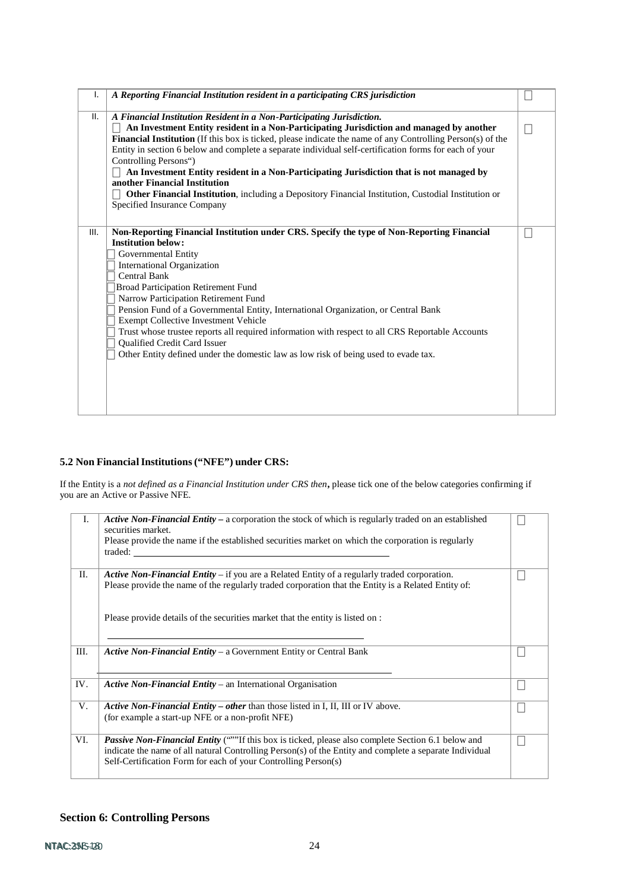| | | |
|---|---|---|
| I. | ***A Reporting Financial Institution resident in a participating CRS jurisdiction*** | ☐ |
| II. | ***A Financial Institution Resident in a Non-Participating Jurisdiction.***<br>☐ **An Investment Entity resident in a Non-Participating Jurisdiction and managed by another Financial Institution** (If this box is ticked, please indicate the name of any Controlling Person(s) of the Entity in section 6 below and complete a separate individual self-certification forms for each of your Controlling Persons")<br>☐ **An Investment Entity resident in a Non-Participating Jurisdiction that is not managed by another Financial Institution**<br>☐ **Other Financial Institution**, including a Depository Financial Institution, Custodial Institution or Specified Insurance Company | ☐ |
| III. | **Non-Reporting Financial Institution under CRS. Specify the type of Non-Reporting Financial Institution below:**<br>☐ Governmental Entity<br>☐ International Organization<br>☐ Central Bank<br>☐ Broad Participation Retirement Fund<br>☐ Narrow Participation Retirement Fund<br>☐ Pension Fund of a Governmental Entity, International Organization, or Central Bank<br>☐ Exempt Collective Investment Vehicle<br>☐ Trust whose trustee reports all required information with respect to all CRS Reportable Accounts<br>☐ Qualified Credit Card Issuer<br>☐ Other Entity defined under the domestic law as low risk of being used to evade tax. | ☐ |

### 5.2 Non Financial Institutions ("NFE") under CRS:

If the Entity is a *not defined as a Financial Institution under CRS then***,** please tick one of the below categories confirming if you are an Active or Passive NFE.

| | | |
|---|---|---|
| I. | ***Active Non-Financial Entity* –** a corporation the stock of which is regularly traded on an established securities market.<br>Please provide the name if the established securities market on which the corporation is regularly traded: ______________________________ | ☐ |
| II. | ***Active Non-Financial Entity*** – if you are a Related Entity of a regularly traded corporation.<br>Please provide the name of the regularly traded corporation that the Entity is a Related Entity of:<br><br>Please provide details of the securities market that the entity is listed on :<br>______________________________ | ☐ |
| III. | ***Active Non-Financial Entity*** – a Government Entity or Central Bank<br>______________________________ | ☐ |
| IV. | ***Active Non-Financial Entity*** – an International Organisation | ☐ |
| V. | ***Active Non-Financial Entity – other*** than those listed in I, II, III or IV above.<br>(for example a start-up NFE or a non-profit NFE) | ☐ |
| VI. | ***Passive Non-Financial Entity*** ("""If this box is ticked, please also complete Section 6.1 below and indicate the name of all natural Controlling Person(s) of the Entity and complete a separate Individual Self-Certification Form for each of your Controlling Person(s) | ☐ |

## Section 6: Controlling Persons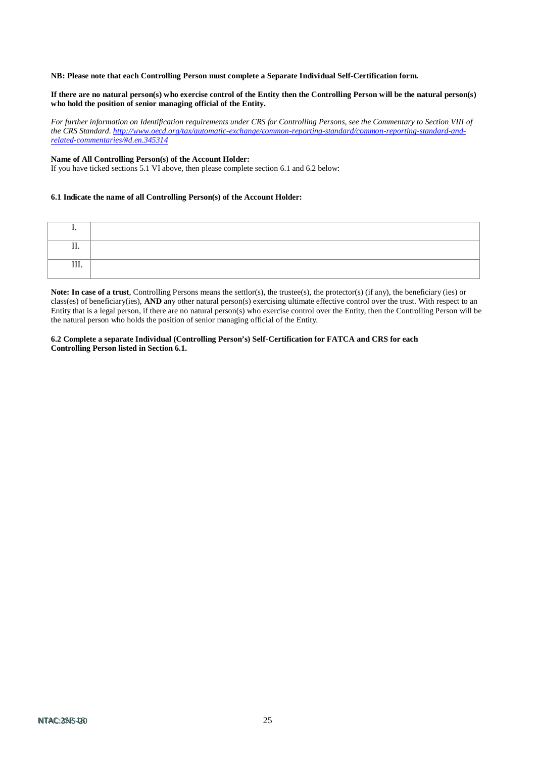**NB: Please note that each Controlling Person must complete a Separate Individual Self-Certification form.**

**If there are no natural person(s) who exercise control of the Entity then the Controlling Person will be the natural person(s) who hold the position of senior managing official of the Entity.**

*For further information on Identification requirements under CRS for Controlling Persons, see the Commentary to Section VIII of the CRS Standard. [http://www.oecd.org/tax/automatic-exchange/common-reporting-standard/common-reporting-standard-and-related-commentaries/#d.en.345314](http://www.oecd.org/tax/automatic-exchange/common-reporting-standard/common-reporting-standard-and-related-commentaries/#d.en.345314)*

**Name of All Controlling Person(s) of the Account Holder:**
If you have ticked sections 5.1 VI above, then please complete section 6.1 and 6.2 below:

**6.1 Indicate the name of all Controlling Person(s) of the Account Holder:**

| | |
|---|---|
| I. | |
| II. | |
| III. | |

**Note: In case of a trust**, Controlling Persons means the settlor(s), the trustee(s), the protector(s) (if any), the beneficiary (ies) or class(es) of beneficiary(ies), **AND** any other natural person(s) exercising ultimate effective control over the trust. With respect to an Entity that is a legal person, if there are no natural person(s) who exercise control over the Entity, then the Controlling Person will be the natural person who holds the position of senior managing official of the Entity.

**6.2 Complete a separate Individual (Controlling Person's) Self-Certification for FATCA and CRS for each Controlling Person listed in Section 6.1.**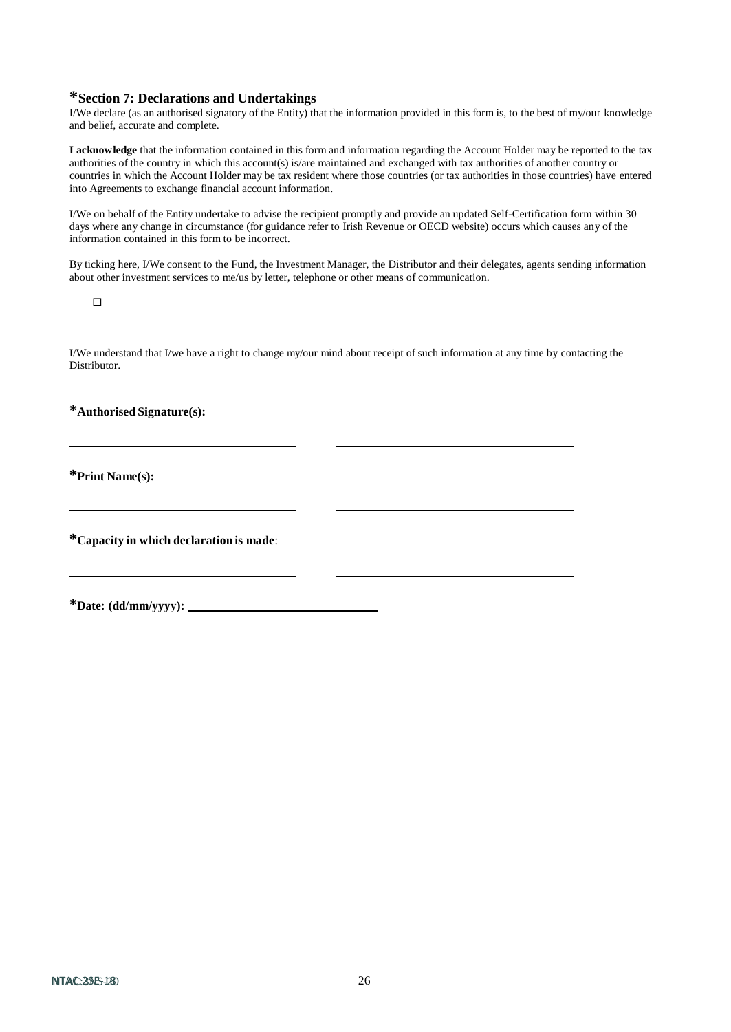## *Section 7: Declarations and Undertakings

I/We declare (as an authorised signatory of the Entity) that the information provided in this form is, to the best of my/our knowledge and belief, accurate and complete.

**I acknowledge** that the information contained in this form and information regarding the Account Holder may be reported to the tax authorities of the country in which this account(s) is/are maintained and exchanged with tax authorities of another country or countries in which the Account Holder may be tax resident where those countries (or tax authorities in those countries) have entered into Agreements to exchange financial account information.

I/We on behalf of the Entity undertake to advise the recipient promptly and provide an updated Self-Certification form within 30 days where any change in circumstance (for guidance refer to Irish Revenue or OECD website) occurs which causes any of the information contained in this form to be incorrect.

By ticking here, I/We consent to the Fund, the Investment Manager, the Distributor and their delegates, agents sending information about other investment services to me/us by letter, telephone or other means of communication.

☐

I/We understand that I/we have a right to change my/our mind about receipt of such information at any time by contacting the Distributor.

**\*Authorised Signature(s):**

\_\_\_\_\_\_\_\_\_\_\_\_\_\_\_\_\_\_\_\_\_\_\_\_\_\_\_\_\_\_ \_\_\_\_\_\_\_\_\_\_\_\_\_\_\_\_\_\_\_\_\_\_\_\_\_\_\_\_\_\_

**\*Print Name(s):**

\_\_\_\_\_\_\_\_\_\_\_\_\_\_\_\_\_\_\_\_\_\_\_\_\_\_\_\_\_\_ \_\_\_\_\_\_\_\_\_\_\_\_\_\_\_\_\_\_\_\_\_\_\_\_\_\_\_\_\_\_

**\*Capacity in which declaration is made**:

\_\_\_\_\_\_\_\_\_\_\_\_\_\_\_\_\_\_\_\_\_\_\_\_\_\_\_\_\_\_ \_\_\_\_\_\_\_\_\_\_\_\_\_\_\_\_\_\_\_\_\_\_\_\_\_\_\_\_\_\_

**\*Date: (dd/mm/yyyy):** \_\_\_\_\_\_\_\_\_\_\_\_\_\_\_\_\_\_\_\_\_\_\_\_\_\_\_\_\_\_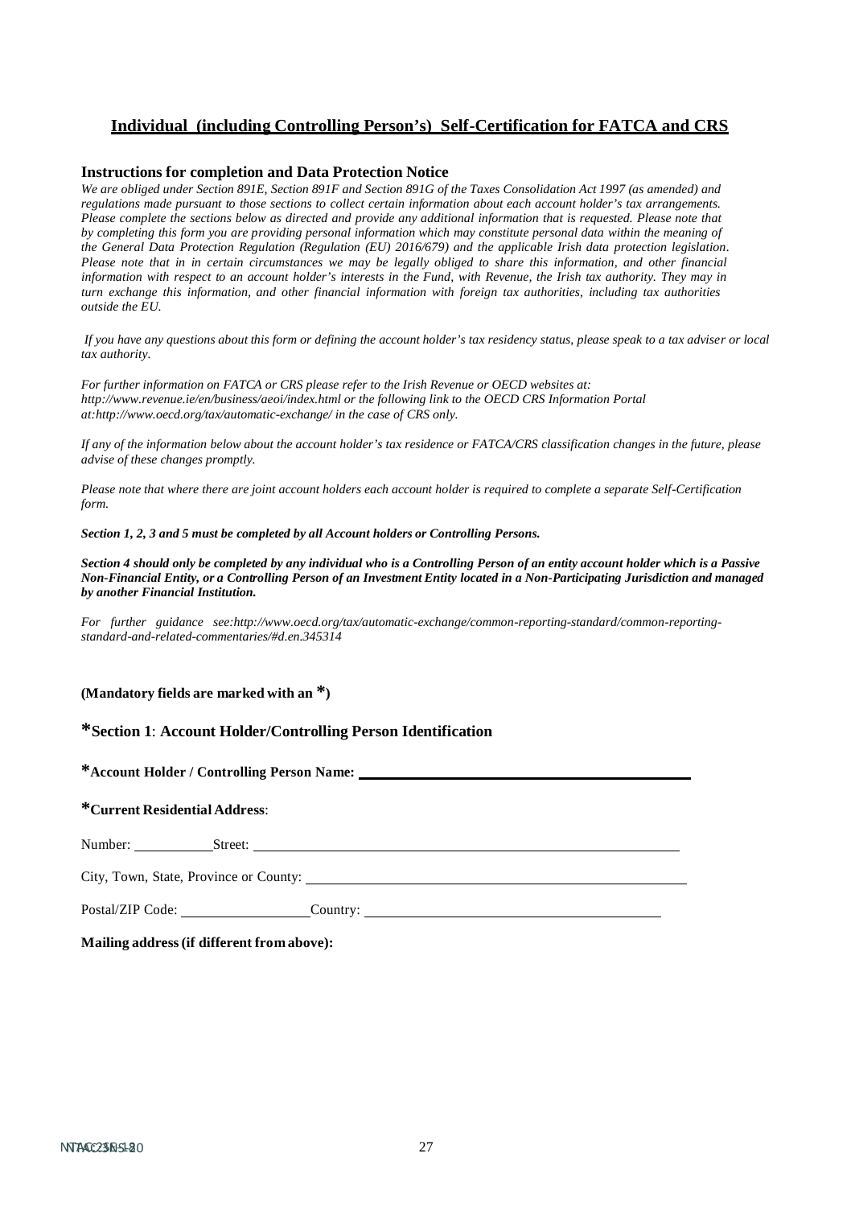## Individual (including Controlling Person's) Self-Certification for FATCA and CRS

### Instructions for completion and Data Protection Notice

*We are obliged under Section 891E, Section 891F and Section 891G of the Taxes Consolidation Act 1997 (as amended) and regulations made pursuant to those sections to collect certain information about each account holder's tax arrangements. Please complete the sections below as directed and provide any additional information that is requested. Please note that by completing this form you are providing personal information which may constitute personal data within the meaning of the General Data Protection Regulation (Regulation (EU) 2016/679) and the applicable Irish data protection legislation. Please note that in in certain circumstances we may be legally obliged to share this information, and other financial information with respect to an account holder's interests in the Fund, with Revenue, the Irish tax authority. They may in turn exchange this information, and other financial information with foreign tax authorities, including tax authorities outside the EU.*

*If you have any questions about this form or defining the account holder's tax residency status, please speak to a tax adviser or local tax authority.*

*For further information on FATCA or CRS please refer to the Irish Revenue or OECD websites at: http://www.revenue.ie/en/business/aeoi/index.html or the following link to the OECD CRS Information Portal at:http://www.oecd.org/tax/automatic-exchange/ in the case of CRS only.*

*If any of the information below about the account holder's tax residence or FATCA/CRS classification changes in the future, please advise of these changes promptly.*

*Please note that where there are joint account holders each account holder is required to complete a separate Self-Certification form.*

***Section 1, 2, 3 and 5 must be completed by all Account holders or Controlling Persons.***

***Section 4 should only be completed by any individual who is a Controlling Person of an entity account holder which is a Passive Non-Financial Entity, or a Controlling Person of an Investment Entity located in a Non-Participating Jurisdiction and managed by another Financial Institution.***

*For further guidance see:http://www.oecd.org/tax/automatic-exchange/common-reporting-standard/common-reporting-standard-and-related-commentaries/#d.en.345314*

**(Mandatory fields are marked with an *)**

### *Section 1: Account Holder/Controlling Person Identification

***Account Holder / Controlling Person Name:** ______________________________

***Current Residential Address**:

Number: __________ Street: ______________________________

City, Town, State, Province or County: ______________________________

Postal/ZIP Code: ______________ Country: ______________________________

**Mailing address (if different from above):**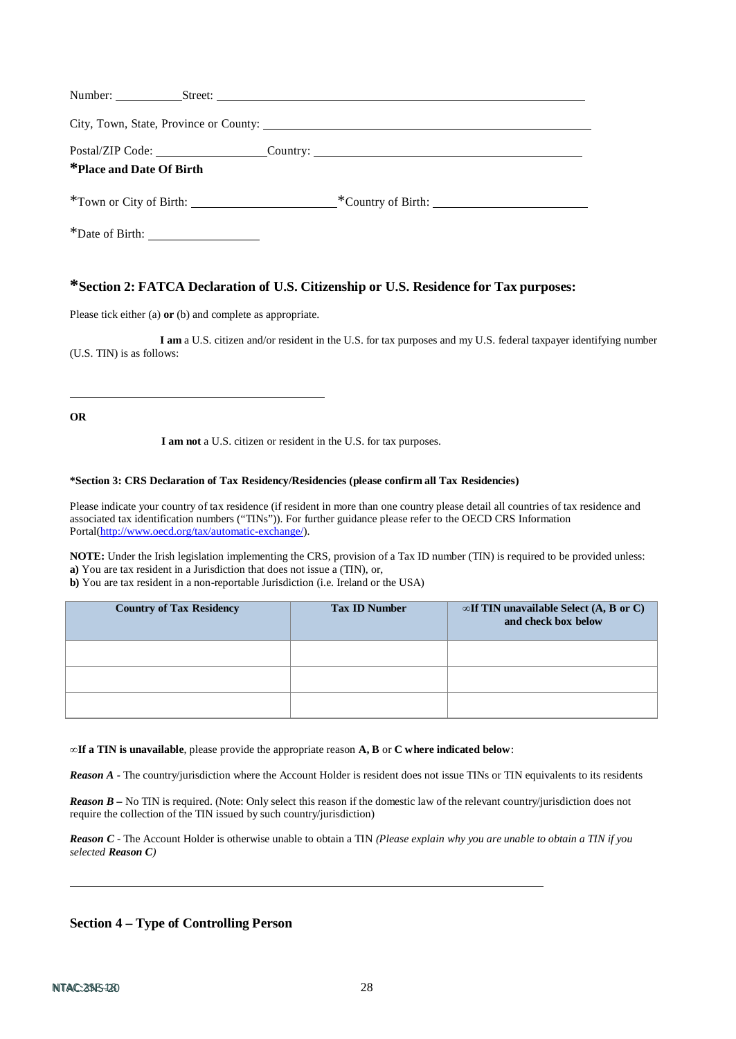Number: ___________ Street: ___________________________________________

City, Town, State, Province or County: ___________________________________

Postal/ZIP Code: ___________________ Country: ___________________________

**\*Place and Date Of Birth**

\*Town or City of Birth: ______________________ \*Country of Birth: ______________________

\*Date of Birth: ________________

## \*Section 2: FATCA Declaration of U.S. Citizenship or U.S. Residence for Tax purposes:

Please tick either (a) **or** (b) and complete as appropriate.

**I am** a U.S. citizen and/or resident in the U.S. for tax purposes and my U.S. federal taxpayer identifying number (U.S. TIN) is as follows:

______________________________________________

**OR**

**I am not** a U.S. citizen or resident in the U.S. for tax purposes.

**\*Section 3: CRS Declaration of Tax Residency/Residencies (please confirm all Tax Residencies)**

Please indicate your country of tax residence (if resident in more than one country please detail all countries of tax residence and associated tax identification numbers ("TINs")). For further guidance please refer to the OECD CRS Information Portal(http://www.oecd.org/tax/automatic-exchange/).

**NOTE:** Under the Irish legislation implementing the CRS, provision of a Tax ID number (TIN) is required to be provided unless:
**a)** You are tax resident in a Jurisdiction that does not issue a (TIN), or,
**b)** You are tax resident in a non-reportable Jurisdiction (i.e. Ireland or the USA)

| Country of Tax Residency | Tax ID Number | ∞If TIN unavailable Select (A, B or C) and check box below |
|---|---|---|
| | | |
| | | |
| | | |

∞**If a TIN is unavailable**, please provide the appropriate reason **A, B** or **C where indicated below**:

***Reason A*** - The country/jurisdiction where the Account Holder is resident does not issue TINs or TIN equivalents to its residents

***Reason B*** – No TIN is required. (Note: Only select this reason if the domestic law of the relevant country/jurisdiction does not require the collection of the TIN issued by such country/jurisdiction)

***Reason C*** - The Account Holder is otherwise unable to obtain a TIN *(Please explain why you are unable to obtain a TIN if you selected **Reason C**)*

______________________________________________________________________

## Section 4 – Type of Controlling Person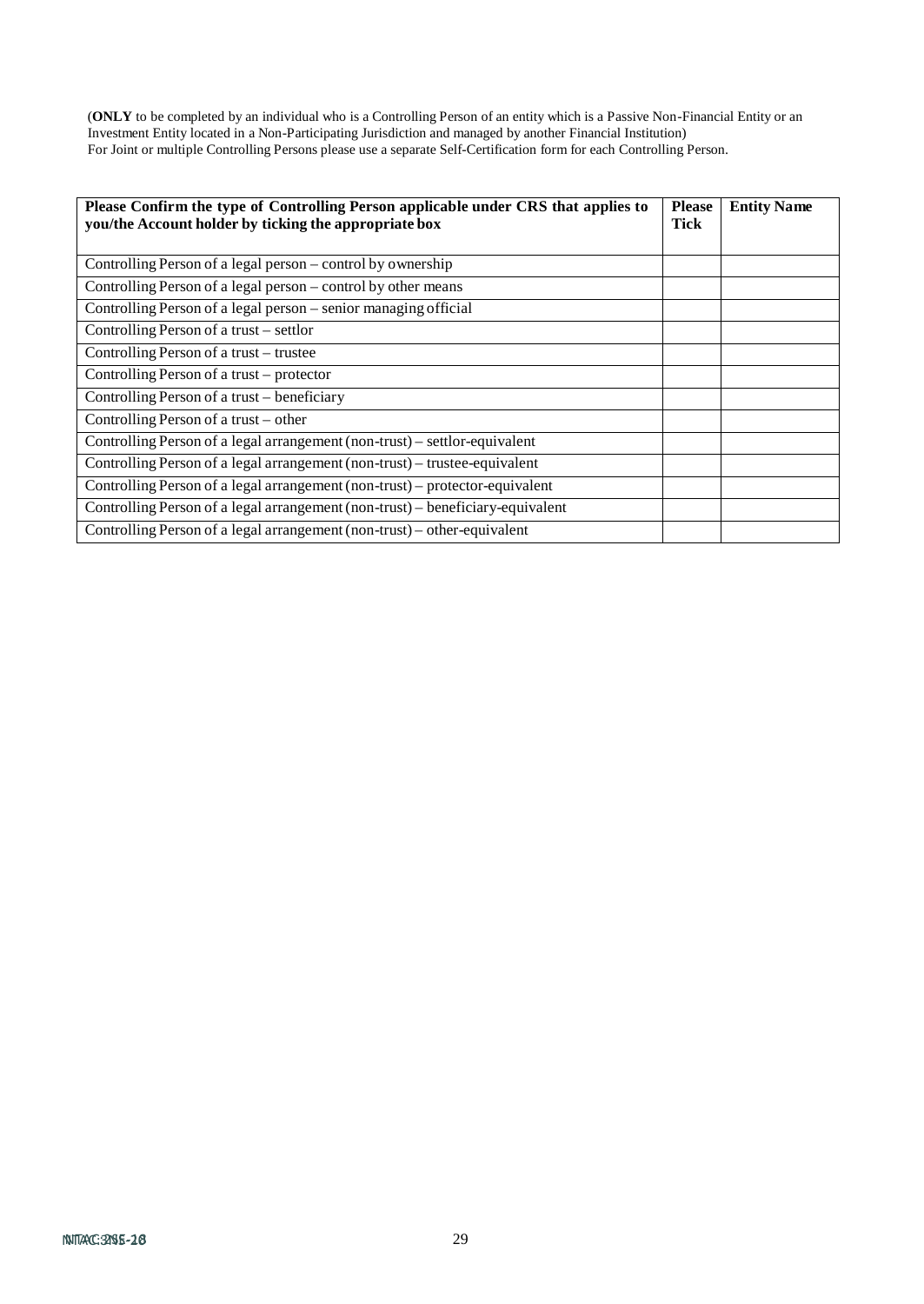(**ONLY** to be completed by an individual who is a Controlling Person of an entity which is a Passive Non-Financial Entity or an Investment Entity located in a Non-Participating Jurisdiction and managed by another Financial Institution)
For Joint or multiple Controlling Persons please use a separate Self-Certification form for each Controlling Person.

| **Please Confirm the type of Controlling Person applicable under CRS that applies to you/the Account holder by ticking the appropriate box** | **Please Tick** | **Entity Name** |
|---|---|---|
| Controlling Person of a legal person – control by ownership | | |
| Controlling Person of a legal person – control by other means | | |
| Controlling Person of a legal person – senior managing official | | |
| Controlling Person of a trust – settlor | | |
| Controlling Person of a trust – trustee | | |
| Controlling Person of a trust – protector | | |
| Controlling Person of a trust – beneficiary | | |
| Controlling Person of a trust – other | | |
| Controlling Person of a legal arrangement (non-trust) – settlor-equivalent | | |
| Controlling Person of a legal arrangement (non-trust) – trustee-equivalent | | |
| Controlling Person of a legal arrangement (non-trust) – protector-equivalent | | |
| Controlling Person of a legal arrangement (non-trust) – beneficiary-equivalent | | |
| Controlling Person of a legal arrangement (non-trust) – other-equivalent | | |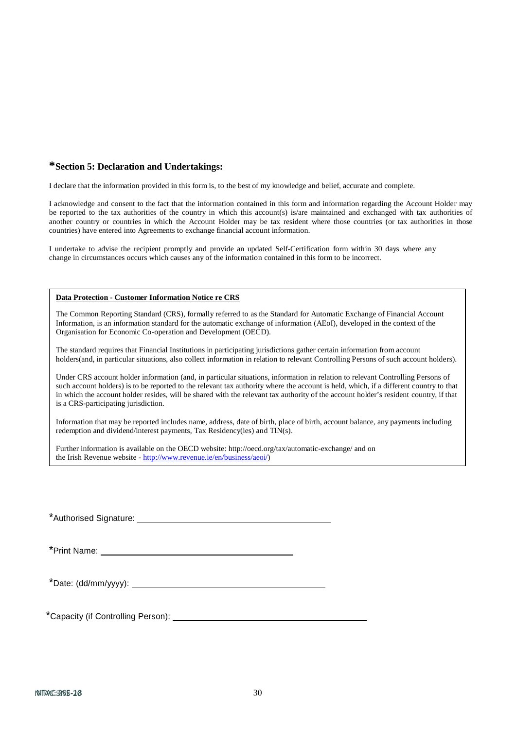## *Section 5: Declaration and Undertakings:

I declare that the information provided in this form is, to the best of my knowledge and belief, accurate and complete.

I acknowledge and consent to the fact that the information contained in this form and information regarding the Account Holder may be reported to the tax authorities of the country in which this account(s) is/are maintained and exchanged with tax authorities of another country or countries in which the Account Holder may be tax resident where those countries (or tax authorities in those countries) have entered into Agreements to exchange financial account information.

I undertake to advise the recipient promptly and provide an updated Self-Certification form within 30 days where any change in circumstances occurs which causes any of the information contained in this form to be incorrect.

**Data Protection - Customer Information Notice re CRS**

The Common Reporting Standard (CRS), formally referred to as the Standard for Automatic Exchange of Financial Account Information, is an information standard for the automatic exchange of information (AEoI), developed in the context of the Organisation for Economic Co-operation and Development (OECD).

The standard requires that Financial Institutions in participating jurisdictions gather certain information from account holders(and, in particular situations, also collect information in relation to relevant Controlling Persons of such account holders).

Under CRS account holder information (and, in particular situations, information in relation to relevant Controlling Persons of such account holders) is to be reported to the relevant tax authority where the account is held, which, if a different country to that in which the account holder resides, will be shared with the relevant tax authority of the account holder's resident country, if that is a CRS-participating jurisdiction.

Information that may be reported includes name, address, date of birth, place of birth, account balance, any payments including redemption and dividend/interest payments, Tax Residency(ies) and TIN(s).

Further information is available on the OECD website: http://oecd.org/tax/automatic-exchange/ and on the Irish Revenue website - http://www.revenue.ie/en/business/aeoi/)

*Authorised Signature: ______________________________

*Print Name: ______________________________

*Date: (dd/mm/yyyy): ______________________________

*Capacity (if Controlling Person): ______________________________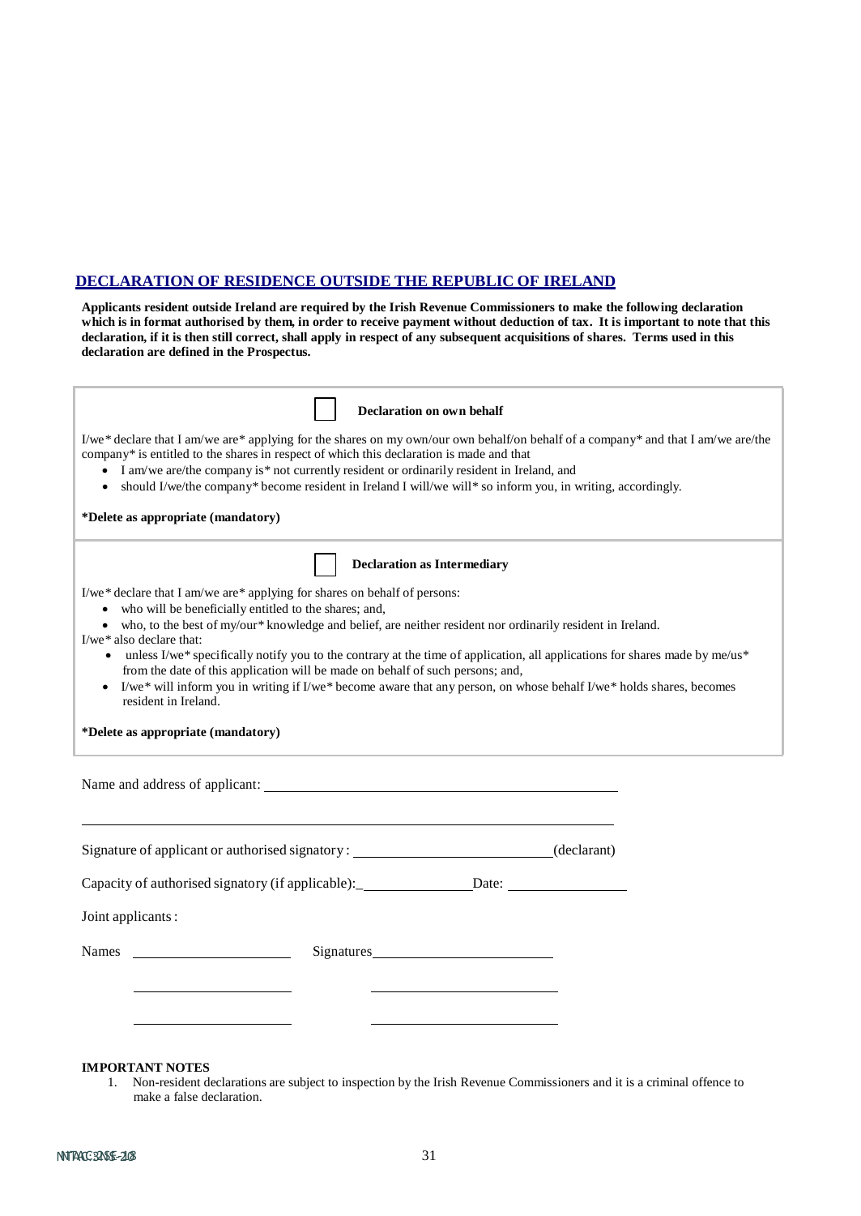## DECLARATION OF RESIDENCE OUTSIDE THE REPUBLIC OF IRELAND

**Applicants resident outside Ireland are required by the Irish Revenue Commissioners to make the following declaration which is in format authorised by them, in order to receive payment without deduction of tax. It is important to note that this declaration, if it is then still correct, shall apply in respect of any subsequent acquisitions of shares. Terms used in this declaration are defined in the Prospectus.**

☐ **Declaration on own behalf**

I/we* declare that I am/we are* applying for the shares on my own/our own behalf/on behalf of a company* and that I am/we are/the company* is entitled to the shares in respect of which this declaration is made and that

- I am/we are/the company is* not currently resident or ordinarily resident in Ireland, and
- should I/we/the company* become resident in Ireland I will/we will* so inform you, in writing, accordingly.

**\*Delete as appropriate (mandatory)**

☐ **Declaration as Intermediary**

I/we* declare that I am/we are* applying for shares on behalf of persons:

- who will be beneficially entitled to the shares; and,
- who, to the best of my/our* knowledge and belief, are neither resident nor ordinarily resident in Ireland.

I/we* also declare that:

- unless I/we* specifically notify you to the contrary at the time of application, all applications for shares made by me/us* from the date of this application will be made on behalf of such persons; and,
- I/we* will inform you in writing if I/we* become aware that any person, on whose behalf I/we* holds shares, becomes resident in Ireland.

**\*Delete as appropriate (mandatory)**

Name and address of applicant: ______________________________

______________________________

Signature of applicant or authorised signatory: ______________________________ (declarant)

Capacity of authorised signatory (if applicable): ________________ Date: ________________

Joint applicants:

Names ________________ Signatures ________________

________________ ________________

________________ ________________

**IMPORTANT NOTES**

1. Non-resident declarations are subject to inspection by the Irish Revenue Commissioners and it is a criminal offence to make a false declaration.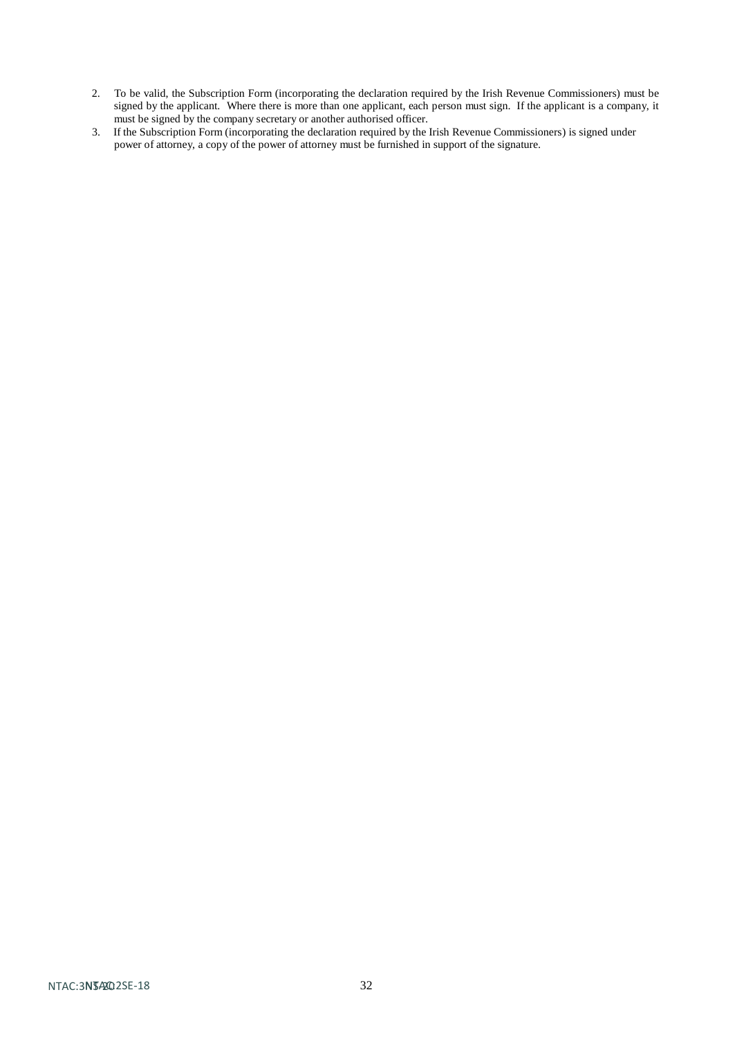2. To be valid, the Subscription Form (incorporating the declaration required by the Irish Revenue Commissioners) must be signed by the applicant. Where there is more than one applicant, each person must sign. If the applicant is a company, it must be signed by the company secretary or another authorised officer.
3. If the Subscription Form (incorporating the declaration required by the Irish Revenue Commissioners) is signed under power of attorney, a copy of the power of attorney must be furnished in support of the signature.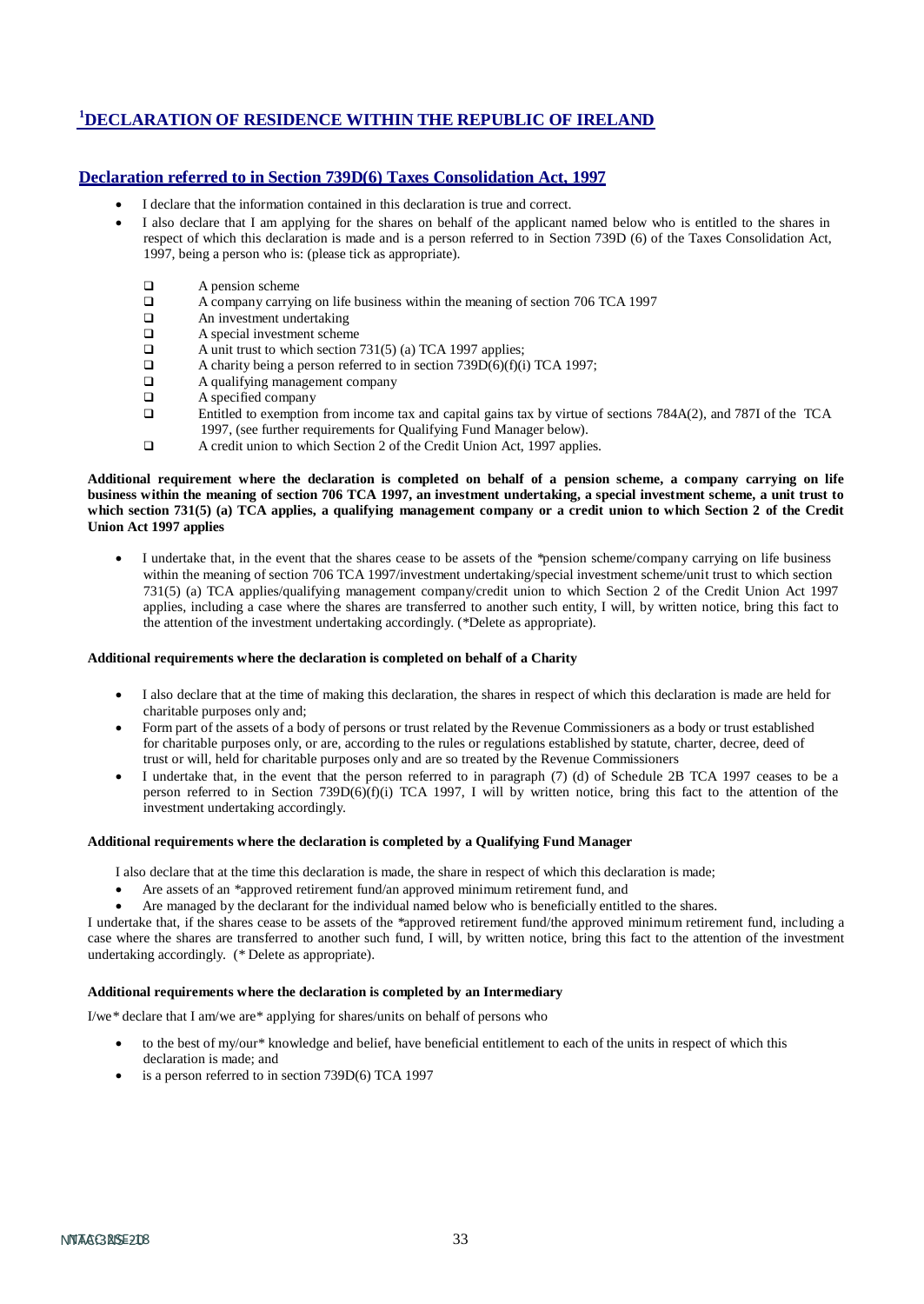# [1]DECLARATION OF RESIDENCE WITHIN THE REPUBLIC OF IRELAND

## Declaration referred to in Section 739D(6) Taxes Consolidation Act, 1997

- I declare that the information contained in this declaration is true and correct.
- I also declare that I am applying for the shares on behalf of the applicant named below who is entitled to the shares in respect of which this declaration is made and is a person referred to in Section 739D (6) of the Taxes Consolidation Act, 1997, being a person who is: (please tick as appropriate).

  - ❑ A pension scheme
  - ❑ A company carrying on life business within the meaning of section 706 TCA 1997
  - ❑ An investment undertaking
  - ❑ A special investment scheme
  - ❑ A unit trust to which section 731(5) (a) TCA 1997 applies;
  - ❑ A charity being a person referred to in section 739D(6)(f)(i) TCA 1997;
  - ❑ A qualifying management company
  - ❑ A specified company
  - ❑ Entitled to exemption from income tax and capital gains tax by virtue of sections 784A(2), and 787I of the TCA 1997, (see further requirements for Qualifying Fund Manager below).
  - ❑ A credit union to which Section 2 of the Credit Union Act, 1997 applies.

**Additional requirement where the declaration is completed on behalf of a pension scheme, a company carrying on life business within the meaning of section 706 TCA 1997, an investment undertaking, a special investment scheme, a unit trust to which section 731(5) (a) TCA applies, a qualifying management company or a credit union to which Section 2 of the Credit Union Act 1997 applies**

- I undertake that, in the event that the shares cease to be assets of the *pension scheme/company carrying on life business within the meaning of section 706 TCA 1997/investment undertaking/special investment scheme/unit trust to which section 731(5) (a) TCA applies/qualifying management company/credit union to which Section 2 of the Credit Union Act 1997 applies, including a case where the shares are transferred to another such entity, I will, by written notice, bring this fact to the attention of the investment undertaking accordingly. (*Delete as appropriate).

**Additional requirements where the declaration is completed on behalf of a Charity**

- I also declare that at the time of making this declaration, the shares in respect of which this declaration is made are held for charitable purposes only and;
- Form part of the assets of a body of persons or trust related by the Revenue Commissioners as a body or trust established for charitable purposes only, or are, according to the rules or regulations established by statute, charter, decree, deed of trust or will, held for charitable purposes only and are so treated by the Revenue Commissioners
- I undertake that, in the event that the person referred to in paragraph (7) (d) of Schedule 2B TCA 1997 ceases to be a person referred to in Section 739D(6)(f)(i) TCA 1997, I will by written notice, bring this fact to the attention of the investment undertaking accordingly.

**Additional requirements where the declaration is completed by a Qualifying Fund Manager**

I also declare that at the time this declaration is made, the share in respect of which this declaration is made;

- Are assets of an *approved retirement fund/an approved minimum retirement fund, and
- Are managed by the declarant for the individual named below who is beneficially entitled to the shares.

I undertake that, if the shares cease to be assets of the *approved retirement fund/the approved minimum retirement fund, including a case where the shares are transferred to another such fund, I will, by written notice, bring this fact to the attention of the investment undertaking accordingly. (* Delete as appropriate).

**Additional requirements where the declaration is completed by an Intermediary**

I/we* declare that I am/we are* applying for shares/units on behalf of persons who

- to the best of my/our* knowledge and belief, have beneficial entitlement to each of the units in respect of which this declaration is made; and
- is a person referred to in section 739D(6) TCA 1997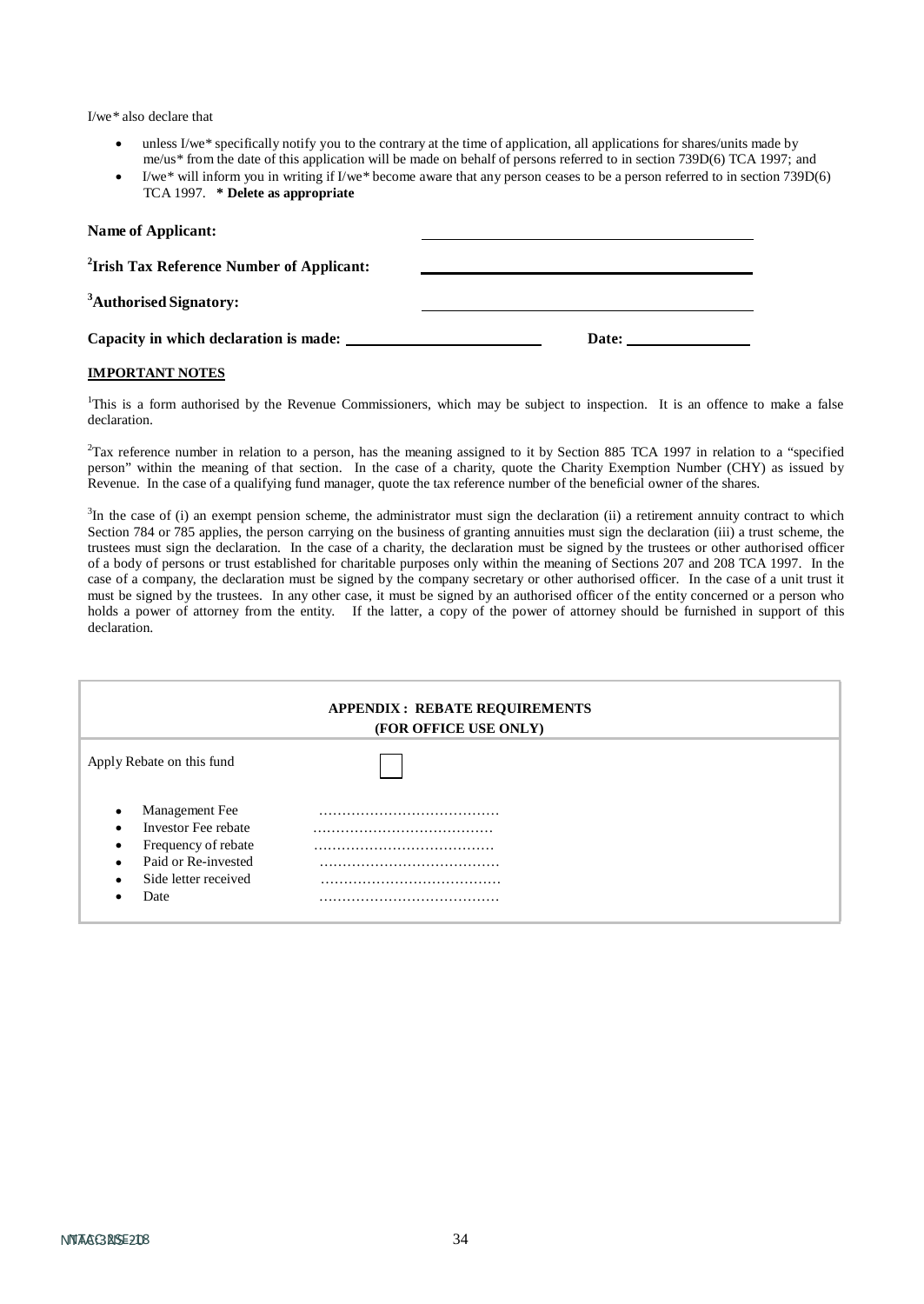I/we* also declare that

- unless I/we* specifically notify you to the contrary at the time of application, all applications for shares/units made by me/us* from the date of this application will be made on behalf of persons referred to in section 739D(6) TCA 1997; and
- I/we* will inform you in writing if I/we* become aware that any person ceases to be a person referred to in section 739D(6) TCA 1997. **\* Delete as appropriate**

**Name of Applicant:** ______________________________

**[2]Irish Tax Reference Number of Applicant:** ______________________________

**[3]Authorised Signatory:** ______________________________

**Capacity in which declaration is made:** ____________________ **Date:** ______________

**IMPORTANT NOTES**

[1]This is a form authorised by the Revenue Commissioners, which may be subject to inspection. It is an offence to make a false declaration.

[2]Tax reference number in relation to a person, has the meaning assigned to it by Section 885 TCA 1997 in relation to a "specified person" within the meaning of that section. In the case of a charity, quote the Charity Exemption Number (CHY) as issued by Revenue. In the case of a qualifying fund manager, quote the tax reference number of the beneficial owner of the shares.

[3]In the case of (i) an exempt pension scheme, the administrator must sign the declaration (ii) a retirement annuity contract to which Section 784 or 785 applies, the person carrying on the business of granting annuities must sign the declaration (iii) a trust scheme, the trustees must sign the declaration. In the case of a charity, the declaration must be signed by the trustees or other authorised officer of a body of persons or trust established for charitable purposes only within the meaning of Sections 207 and 208 TCA 1997. In the case of a company, the declaration must be signed by the company secretary or other authorised officer. In the case of a unit trust it must be signed by the trustees. In any other case, it must be signed by an authorised officer of the entity concerned or a person who holds a power of attorney from the entity. If the latter, a copy of the power of attorney should be furnished in support of this declaration.

**APPENDIX : REBATE REQUIREMENTS**
**(FOR OFFICE USE ONLY)**

Apply Rebate on this fund ☐

- Management Fee ………………………………
- Investor Fee rebate ………………………………
- Frequency of rebate ………………………………
- Paid or Re-invested ………………………………
- Side letter received ………………………………
- Date ………………………………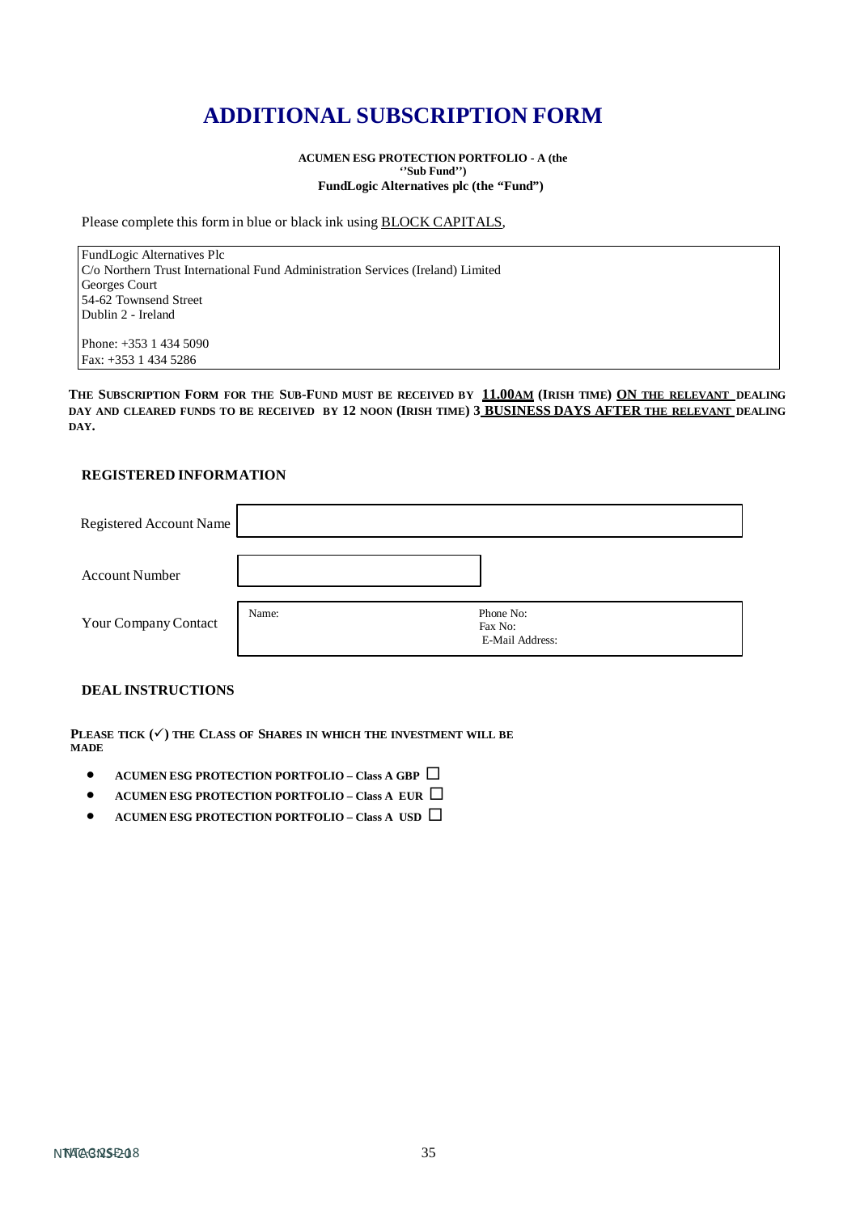# ADDITIONAL SUBSCRIPTION FORM

**ACUMEN ESG PROTECTION PORTFOLIO - A (the ''Sub Fund'')**
**FundLogic Alternatives plc (the "Fund")**

Please complete this form in blue or black ink using BLOCK CAPITALS,

FundLogic Alternatives Plc
C/o Northern Trust International Fund Administration Services (Ireland) Limited
Georges Court
54-62 Townsend Street
Dublin 2 - Ireland

Phone: +353 1 434 5090
Fax: +353 1 434 5286

**THE SUBSCRIPTION FORM FOR THE SUB-FUND MUST BE RECEIVED BY 11.00AM (IRISH TIME) ON THE RELEVANT DEALING DAY AND CLEARED FUNDS TO BE RECEIVED BY 12 NOON (IRISH TIME) 3 BUSINESS DAYS AFTER THE RELEVANT DEALING DAY.**

### REGISTERED INFORMATION

| | |
|---|---|
| Registered Account Name | |
| Account Number | |
| Your Company Contact | Name: Phone No: Fax No: E-Mail Address: |

### DEAL INSTRUCTIONS

**PLEASE TICK (✓) THE CLASS OF SHARES IN WHICH THE INVESTMENT WILL BE MADE**

- **ACUMEN ESG PROTECTION PORTFOLIO – Class A GBP** ☐
- **ACUMEN ESG PROTECTION PORTFOLIO – Class A EUR** ☐
- **ACUMEN ESG PROTECTION PORTFOLIO – Class A USD** ☐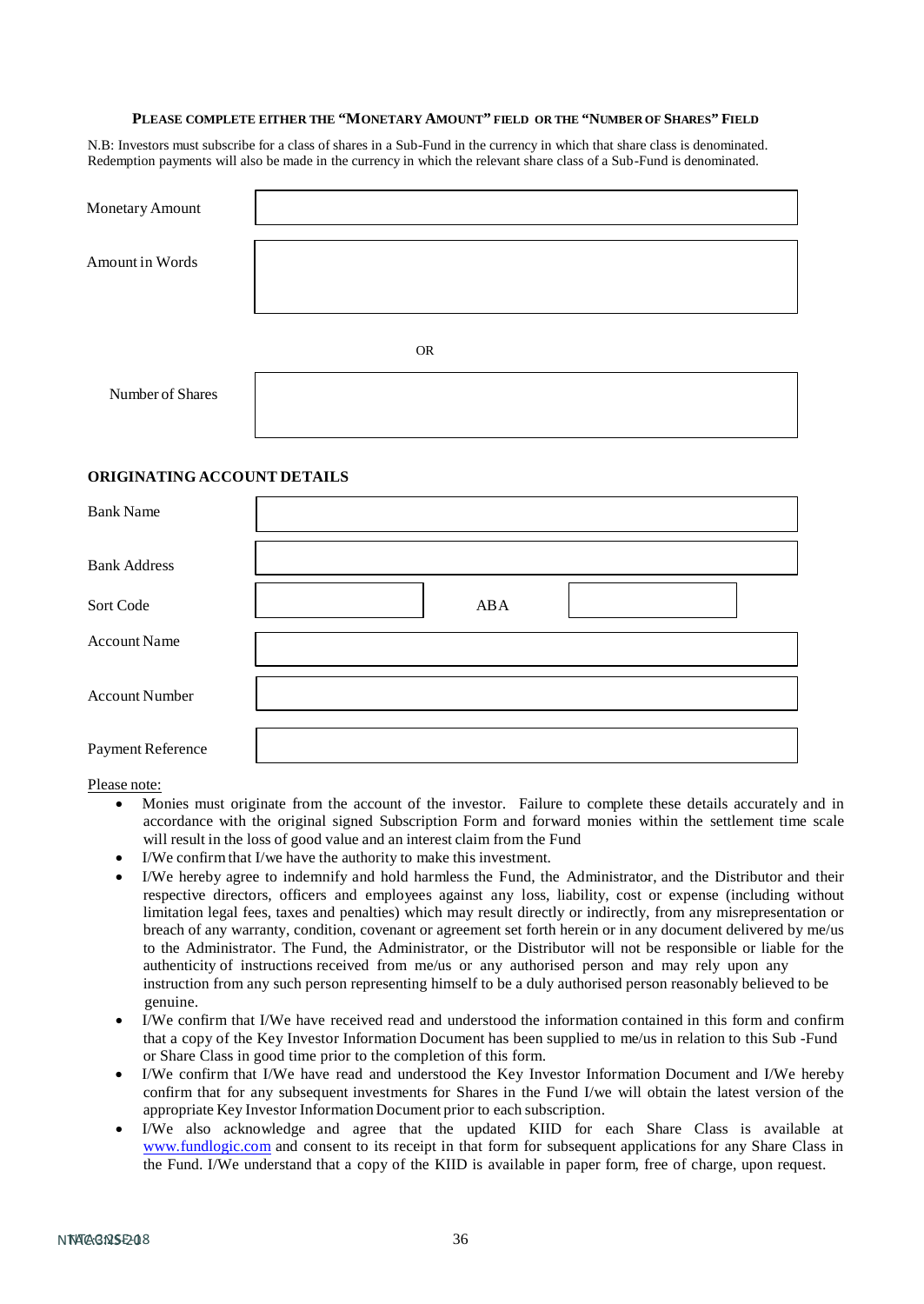**PLEASE COMPLETE EITHER THE "MONETARY AMOUNT" FIELD OR THE "NUMBER OF SHARES" FIELD**

N.B: Investors must subscribe for a class of shares in a Sub-Fund in the currency in which that share class is denominated. Redemption payments will also be made in the currency in which the relevant share class of a Sub-Fund is denominated.

| | |
|---|---|
| Monetary Amount | |
| Amount in Words | |

OR

| | |
|---|---|
| Number of Shares | |

## ORIGINATING ACCOUNT DETAILS

| | | | |
|---|---|---|---|
| Bank Name | | | |
| Bank Address | | | |
| Sort Code | | ABA | |
| Account Name | | | |
| Account Number | | | |
| Payment Reference | | | |

Please note:

- Monies must originate from the account of the investor. Failure to complete these details accurately and in accordance with the original signed Subscription Form and forward monies within the settlement time scale will result in the loss of good value and an interest claim from the Fund
- I/We confirm that I/we have the authority to make this investment.
- I/We hereby agree to indemnify and hold harmless the Fund, the Administrator, and the Distributor and their respective directors, officers and employees against any loss, liability, cost or expense (including without limitation legal fees, taxes and penalties) which may result directly or indirectly, from any misrepresentation or breach of any warranty, condition, covenant or agreement set forth herein or in any document delivered by me/us to the Administrator. The Fund, the Administrator, or the Distributor will not be responsible or liable for the authenticity of instructions received from me/us or any authorised person and may rely upon any instruction from any such person representing himself to be a duly authorised person reasonably believed to be genuine.
- I/We confirm that I/We have received read and understood the information contained in this form and confirm that a copy of the Key Investor Information Document has been supplied to me/us in relation to this Sub -Fund or Share Class in good time prior to the completion of this form.
- I/We confirm that I/We have read and understood the Key Investor Information Document and I/We hereby confirm that for any subsequent investments for Shares in the Fund I/we will obtain the latest version of the appropriate Key Investor Information Document prior to each subscription.
- I/We also acknowledge and agree that the updated KIID for each Share Class is available at www.fundlogic.com and consent to its receipt in that form for subsequent applications for any Share Class in the Fund. I/We understand that a copy of the KIID is available in paper form, free of charge, upon request.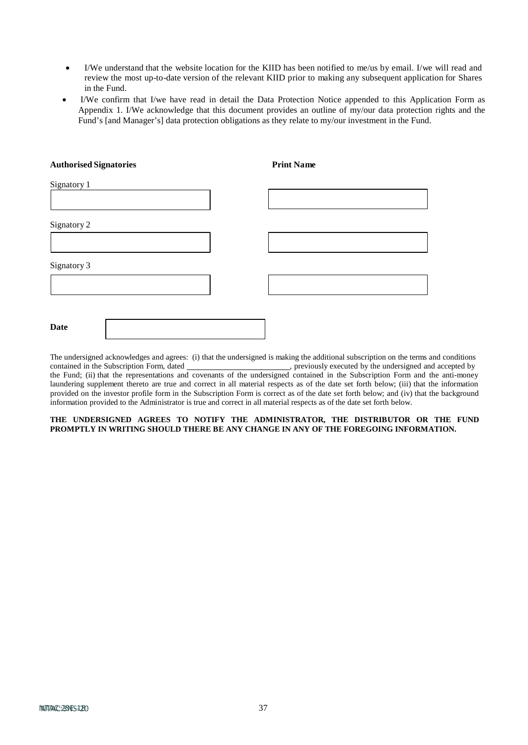- I/We understand that the website location for the KIID has been notified to me/us by email. I/we will read and review the most up-to-date version of the relevant KIID prior to making any subsequent application for Shares in the Fund.
- I/We confirm that I/we have read in detail the Data Protection Notice appended to this Application Form as Appendix 1. I/We acknowledge that this document provides an outline of my/our data protection rights and the Fund's [and Manager's] data protection obligations as they relate to my/our investment in the Fund.

| **Authorised Signatories** | **Print Name** |
|---|---|
| Signatory 1 | |
| Signatory 2 | |
| Signatory 3 | |

**Date** ______________________

The undersigned acknowledges and agrees: (i) that the undersigned is making the additional subscription on the terms and conditions contained in the Subscription Form, dated ______________________, previously executed by the undersigned and accepted by the Fund; (ii) that the representations and covenants of the undersigned contained in the Subscription Form and the anti-money laundering supplement thereto are true and correct in all material respects as of the date set forth below; (iii) that the information provided on the investor profile form in the Subscription Form is correct as of the date set forth below; and (iv) that the background information provided to the Administrator is true and correct in all material respects as of the date set forth below.

**THE UNDERSIGNED AGREES TO NOTIFY THE ADMINISTRATOR, THE DISTRIBUTOR OR THE FUND PROMPTLY IN WRITING SHOULD THERE BE ANY CHANGE IN ANY OF THE FOREGOING INFORMATION.**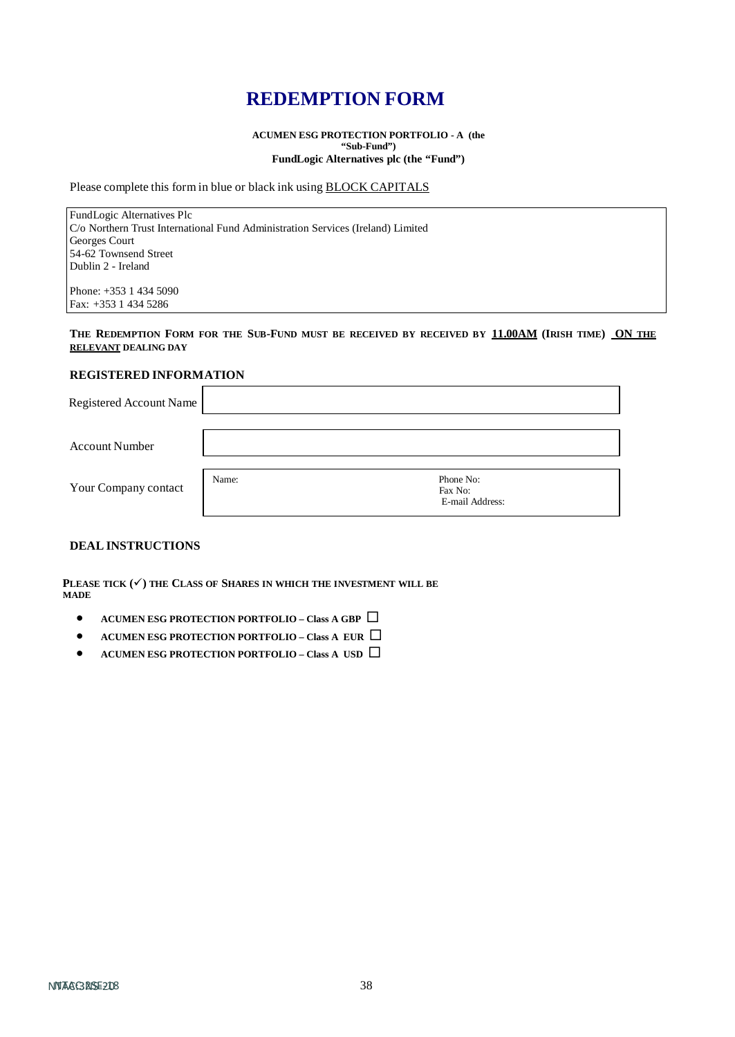# REDEMPTION FORM

**ACUMEN ESG PROTECTION PORTFOLIO - A (the "Sub-Fund")**
**FundLogic Alternatives plc (the "Fund")**

Please complete this form in blue or black ink using BLOCK CAPITALS

| FundLogic Alternatives Plc<br>C/o Northern Trust International Fund Administration Services (Ireland) Limited<br>Georges Court<br>54-62 Townsend Street<br>Dublin 2 - Ireland<br><br>Phone: +353 1 434 5090<br>Fax: +353 1 434 5286 |
|---|

**THE REDEMPTION FORM FOR THE SUB-FUND MUST BE RECEIVED BY RECEIVED BY 11.00AM (IRISH TIME) ON THE RELEVANT DEALING DAY**

## REGISTERED INFORMATION

| | | |
|---|---|---|
| Registered Account Name | | |
| Account Number | | |
| Your Company contact | Name: | Phone No:<br>Fax No:<br>E-mail Address: |

## DEAL INSTRUCTIONS

**PLEASE TICK (✓) THE CLASS OF SHARES IN WHICH THE INVESTMENT WILL BE MADE**

- **ACUMEN ESG PROTECTION PORTFOLIO – Class A GBP** ☐
- **ACUMEN ESG PROTECTION PORTFOLIO – Class A EUR** ☐
- **ACUMEN ESG PROTECTION PORTFOLIO – Class A USD** ☐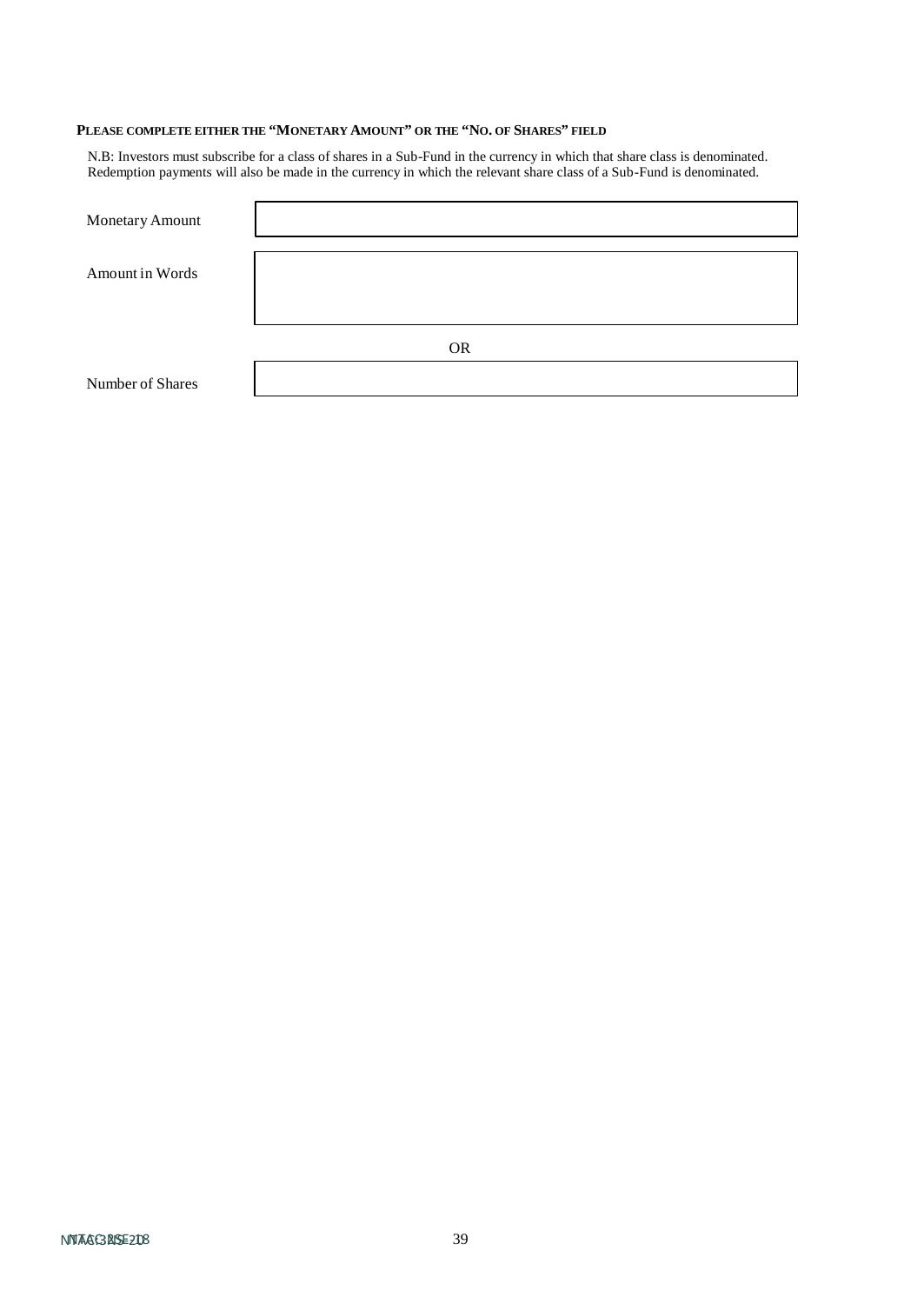**PLEASE COMPLETE EITHER THE "MONETARY AMOUNT" OR THE "NO. OF SHARES" FIELD**

N.B: Investors must subscribe for a class of shares in a Sub-Fund in the currency in which that share class is denominated. Redemption payments will also be made in the currency in which the relevant share class of a Sub-Fund is denominated.

| | |
|---|---|
| Monetary Amount | |
| Amount in Words | |
| | OR |
| Number of Shares | |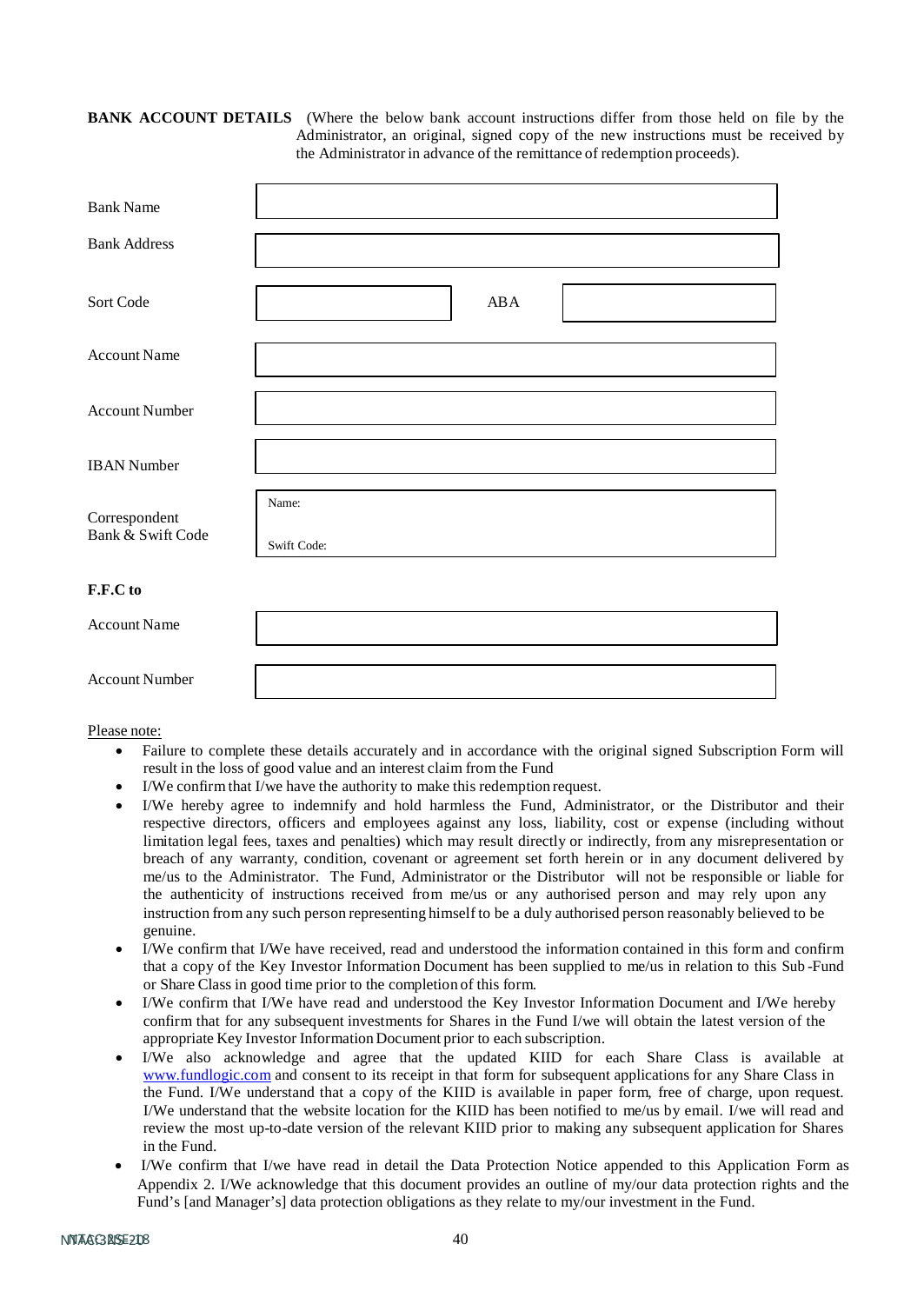**BANK ACCOUNT DETAILS** (Where the below bank account instructions differ from those held on file by the Administrator, an original, signed copy of the new instructions must be received by the Administrator in advance of the remittance of redemption proceeds).

| | | | |
|---|---|---|---|
| Bank Name | | | |
| Bank Address | | | |
| Sort Code | | ABA | |
| Account Name | | | |
| Account Number | | | |
| IBAN Number | | | |
| Correspondent Bank & Swift Code | Name: <br> Swift Code: | | |

**F.F.C to**

| | |
|---|---|
| Account Name | |
| Account Number | |

Please note:

- Failure to complete these details accurately and in accordance with the original signed Subscription Form will result in the loss of good value and an interest claim from the Fund
- I/We confirm that I/we have the authority to make this redemption request.
- I/We hereby agree to indemnify and hold harmless the Fund, Administrator, or the Distributor and their respective directors, officers and employees against any loss, liability, cost or expense (including without limitation legal fees, taxes and penalties) which may result directly or indirectly, from any misrepresentation or breach of any warranty, condition, covenant or agreement set forth herein or in any document delivered by me/us to the Administrator. The Fund, Administrator or the Distributor will not be responsible or liable for the authenticity of instructions received from me/us or any authorised person and may rely upon any instruction from any such person representing himself to be a duly authorised person reasonably believed to be genuine.
- I/We confirm that I/We have received, read and understood the information contained in this form and confirm that a copy of the Key Investor Information Document has been supplied to me/us in relation to this Sub-Fund or Share Class in good time prior to the completion of this form.
- I/We confirm that I/We have read and understood the Key Investor Information Document and I/We hereby confirm that for any subsequent investments for Shares in the Fund I/we will obtain the latest version of the appropriate Key Investor Information Document prior to each subscription.
- I/We also acknowledge and agree that the updated KIID for each Share Class is available at www.fundlogic.com and consent to its receipt in that form for subsequent applications for any Share Class in the Fund. I/We understand that a copy of the KIID is available in paper form, free of charge, upon request. I/We understand that the website location for the KIID has been notified to me/us by email. I/we will read and review the most up-to-date version of the relevant KIID prior to making any subsequent application for Shares in the Fund.
- I/We confirm that I/we have read in detail the Data Protection Notice appended to this Application Form as Appendix 2. I/We acknowledge that this document provides an outline of my/our data protection rights and the Fund's [and Manager's] data protection obligations as they relate to my/our investment in the Fund.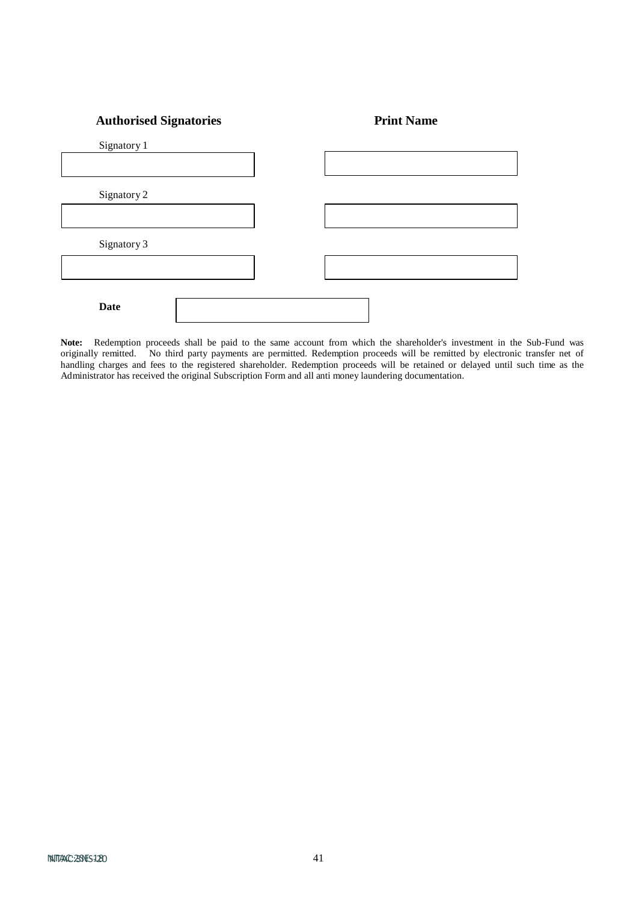| **Authorised Signatories** | **Print Name** |
| --- | --- |
| Signatory 1 | |
| | |
| Signatory 2 | |
| | |
| Signatory 3 | |
| | |

**Date**

**Note:** Redemption proceeds shall be paid to the same account from which the shareholder's investment in the Sub-Fund was originally remitted. No third party payments are permitted. Redemption proceeds will be remitted by electronic transfer net of handling charges and fees to the registered shareholder. Redemption proceeds will be retained or delayed until such time as the Administrator has received the original Subscription Form and all anti money laundering documentation.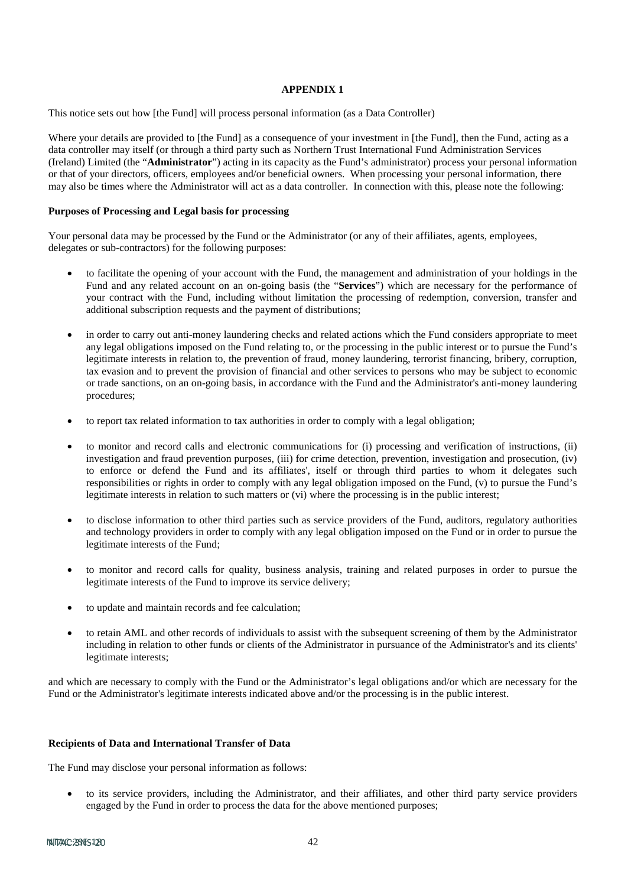## APPENDIX 1

This notice sets out how [the Fund] will process personal information (as a Data Controller)

Where your details are provided to [the Fund] as a consequence of your investment in [the Fund], then the Fund, acting as a data controller may itself (or through a third party such as Northern Trust International Fund Administration Services (Ireland) Limited (the "**Administrator**") acting in its capacity as the Fund's administrator) process your personal information or that of your directors, officers, employees and/or beneficial owners. When processing your personal information, there may also be times where the Administrator will act as a data controller. In connection with this, please note the following:

**Purposes of Processing and Legal basis for processing**

Your personal data may be processed by the Fund or the Administrator (or any of their affiliates, agents, employees, delegates or sub-contractors) for the following purposes:

- to facilitate the opening of your account with the Fund, the management and administration of your holdings in the Fund and any related account on an on-going basis (the "**Services**") which are necessary for the performance of your contract with the Fund, including without limitation the processing of redemption, conversion, transfer and additional subscription requests and the payment of distributions;
- in order to carry out anti-money laundering checks and related actions which the Fund considers appropriate to meet any legal obligations imposed on the Fund relating to, or the processing in the public interest or to pursue the Fund's legitimate interests in relation to, the prevention of fraud, money laundering, terrorist financing, bribery, corruption, tax evasion and to prevent the provision of financial and other services to persons who may be subject to economic or trade sanctions, on an on-going basis, in accordance with the Fund and the Administrator's anti-money laundering procedures;
- to report tax related information to tax authorities in order to comply with a legal obligation;
- to monitor and record calls and electronic communications for (i) processing and verification of instructions, (ii) investigation and fraud prevention purposes, (iii) for crime detection, prevention, investigation and prosecution, (iv) to enforce or defend the Fund and its affiliates', itself or through third parties to whom it delegates such responsibilities or rights in order to comply with any legal obligation imposed on the Fund, (v) to pursue the Fund's legitimate interests in relation to such matters or (vi) where the processing is in the public interest;
- to disclose information to other third parties such as service providers of the Fund, auditors, regulatory authorities and technology providers in order to comply with any legal obligation imposed on the Fund or in order to pursue the legitimate interests of the Fund;
- to monitor and record calls for quality, business analysis, training and related purposes in order to pursue the legitimate interests of the Fund to improve its service delivery;
- to update and maintain records and fee calculation;
- to retain AML and other records of individuals to assist with the subsequent screening of them by the Administrator including in relation to other funds or clients of the Administrator in pursuance of the Administrator's and its clients' legitimate interests;

and which are necessary to comply with the Fund or the Administrator's legal obligations and/or which are necessary for the Fund or the Administrator's legitimate interests indicated above and/or the processing is in the public interest.

**Recipients of Data and International Transfer of Data**

The Fund may disclose your personal information as follows:

- to its service providers, including the Administrator, and their affiliates, and other third party service providers engaged by the Fund in order to process the data for the above mentioned purposes;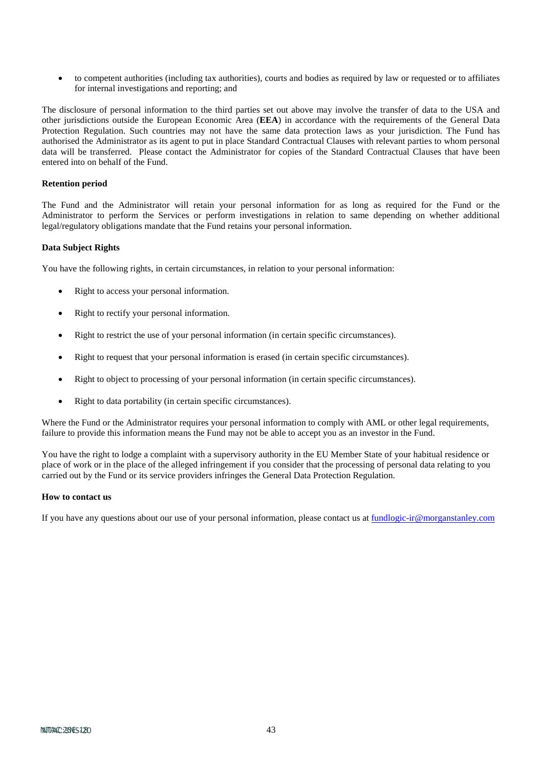- to competent authorities (including tax authorities), courts and bodies as required by law or requested or to affiliates for internal investigations and reporting; and

The disclosure of personal information to the third parties set out above may involve the transfer of data to the USA and other jurisdictions outside the European Economic Area (**EEA**) in accordance with the requirements of the General Data Protection Regulation. Such countries may not have the same data protection laws as your jurisdiction. The Fund has authorised the Administrator as its agent to put in place Standard Contractual Clauses with relevant parties to whom personal data will be transferred. Please contact the Administrator for copies of the Standard Contractual Clauses that have been entered into on behalf of the Fund.

**Retention period**

The Fund and the Administrator will retain your personal information for as long as required for the Fund or the Administrator to perform the Services or perform investigations in relation to same depending on whether additional legal/regulatory obligations mandate that the Fund retains your personal information.

**Data Subject Rights**

You have the following rights, in certain circumstances, in relation to your personal information:

- Right to access your personal information.
- Right to rectify your personal information.
- Right to restrict the use of your personal information (in certain specific circumstances).
- Right to request that your personal information is erased (in certain specific circumstances).
- Right to object to processing of your personal information (in certain specific circumstances).
- Right to data portability (in certain specific circumstances).

Where the Fund or the Administrator requires your personal information to comply with AML or other legal requirements, failure to provide this information means the Fund may not be able to accept you as an investor in the Fund.

You have the right to lodge a complaint with a supervisory authority in the EU Member State of your habitual residence or place of work or in the place of the alleged infringement if you consider that the processing of personal data relating to you carried out by the Fund or its service providers infringes the General Data Protection Regulation.

**How to contact us**

If you have any questions about our use of your personal information, please contact us at fundlogic-ir@morganstanley.com